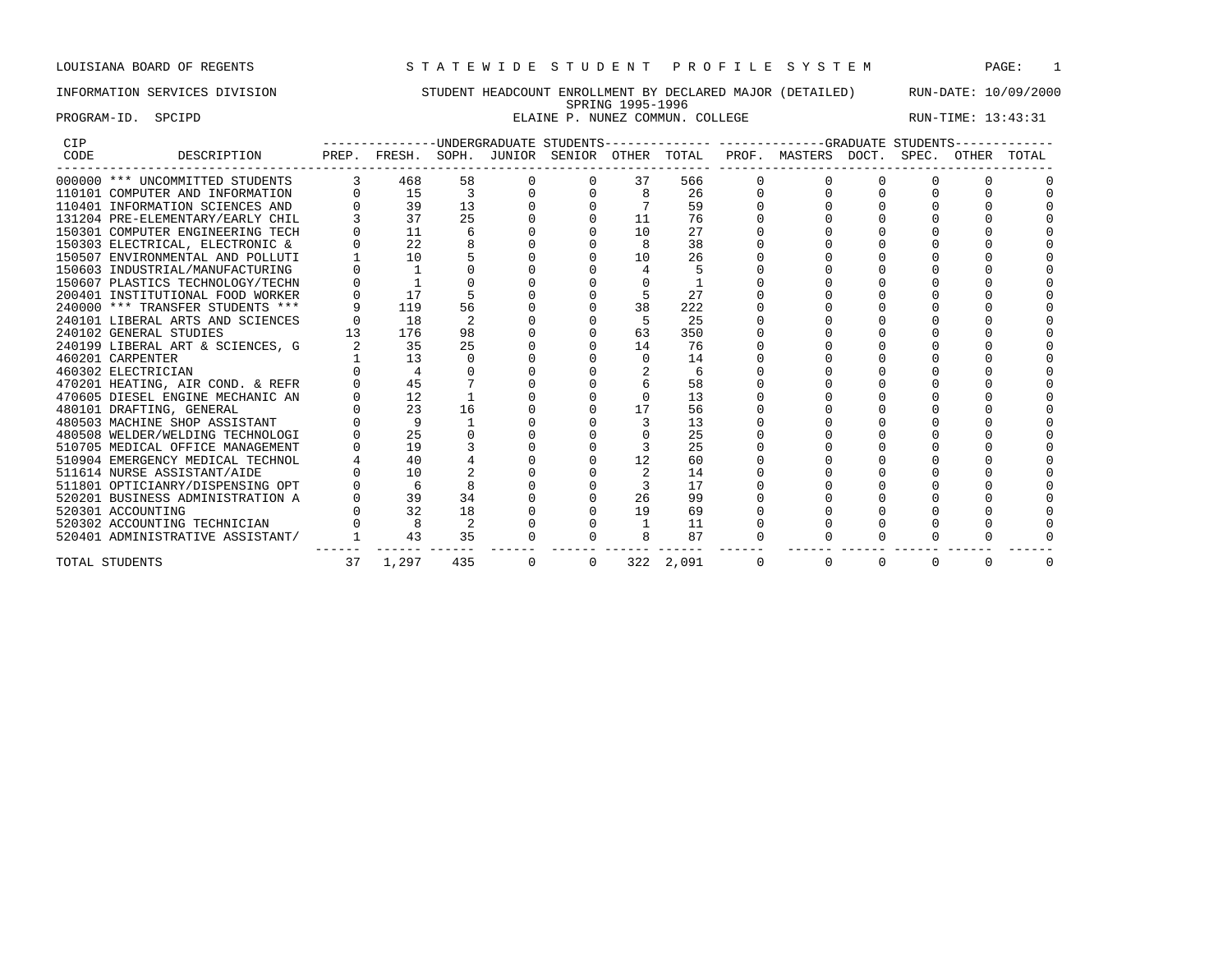LOUISIANA BOARD OF REGENTS — STATEWIDE STUDENT PROFILE SYSTEM

INFORMATION SERVICES DIVISION — STUDENT HEADCOUNT ENROLLMENT BY DECLARED MAJOR (DETAILED) — RUN-DATE: 10/09/2000

SPRING 1995-1996

PROGRAM-ID. SPCIPD — ELAINE P. NUNEZ COMMUN. COLLEGE — RUN-TIME: 13:43:31

| CIP CODE | DESCRIPTION | UNDERGRADUATE STUDENTS PREP. | FRESH. | SOPH. | JUNIOR | SENIOR | OTHER | TOTAL | GRADUATE STUDENTS PROF. | MASTERS | DOCT. | SPEC. | OTHER | TOTAL |
|---|---|---|---|---|---|---|---|---|---|---|---|---|---|---|
| 000000 | *** UNCOMMITTED STUDENTS | 3 | 468 | 58 | 0 | 0 | 37 | 566 | 0 | 0 | 0 | 0 | 0 | 0 |
| 110101 | COMPUTER AND INFORMATION | 0 | 15 | 3 | 0 | 0 | 8 | 26 | 0 | 0 | 0 | 0 | 0 | 0 |
| 110401 | INFORMATION SCIENCES AND | 0 | 39 | 13 | 0 | 0 | 7 | 59 | 0 | 0 | 0 | 0 | 0 | 0 |
| 131204 | PRE-ELEMENTARY/EARLY CHIL | 3 | 37 | 25 | 0 | 0 | 11 | 76 | 0 | 0 | 0 | 0 | 0 | 0 |
| 150301 | COMPUTER ENGINEERING TECH | 0 | 11 | 6 | 0 | 0 | 10 | 27 | 0 | 0 | 0 | 0 | 0 | 0 |
| 150303 | ELECTRICAL, ELECTRONIC & | 0 | 22 | 8 | 0 | 0 | 8 | 38 | 0 | 0 | 0 | 0 | 0 | 0 |
| 150507 | ENVIRONMENTAL AND POLLUTI | 1 | 10 | 5 | 0 | 0 | 10 | 26 | 0 | 0 | 0 | 0 | 0 | 0 |
| 150603 | INDUSTRIAL/MANUFACTURING | 0 | 1 | 0 | 0 | 0 | 4 | 5 | 0 | 0 | 0 | 0 | 0 | 0 |
| 150607 | PLASTICS TECHNOLOGY/TECHN | 0 | 1 | 0 | 0 | 0 | 0 | 1 | 0 | 0 | 0 | 0 | 0 | 0 |
| 200401 | INSTITUTIONAL FOOD WORKER | 0 | 17 | 5 | 0 | 0 | 5 | 27 | 0 | 0 | 0 | 0 | 0 | 0 |
| 240000 | *** TRANSFER STUDENTS *** | 9 | 119 | 56 | 0 | 0 | 38 | 222 | 0 | 0 | 0 | 0 | 0 | 0 |
| 240101 | LIBERAL ARTS AND SCIENCES | 0 | 18 | 2 | 0 | 0 | 5 | 25 | 0 | 0 | 0 | 0 | 0 | 0 |
| 240102 | GENERAL STUDIES | 13 | 176 | 98 | 0 | 0 | 63 | 350 | 0 | 0 | 0 | 0 | 0 | 0 |
| 240199 | LIBERAL ART & SCIENCES, G | 2 | 35 | 25 | 0 | 0 | 14 | 76 | 0 | 0 | 0 | 0 | 0 | 0 |
| 460201 | CARPENTER | 1 | 13 | 0 | 0 | 0 | 0 | 14 | 0 | 0 | 0 | 0 | 0 | 0 |
| 460302 | ELECTRICIAN | 0 | 4 | 0 | 0 | 0 | 2 | 6 | 0 | 0 | 0 | 0 | 0 | 0 |
| 470201 | HEATING, AIR COND. & REFR | 0 | 45 | 7 | 0 | 0 | 6 | 58 | 0 | 0 | 0 | 0 | 0 | 0 |
| 470605 | DIESEL ENGINE MECHANIC AN | 0 | 12 | 1 | 0 | 0 | 0 | 13 | 0 | 0 | 0 | 0 | 0 | 0 |
| 480101 | DRAFTING, GENERAL | 0 | 23 | 16 | 0 | 0 | 17 | 56 | 0 | 0 | 0 | 0 | 0 | 0 |
| 480503 | MACHINE SHOP ASSISTANT | 0 | 9 | 1 | 0 | 0 | 3 | 13 | 0 | 0 | 0 | 0 | 0 | 0 |
| 480508 | WELDER/WELDING TECHNOLOGI | 0 | 25 | 0 | 0 | 0 | 0 | 25 | 0 | 0 | 0 | 0 | 0 | 0 |
| 510705 | MEDICAL OFFICE MANAGEMENT | 0 | 19 | 3 | 0 | 0 | 3 | 25 | 0 | 0 | 0 | 0 | 0 | 0 |
| 510904 | EMERGENCY MEDICAL TECHNOL | 4 | 40 | 4 | 0 | 0 | 12 | 60 | 0 | 0 | 0 | 0 | 0 | 0 |
| 511614 | NURSE ASSISTANT/AIDE | 0 | 10 | 2 | 0 | 0 | 2 | 14 | 0 | 0 | 0 | 0 | 0 | 0 |
| 511801 | OPTICIANRY/DISPENSING OPT | 0 | 6 | 8 | 0 | 0 | 3 | 17 | 0 | 0 | 0 | 0 | 0 | 0 |
| 520201 | BUSINESS ADMINISTRATION A | 0 | 39 | 34 | 0 | 0 | 26 | 99 | 0 | 0 | 0 | 0 | 0 | 0 |
| 520301 | ACCOUNTING | 0 | 32 | 18 | 0 | 0 | 19 | 69 | 0 | 0 | 0 | 0 | 0 | 0 |
| 520302 | ACCOUNTING TECHNICIAN | 0 | 8 | 2 | 0 | 0 | 1 | 11 | 0 | 0 | 0 | 0 | 0 | 0 |
| 520401 | ADMINISTRATIVE ASSISTANT/ | 1 | 43 | 35 | 0 | 0 | 8 | 87 | 0 | 0 | 0 | 0 | 0 | 0 |
| TOTAL STUDENTS | | 37 | 1,297 | 435 | 0 | 0 | 322 | 2,091 | 0 | 0 | 0 | 0 | 0 | 0 |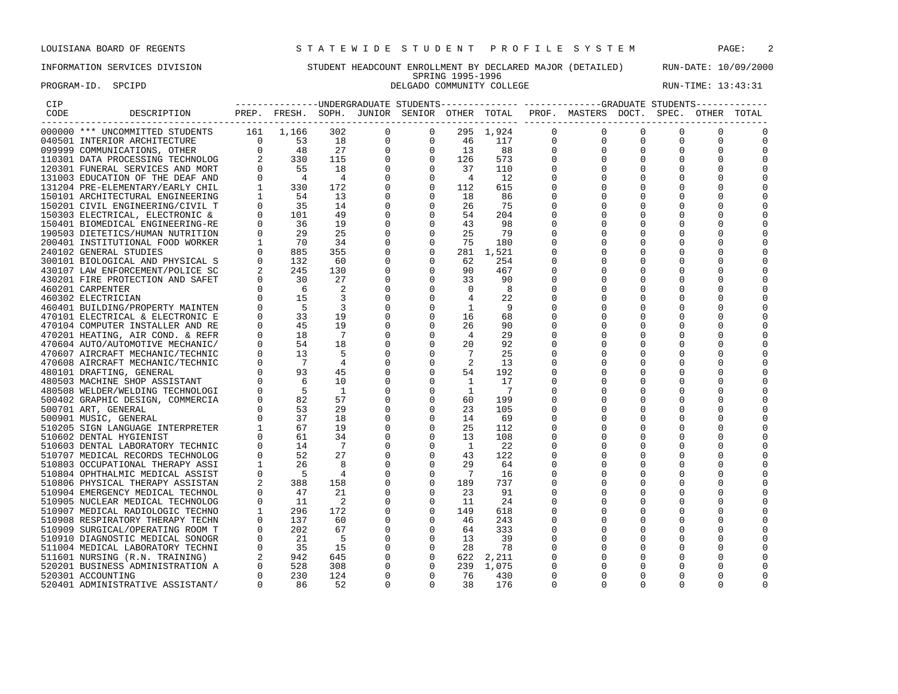LOUISIANA BOARD OF REGENTS — STATEWIDE STUDENT PROFILE SYSTEM

INFORMATION SERVICES DIVISION — STUDENT HEADCOUNT ENROLLMENT BY DECLARED MAJOR (DETAILED) — RUN-DATE: 10/09/2000

SPRING 1995-1996

PROGRAM-ID. SPCIPD — DELGADO COMMUNITY COLLEGE — RUN-TIME: 13:43:31

| CIP CODE | DESCRIPTION | UNDERGRADUATE STUDENTS | | | | | | | GRADUATE STUDENTS | | | | | |
|---|---|---|---|---|---|---|---|---|---|---|---|---|---|---|
| | | PREP. | FRESH. | SOPH. | JUNIOR | SENIOR | OTHER | TOTAL | PROF. | MASTERS | DOCT. | SPEC. | OTHER | TOTAL |
| 000000 | *** UNCOMMITTED STUDENTS | 161 | 1,166 | 302 | 0 | 0 | 295 | 1,924 | 0 | 0 | 0 | 0 | 0 | 0 |
| 040501 | INTERIOR ARCHITECTURE | 0 | 53 | 18 | 0 | 0 | 46 | 117 | 0 | 0 | 0 | 0 | 0 | 0 |
| 099999 | COMMUNICATIONS, OTHER | 0 | 48 | 27 | 0 | 0 | 13 | 88 | 0 | 0 | 0 | 0 | 0 | 0 |
| 110301 | DATA PROCESSING TECHNOLOG | 2 | 330 | 115 | 0 | 0 | 126 | 573 | 0 | 0 | 0 | 0 | 0 | 0 |
| 120301 | FUNERAL SERVICES AND MORT | 0 | 55 | 18 | 0 | 0 | 37 | 110 | 0 | 0 | 0 | 0 | 0 | 0 |
| 131003 | EDUCATION OF THE DEAF AND | 0 | 4 | 4 | 0 | 0 | 4 | 12 | 0 | 0 | 0 | 0 | 0 | 0 |
| 131204 | PRE-ELEMENTARY/EARLY CHIL | 1 | 330 | 172 | 0 | 0 | 112 | 615 | 0 | 0 | 0 | 0 | 0 | 0 |
| 150101 | ARCHITECTURAL ENGINEERING | 1 | 54 | 13 | 0 | 0 | 18 | 86 | 0 | 0 | 0 | 0 | 0 | 0 |
| 150201 | CIVIL ENGINEERING/CIVIL T | 0 | 35 | 14 | 0 | 0 | 26 | 75 | 0 | 0 | 0 | 0 | 0 | 0 |
| 150303 | ELECTRICAL, ELECTRONIC & | 0 | 101 | 49 | 0 | 0 | 54 | 204 | 0 | 0 | 0 | 0 | 0 | 0 |
| 150401 | BIOMEDICAL ENGINEERING-RE | 0 | 36 | 19 | 0 | 0 | 43 | 98 | 0 | 0 | 0 | 0 | 0 | 0 |
| 190503 | DIETETICS/HUMAN NUTRITION | 0 | 29 | 25 | 0 | 0 | 25 | 79 | 0 | 0 | 0 | 0 | 0 | 0 |
| 200401 | INSTITUTIONAL FOOD WORKER | 1 | 70 | 34 | 0 | 0 | 75 | 180 | 0 | 0 | 0 | 0 | 0 | 0 |
| 240102 | GENERAL STUDIES | 0 | 885 | 355 | 0 | 0 | 281 | 1,521 | 0 | 0 | 0 | 0 | 0 | 0 |
| 300101 | BIOLOGICAL AND PHYSICAL S | 0 | 132 | 60 | 0 | 0 | 62 | 254 | 0 | 0 | 0 | 0 | 0 | 0 |
| 430107 | LAW ENFORCEMENT/POLICE SC | 2 | 245 | 130 | 0 | 0 | 90 | 467 | 0 | 0 | 0 | 0 | 0 | 0 |
| 430201 | FIRE PROTECTION AND SAFET | 0 | 30 | 27 | 0 | 0 | 33 | 90 | 0 | 0 | 0 | 0 | 0 | 0 |
| 460201 | CARPENTER | 0 | 6 | 2 | 0 | 0 | 0 | 8 | 0 | 0 | 0 | 0 | 0 | 0 |
| 460302 | ELECTRICIAN | 0 | 15 | 3 | 0 | 0 | 4 | 22 | 0 | 0 | 0 | 0 | 0 | 0 |
| 460401 | BUILDING/PROPERTY MAINTEN | 0 | 5 | 3 | 0 | 0 | 1 | 9 | 0 | 0 | 0 | 0 | 0 | 0 |
| 470101 | ELECTRICAL & ELECTRONIC E | 0 | 33 | 19 | 0 | 0 | 16 | 68 | 0 | 0 | 0 | 0 | 0 | 0 |
| 470104 | COMPUTER INSTALLER AND RE | 0 | 45 | 19 | 0 | 0 | 26 | 90 | 0 | 0 | 0 | 0 | 0 | 0 |
| 470201 | HEATING, AIR COND. & REFR | 0 | 18 | 7 | 0 | 0 | 4 | 29 | 0 | 0 | 0 | 0 | 0 | 0 |
| 470604 | AUTO/AUTOMOTIVE MECHANIC/ | 0 | 54 | 18 | 0 | 0 | 20 | 92 | 0 | 0 | 0 | 0 | 0 | 0 |
| 470607 | AIRCRAFT MECHANIC/TECHNIC | 0 | 13 | 5 | 0 | 0 | 7 | 25 | 0 | 0 | 0 | 0 | 0 | 0 |
| 470608 | AIRCRAFT MECHANIC/TECHNIC | 0 | 7 | 4 | 0 | 0 | 2 | 13 | 0 | 0 | 0 | 0 | 0 | 0 |
| 480101 | DRAFTING, GENERAL | 0 | 93 | 45 | 0 | 0 | 54 | 192 | 0 | 0 | 0 | 0 | 0 | 0 |
| 480503 | MACHINE SHOP ASSISTANT | 0 | 6 | 10 | 0 | 0 | 1 | 17 | 0 | 0 | 0 | 0 | 0 | 0 |
| 480508 | WELDER/WELDING TECHNOLOGI | 0 | 5 | 1 | 0 | 0 | 1 | 7 | 0 | 0 | 0 | 0 | 0 | 0 |
| 500402 | GRAPHIC DESIGN, COMMERCIA | 0 | 82 | 57 | 0 | 0 | 60 | 199 | 0 | 0 | 0 | 0 | 0 | 0 |
| 500701 | ART, GENERAL | 0 | 53 | 29 | 0 | 0 | 23 | 105 | 0 | 0 | 0 | 0 | 0 | 0 |
| 500901 | MUSIC, GENERAL | 0 | 37 | 18 | 0 | 0 | 14 | 69 | 0 | 0 | 0 | 0 | 0 | 0 |
| 510205 | SIGN LANGUAGE INTERPRETER | 1 | 67 | 19 | 0 | 0 | 25 | 112 | 0 | 0 | 0 | 0 | 0 | 0 |
| 510602 | DENTAL HYGIENIST | 0 | 61 | 34 | 0 | 0 | 13 | 108 | 0 | 0 | 0 | 0 | 0 | 0 |
| 510603 | DENTAL LABORATORY TECHNIC | 0 | 14 | 7 | 0 | 0 | 1 | 22 | 0 | 0 | 0 | 0 | 0 | 0 |
| 510707 | MEDICAL RECORDS TECHNOLOG | 0 | 52 | 27 | 0 | 0 | 43 | 122 | 0 | 0 | 0 | 0 | 0 | 0 |
| 510803 | OCCUPATIONAL THERAPY ASSI | 1 | 26 | 8 | 0 | 0 | 29 | 64 | 0 | 0 | 0 | 0 | 0 | 0 |
| 510804 | OPHTHALMIC MEDICAL ASSIST | 0 | 5 | 4 | 0 | 0 | 7 | 16 | 0 | 0 | 0 | 0 | 0 | 0 |
| 510806 | PHYSICAL THERAPY ASSISTAN | 2 | 388 | 158 | 0 | 0 | 189 | 737 | 0 | 0 | 0 | 0 | 0 | 0 |
| 510904 | EMERGENCY MEDICAL TECHNOL | 0 | 47 | 21 | 0 | 0 | 23 | 91 | 0 | 0 | 0 | 0 | 0 | 0 |
| 510905 | NUCLEAR MEDICAL TECHNOLOG | 0 | 11 | 2 | 0 | 0 | 11 | 24 | 0 | 0 | 0 | 0 | 0 | 0 |
| 510907 | MEDICAL RADIOLOGIC TECHNO | 1 | 296 | 172 | 0 | 0 | 149 | 618 | 0 | 0 | 0 | 0 | 0 | 0 |
| 510908 | RESPIRATORY THERAPY TECHN | 0 | 137 | 60 | 0 | 0 | 46 | 243 | 0 | 0 | 0 | 0 | 0 | 0 |
| 510909 | SURGICAL/OPERATING ROOM T | 0 | 202 | 67 | 0 | 0 | 64 | 333 | 0 | 0 | 0 | 0 | 0 | 0 |
| 510910 | DIAGNOSTIC MEDICAL SONOGR | 0 | 21 | 5 | 0 | 0 | 13 | 39 | 0 | 0 | 0 | 0 | 0 | 0 |
| 511004 | MEDICAL LABORATORY TECHNI | 0 | 35 | 15 | 0 | 0 | 28 | 78 | 0 | 0 | 0 | 0 | 0 | 0 |
| 511601 | NURSING (R.N. TRAINING) | 2 | 942 | 645 | 0 | 0 | 622 | 2,211 | 0 | 0 | 0 | 0 | 0 | 0 |
| 520201 | BUSINESS ADMINISTRATION A | 0 | 528 | 308 | 0 | 0 | 239 | 1,075 | 0 | 0 | 0 | 0 | 0 | 0 |
| 520301 | ACCOUNTING | 0 | 230 | 124 | 0 | 0 | 76 | 430 | 0 | 0 | 0 | 0 | 0 | 0 |
| 520401 | ADMINISTRATIVE ASSISTANT/ | 0 | 86 | 52 | 0 | 0 | 38 | 176 | 0 | 0 | 0 | 0 | 0 | 0 |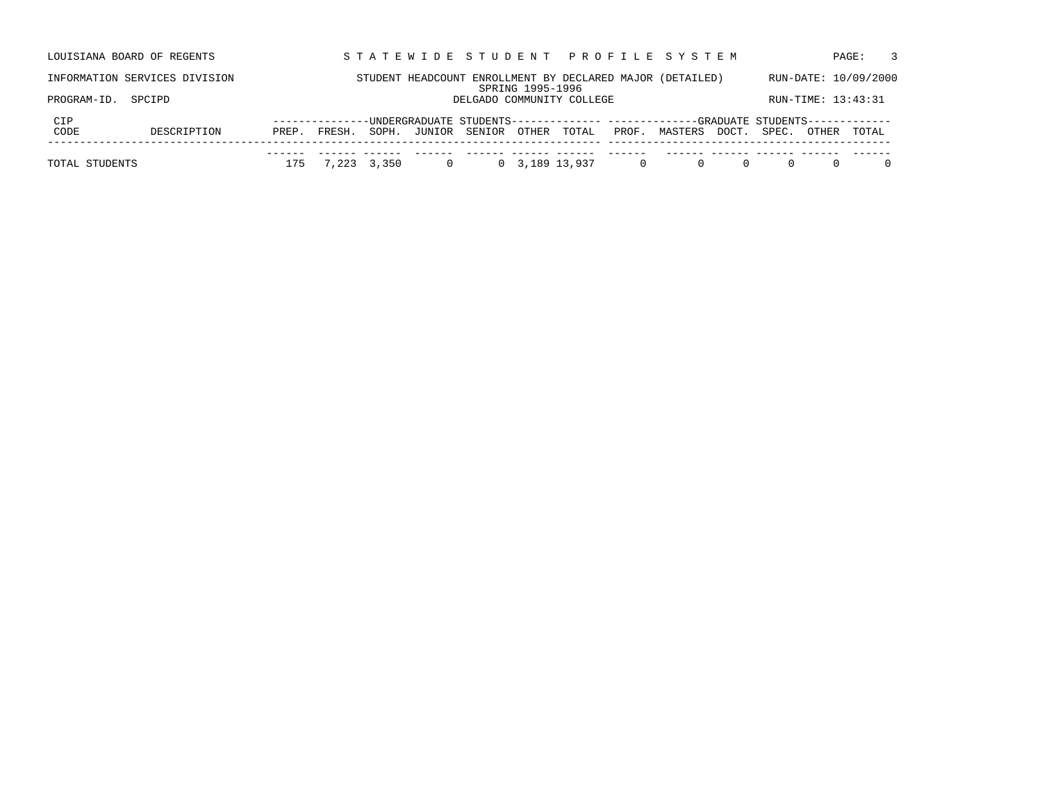LOUISIANA BOARD OF REGENTS — STATEWIDE STUDENT PROFILE SYSTEM

INFORMATION SERVICES DIVISION — STUDENT HEADCOUNT ENROLLMENT BY DECLARED MAJOR (DETAILED) — RUN-DATE: 10/09/2000

SPRING 1995-1996

PROGRAM-ID. SPCIPD — DELGADO COMMUNITY COLLEGE — RUN-TIME: 13:43:31

| CIP CODE | DESCRIPTION | UNDERGRADUATE STUDENTS | | | | | | | GRADUATE STUDENTS | | | | | |
|---|---|---|---|---|---|---|---|---|---|---|---|---|---|---|
| | | PREP. | FRESH. | SOPH. | JUNIOR | SENIOR | OTHER | TOTAL | PROF. | MASTERS | DOCT. | SPEC. | OTHER | TOTAL |
| TOTAL STUDENTS | | 175 | 7,223 | 3,350 | 0 | 0 | 3,189 | 13,937 | 0 | 0 | 0 | 0 | 0 | 0 |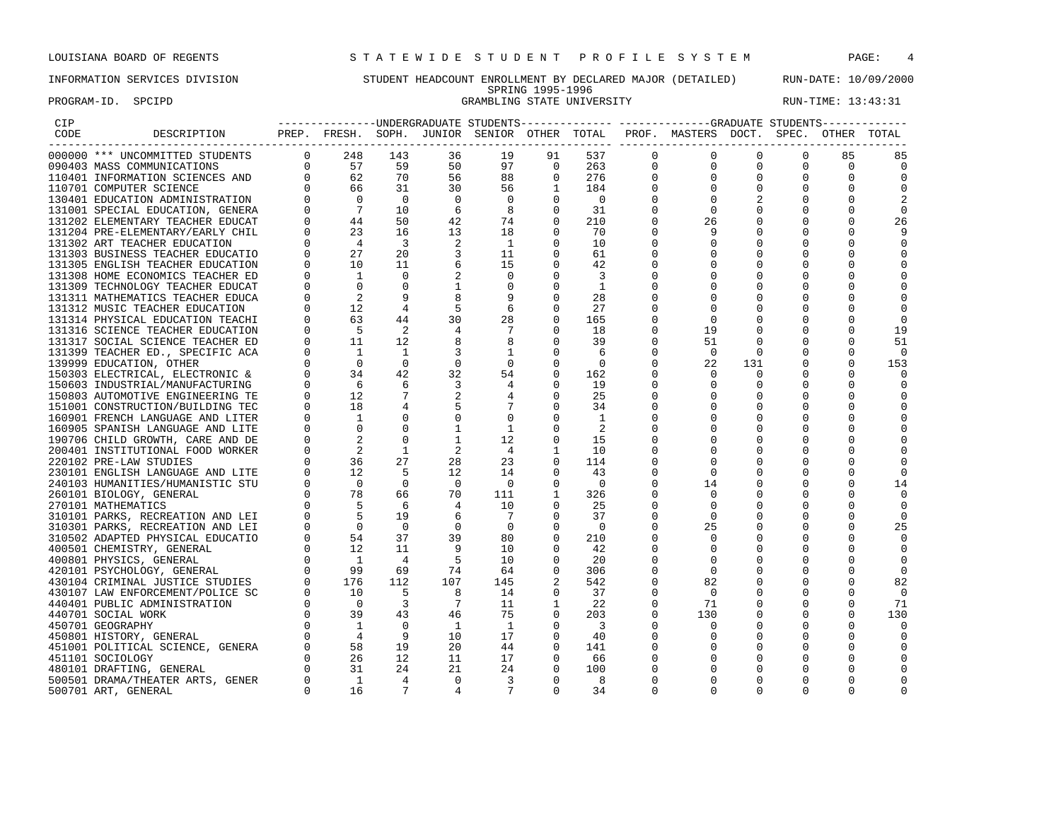LOUISIANA BOARD OF REGENTS — STATEWIDE STUDENT PROFILE SYSTEM

INFORMATION SERVICES DIVISION — STUDENT HEADCOUNT ENROLLMENT BY DECLARED MAJOR (DETAILED) — RUN-DATE: 10/09/2000

SPRING 1995-1996

PROGRAM-ID. SPCIPD — GRAMBLING STATE UNIVERSITY — RUN-TIME: 13:43:31

| CIP CODE | DESCRIPTION | UG PREP. | UG FRESH. | UG SOPH. | UG JUNIOR | UG SENIOR | UG OTHER | UG TOTAL | GR PROF. | GR MASTERS | GR DOCT. | GR SPEC. | GR OTHER | GR TOTAL |
|---|---|---|---|---|---|---|---|---|---|---|---|---|---|---|
| 000000 | *** UNCOMMITTED STUDENTS | 0 | 248 | 143 | 36 | 19 | 91 | 537 | 0 | 0 | 0 | 0 | 85 | 85 |
| 090403 | MASS COMMUNICATIONS | 0 | 57 | 59 | 50 | 97 | 0 | 263 | 0 | 0 | 0 | 0 | 0 | 0 |
| 110401 | INFORMATION SCIENCES AND | 0 | 62 | 70 | 56 | 88 | 0 | 276 | 0 | 0 | 0 | 0 | 0 | 0 |
| 110701 | COMPUTER SCIENCE | 0 | 66 | 31 | 30 | 56 | 1 | 184 | 0 | 0 | 0 | 0 | 0 | 0 |
| 130401 | EDUCATION ADMINISTRATION | 0 | 0 | 0 | 0 | 0 | 0 | 0 | 0 | 0 | 2 | 0 | 0 | 2 |
| 131001 | SPECIAL EDUCATION, GENERA | 0 | 7 | 10 | 6 | 8 | 0 | 31 | 0 | 0 | 0 | 0 | 0 | 0 |
| 131202 | ELEMENTARY TEACHER EDUCAT | 0 | 44 | 50 | 42 | 74 | 0 | 210 | 0 | 26 | 0 | 0 | 0 | 26 |
| 131204 | PRE-ELEMENTARY/EARLY CHIL | 0 | 23 | 16 | 13 | 18 | 0 | 70 | 0 | 9 | 0 | 0 | 0 | 9 |
| 131302 | ART TEACHER EDUCATION | 0 | 4 | 3 | 2 | 1 | 0 | 10 | 0 | 0 | 0 | 0 | 0 | 0 |
| 131303 | BUSINESS TEACHER EDUCATIO | 0 | 27 | 20 | 3 | 11 | 0 | 61 | 0 | 0 | 0 | 0 | 0 | 0 |
| 131305 | ENGLISH TEACHER EDUCATION | 0 | 10 | 11 | 6 | 15 | 0 | 42 | 0 | 0 | 0 | 0 | 0 | 0 |
| 131308 | HOME ECONOMICS TEACHER ED | 0 | 1 | 0 | 2 | 0 | 0 | 3 | 0 | 0 | 0 | 0 | 0 | 0 |
| 131309 | TECHNOLOGY TEACHER EDUCAT | 0 | 0 | 0 | 1 | 0 | 0 | 1 | 0 | 0 | 0 | 0 | 0 | 0 |
| 131311 | MATHEMATICS TEACHER EDUCA | 0 | 2 | 9 | 8 | 9 | 0 | 28 | 0 | 0 | 0 | 0 | 0 | 0 |
| 131312 | MUSIC TEACHER EDUCATION | 0 | 12 | 4 | 5 | 6 | 0 | 27 | 0 | 0 | 0 | 0 | 0 | 0 |
| 131314 | PHYSICAL EDUCATION TEACHI | 0 | 63 | 44 | 30 | 28 | 0 | 165 | 0 | 0 | 0 | 0 | 0 | 0 |
| 131316 | SCIENCE TEACHER EDUCATION | 0 | 5 | 2 | 4 | 7 | 0 | 18 | 0 | 19 | 0 | 0 | 0 | 19 |
| 131317 | SOCIAL SCIENCE TEACHER ED | 0 | 11 | 12 | 8 | 8 | 0 | 39 | 0 | 51 | 0 | 0 | 0 | 51 |
| 131399 | TEACHER ED., SPECIFIC ACA | 0 | 1 | 1 | 3 | 1 | 0 | 6 | 0 | 0 | 0 | 0 | 0 | 0 |
| 139999 | EDUCATION, OTHER | 0 | 0 | 0 | 0 | 0 | 0 | 0 | 0 | 22 | 131 | 0 | 0 | 153 |
| 150303 | ELECTRICAL, ELECTRONIC & | 0 | 34 | 42 | 32 | 54 | 0 | 162 | 0 | 0 | 0 | 0 | 0 | 0 |
| 150603 | INDUSTRIAL/MANUFACTURING | 0 | 6 | 6 | 3 | 4 | 0 | 19 | 0 | 0 | 0 | 0 | 0 | 0 |
| 150803 | AUTOMOTIVE ENGINEERING TE | 0 | 12 | 7 | 2 | 4 | 0 | 25 | 0 | 0 | 0 | 0 | 0 | 0 |
| 151001 | CONSTRUCTION/BUILDING TEC | 0 | 18 | 4 | 5 | 7 | 0 | 34 | 0 | 0 | 0 | 0 | 0 | 0 |
| 160901 | FRENCH LANGUAGE AND LITER | 0 | 1 | 0 | 0 | 0 | 0 | 1 | 0 | 0 | 0 | 0 | 0 | 0 |
| 160905 | SPANISH LANGUAGE AND LITE | 0 | 0 | 0 | 1 | 1 | 0 | 2 | 0 | 0 | 0 | 0 | 0 | 0 |
| 190706 | CHILD GROWTH, CARE AND DE | 0 | 2 | 0 | 1 | 12 | 0 | 15 | 0 | 0 | 0 | 0 | 0 | 0 |
| 200401 | INSTITUTIONAL FOOD WORKER | 0 | 2 | 1 | 2 | 4 | 1 | 10 | 0 | 0 | 0 | 0 | 0 | 0 |
| 220102 | PRE-LAW STUDIES | 0 | 36 | 27 | 28 | 23 | 0 | 114 | 0 | 0 | 0 | 0 | 0 | 0 |
| 230101 | ENGLISH LANGUAGE AND LITE | 0 | 12 | 5 | 12 | 14 | 0 | 43 | 0 | 0 | 0 | 0 | 0 | 0 |
| 240103 | HUMANITIES/HUMANISTIC STU | 0 | 0 | 0 | 0 | 0 | 0 | 0 | 0 | 14 | 0 | 0 | 0 | 14 |
| 260101 | BIOLOGY, GENERAL | 0 | 78 | 66 | 70 | 111 | 1 | 326 | 0 | 0 | 0 | 0 | 0 | 0 |
| 270101 | MATHEMATICS | 0 | 5 | 6 | 4 | 10 | 0 | 25 | 0 | 0 | 0 | 0 | 0 | 0 |
| 310101 | PARKS, RECREATION AND LEI | 0 | 5 | 19 | 6 | 7 | 0 | 37 | 0 | 0 | 0 | 0 | 0 | 0 |
| 310301 | PARKS, RECREATION AND LEI | 0 | 0 | 0 | 0 | 0 | 0 | 0 | 0 | 25 | 0 | 0 | 0 | 25 |
| 310502 | ADAPTED PHYSICAL EDUCATIO | 0 | 54 | 37 | 39 | 80 | 0 | 210 | 0 | 0 | 0 | 0 | 0 | 0 |
| 400501 | CHEMISTRY, GENERAL | 0 | 12 | 11 | 9 | 10 | 0 | 42 | 0 | 0 | 0 | 0 | 0 | 0 |
| 400801 | PHYSICS, GENERAL | 0 | 1 | 4 | 5 | 10 | 0 | 20 | 0 | 0 | 0 | 0 | 0 | 0 |
| 420101 | PSYCHOLOGY, GENERAL | 0 | 99 | 69 | 74 | 64 | 0 | 306 | 0 | 0 | 0 | 0 | 0 | 0 |
| 430104 | CRIMINAL JUSTICE STUDIES | 0 | 176 | 112 | 107 | 145 | 2 | 542 | 0 | 82 | 0 | 0 | 0 | 82 |
| 430107 | LAW ENFORCEMENT/POLICE SC | 0 | 10 | 5 | 8 | 14 | 0 | 37 | 0 | 0 | 0 | 0 | 0 | 0 |
| 440401 | PUBLIC ADMINISTRATION | 0 | 0 | 3 | 7 | 11 | 1 | 22 | 0 | 71 | 0 | 0 | 0 | 71 |
| 440701 | SOCIAL WORK | 0 | 39 | 43 | 46 | 75 | 0 | 203 | 0 | 130 | 0 | 0 | 0 | 130 |
| 450701 | GEOGRAPHY | 0 | 1 | 0 | 1 | 1 | 0 | 3 | 0 | 0 | 0 | 0 | 0 | 0 |
| 450801 | HISTORY, GENERAL | 0 | 4 | 9 | 10 | 17 | 0 | 40 | 0 | 0 | 0 | 0 | 0 | 0 |
| 451001 | POLITICAL SCIENCE, GENERA | 0 | 58 | 19 | 20 | 44 | 0 | 141 | 0 | 0 | 0 | 0 | 0 | 0 |
| 451101 | SOCIOLOGY | 0 | 26 | 12 | 11 | 17 | 0 | 66 | 0 | 0 | 0 | 0 | 0 | 0 |
| 480101 | DRAFTING, GENERAL | 0 | 31 | 24 | 21 | 24 | 0 | 100 | 0 | 0 | 0 | 0 | 0 | 0 |
| 500501 | DRAMA/THEATER ARTS, GENER | 0 | 1 | 4 | 0 | 3 | 0 | 8 | 0 | 0 | 0 | 0 | 0 | 0 |
| 500701 | ART, GENERAL | 0 | 16 | 7 | 4 | 7 | 0 | 34 | 0 | 0 | 0 | 0 | 0 | 0 |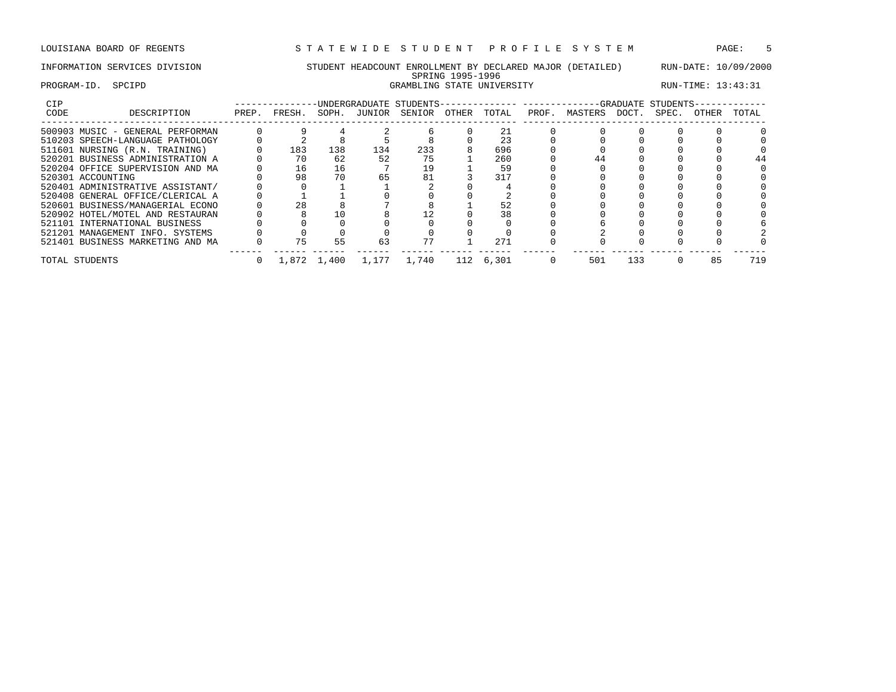LOUISIANA BOARD OF REGENTS — STATEWIDE STUDENT PROFILE SYSTEM

INFORMATION SERVICES DIVISION — STUDENT HEADCOUNT ENROLLMENT BY DECLARED MAJOR (DETAILED) — RUN-DATE: 10/09/2000

SPRING 1995-1996

PROGRAM-ID. SPCIPD — GRAMBLING STATE UNIVERSITY — RUN-TIME: 13:43:31

| CIP CODE | DESCRIPTION | UNDERGRADUATE STUDENTS | | | | | | | GRADUATE STUDENTS | | | | | |
|---|---|---|---|---|---|---|---|---|---|---|---|---|---|---|
| | | PREP. | FRESH. | SOPH. | JUNIOR | SENIOR | OTHER | TOTAL | PROF. | MASTERS | DOCT. | SPEC. | OTHER | TOTAL |
| 500903 | MUSIC - GENERAL PERFORMAN | 0 | 9 | 4 | 2 | 6 | 0 | 21 | 0 | 0 | 0 | 0 | 0 | 0 |
| 510203 | SPEECH-LANGUAGE PATHOLOGY | 0 | 2 | 8 | 5 | 8 | 0 | 23 | 0 | 0 | 0 | 0 | 0 | 0 |
| 511601 | NURSING (R.N. TRAINING) | 0 | 183 | 138 | 134 | 233 | 8 | 696 | 0 | 0 | 0 | 0 | 0 | 0 |
| 520201 | BUSINESS ADMINISTRATION A | 0 | 70 | 62 | 52 | 75 | 1 | 260 | 0 | 44 | 0 | 0 | 0 | 44 |
| 520204 | OFFICE SUPERVISION AND MA | 0 | 16 | 16 | 7 | 19 | 1 | 59 | 0 | 0 | 0 | 0 | 0 | 0 |
| 520301 | ACCOUNTING | 0 | 98 | 70 | 65 | 81 | 3 | 317 | 0 | 0 | 0 | 0 | 0 | 0 |
| 520401 | ADMINISTRATIVE ASSISTANT/ | 0 | 0 | 1 | 1 | 2 | 0 | 4 | 0 | 0 | 0 | 0 | 0 | 0 |
| 520408 | GENERAL OFFICE/CLERICAL A | 0 | 1 | 1 | 0 | 0 | 0 | 2 | 0 | 0 | 0 | 0 | 0 | 0 |
| 520601 | BUSINESS/MANAGERIAL ECONO | 0 | 28 | 8 | 7 | 8 | 1 | 52 | 0 | 0 | 0 | 0 | 0 | 0 |
| 520902 | HOTEL/MOTEL AND RESTAURAN | 0 | 8 | 10 | 8 | 12 | 0 | 38 | 0 | 0 | 0 | 0 | 0 | 0 |
| 521101 | INTERNATIONAL BUSINESS | 0 | 0 | 0 | 0 | 0 | 0 | 0 | 0 | 6 | 0 | 0 | 0 | 6 |
| 521201 | MANAGEMENT INFO. SYSTEMS | 0 | 0 | 0 | 0 | 0 | 0 | 0 | 0 | 2 | 0 | 0 | 0 | 2 |
| 521401 | BUSINESS MARKETING AND MA | 0 | 75 | 55 | 63 | 77 | 1 | 271 | 0 | 0 | 0 | 0 | 0 | 0 |
| TOTAL STUDENTS | | 0 | 1,872 | 1,400 | 1,177 | 1,740 | 112 | 6,301 | 0 | 501 | 133 | 0 | 85 | 719 |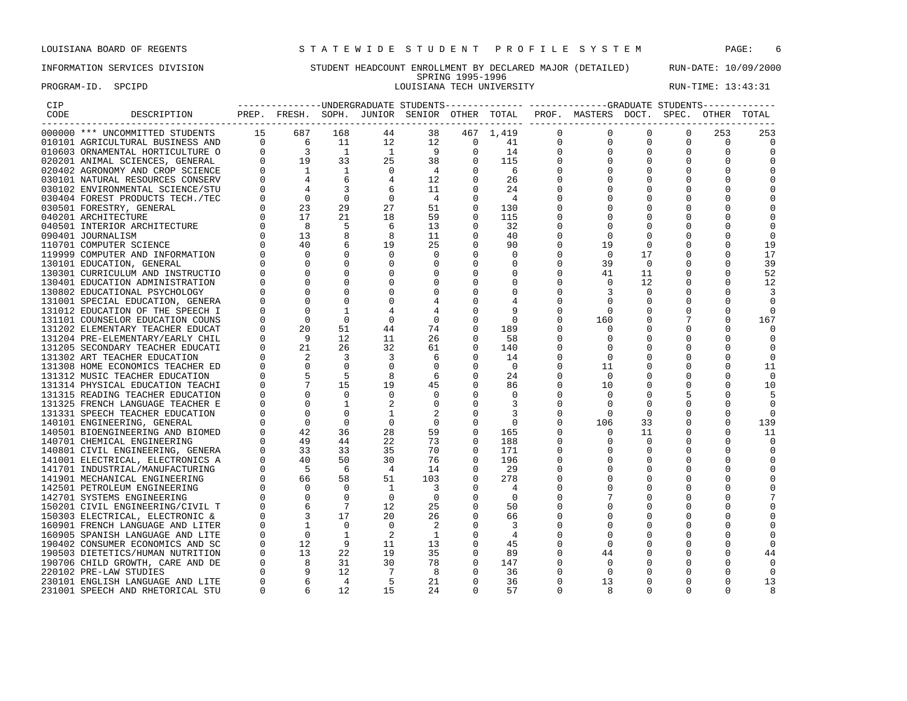LOUISIANA BOARD OF REGENTS — STATEWIDE STUDENT PROFILE SYSTEM

INFORMATION SERVICES DIVISION — STUDENT HEADCOUNT ENROLLMENT BY DECLARED MAJOR (DETAILED) — RUN-DATE: 10/09/2000

SPRING 1995-1996

PROGRAM-ID. SPCIPD — LOUISIANA TECH UNIVERSITY — RUN-TIME: 13:43:31

| CIP CODE | DESCRIPTION | UNDERGRADUATE STUDENTS PREP. | FRESH. | SOPH. | JUNIOR | SENIOR | OTHER | TOTAL | GRADUATE STUDENTS PROF. | MASTERS | DOCT. | SPEC. | OTHER | TOTAL |
|---|---|---|---|---|---|---|---|---|---|---|---|---|---|---|
| 000000 | *** UNCOMMITTED STUDENTS | 15 | 687 | 168 | 44 | 38 | 467 | 1,419 | 0 | 0 | 0 | 0 | 253 | 253 |
| 010101 | AGRICULTURAL BUSINESS AND | 0 | 6 | 11 | 12 | 12 | 0 | 41 | 0 | 0 | 0 | 0 | 0 | 0 |
| 010603 | ORNAMENTAL HORTICULTURE O | 0 | 3 | 1 | 1 | 9 | 0 | 14 | 0 | 0 | 0 | 0 | 0 | 0 |
| 020201 | ANIMAL SCIENCES, GENERAL | 0 | 19 | 33 | 25 | 38 | 0 | 115 | 0 | 0 | 0 | 0 | 0 | 0 |
| 020402 | AGRONOMY AND CROP SCIENCE | 0 | 1 | 1 | 0 | 4 | 0 | 6 | 0 | 0 | 0 | 0 | 0 | 0 |
| 030101 | NATURAL RESOURCES CONSERV | 0 | 4 | 6 | 4 | 12 | 0 | 26 | 0 | 0 | 0 | 0 | 0 | 0 |
| 030102 | ENVIRONMENTAL SCIENCE/STU | 0 | 4 | 3 | 6 | 11 | 0 | 24 | 0 | 0 | 0 | 0 | 0 | 0 |
| 030404 | FOREST PRODUCTS TECH./TEC | 0 | 0 | 0 | 0 | 4 | 0 | 4 | 0 | 0 | 0 | 0 | 0 | 0 |
| 030501 | FORESTRY, GENERAL | 0 | 23 | 29 | 27 | 51 | 0 | 130 | 0 | 0 | 0 | 0 | 0 | 0 |
| 040201 | ARCHITECTURE | 0 | 17 | 21 | 18 | 59 | 0 | 115 | 0 | 0 | 0 | 0 | 0 | 0 |
| 040501 | INTERIOR ARCHITECTURE | 0 | 8 | 5 | 6 | 13 | 0 | 32 | 0 | 0 | 0 | 0 | 0 | 0 |
| 090401 | JOURNALISM | 0 | 13 | 8 | 8 | 11 | 0 | 40 | 0 | 0 | 0 | 0 | 0 | 0 |
| 110701 | COMPUTER SCIENCE | 0 | 40 | 6 | 19 | 25 | 0 | 90 | 0 | 19 | 0 | 0 | 0 | 19 |
| 119999 | COMPUTER AND INFORMATION | 0 | 0 | 0 | 0 | 0 | 0 | 0 | 0 | 0 | 17 | 0 | 0 | 17 |
| 130101 | EDUCATION, GENERAL | 0 | 0 | 0 | 0 | 0 | 0 | 0 | 0 | 39 | 0 | 0 | 0 | 39 |
| 130301 | CURRICULUM AND INSTRUCTIO | 0 | 0 | 0 | 0 | 0 | 0 | 0 | 0 | 41 | 11 | 0 | 0 | 52 |
| 130401 | EDUCATION ADMINISTRATION | 0 | 0 | 0 | 0 | 0 | 0 | 0 | 0 | 0 | 12 | 0 | 0 | 12 |
| 130802 | EDUCATIONAL PSYCHOLOGY | 0 | 0 | 0 | 0 | 0 | 0 | 0 | 0 | 3 | 0 | 0 | 0 | 3 |
| 131001 | SPECIAL EDUCATION, GENERA | 0 | 0 | 0 | 0 | 4 | 0 | 4 | 0 | 0 | 0 | 0 | 0 | 0 |
| 131012 | EDUCATION OF THE SPEECH I | 0 | 0 | 1 | 4 | 4 | 0 | 9 | 0 | 0 | 0 | 0 | 0 | 0 |
| 131101 | COUNSELOR EDUCATION COUNS | 0 | 0 | 0 | 0 | 0 | 0 | 0 | 0 | 160 | 0 | 7 | 0 | 167 |
| 131202 | ELEMENTARY TEACHER EDUCAT | 0 | 20 | 51 | 44 | 74 | 0 | 189 | 0 | 0 | 0 | 0 | 0 | 0 |
| 131204 | PRE-ELEMENTARY/EARLY CHIL | 0 | 9 | 12 | 11 | 26 | 0 | 58 | 0 | 0 | 0 | 0 | 0 | 0 |
| 131205 | SECONDARY TEACHER EDUCATI | 0 | 21 | 26 | 32 | 61 | 0 | 140 | 0 | 0 | 0 | 0 | 0 | 0 |
| 131302 | ART TEACHER EDUCATION | 0 | 2 | 3 | 3 | 6 | 0 | 14 | 0 | 0 | 0 | 0 | 0 | 0 |
| 131308 | HOME ECONOMICS TEACHER ED | 0 | 0 | 0 | 0 | 0 | 0 | 0 | 0 | 11 | 0 | 0 | 0 | 11 |
| 131312 | MUSIC TEACHER EDUCATION | 0 | 5 | 5 | 8 | 6 | 0 | 24 | 0 | 0 | 0 | 0 | 0 | 0 |
| 131314 | PHYSICAL EDUCATION TEACHI | 0 | 7 | 15 | 19 | 45 | 0 | 86 | 0 | 10 | 0 | 0 | 0 | 10 |
| 131315 | READING TEACHER EDUCATION | 0 | 0 | 0 | 0 | 0 | 0 | 0 | 0 | 0 | 0 | 5 | 0 | 5 |
| 131325 | FRENCH LANGUAGE TEACHER E | 0 | 0 | 1 | 2 | 0 | 0 | 3 | 0 | 0 | 0 | 0 | 0 | 0 |
| 131331 | SPEECH TEACHER EDUCATION | 0 | 0 | 0 | 1 | 2 | 0 | 3 | 0 | 0 | 0 | 0 | 0 | 0 |
| 140101 | ENGINEERING, GENERAL | 0 | 0 | 0 | 0 | 0 | 0 | 0 | 0 | 106 | 33 | 0 | 0 | 139 |
| 140501 | BIOENGINEERING AND BIOMED | 0 | 42 | 36 | 28 | 59 | 0 | 165 | 0 | 0 | 11 | 0 | 0 | 11 |
| 140701 | CHEMICAL ENGINEERING | 0 | 49 | 44 | 22 | 73 | 0 | 188 | 0 | 0 | 0 | 0 | 0 | 0 |
| 140801 | CIVIL ENGINEERING, GENERA | 0 | 33 | 33 | 35 | 70 | 0 | 171 | 0 | 0 | 0 | 0 | 0 | 0 |
| 141001 | ELECTRICAL, ELECTRONICS A | 0 | 40 | 50 | 30 | 76 | 0 | 196 | 0 | 0 | 0 | 0 | 0 | 0 |
| 141701 | INDUSTRIAL/MANUFACTURING | 0 | 5 | 6 | 4 | 14 | 0 | 29 | 0 | 0 | 0 | 0 | 0 | 0 |
| 141901 | MECHANICAL ENGINEERING | 0 | 66 | 58 | 51 | 103 | 0 | 278 | 0 | 0 | 0 | 0 | 0 | 0 |
| 142501 | PETROLEUM ENGINEERING | 0 | 0 | 0 | 1 | 3 | 0 | 4 | 0 | 0 | 0 | 0 | 0 | 0 |
| 142701 | SYSTEMS ENGINEERING | 0 | 0 | 0 | 0 | 0 | 0 | 0 | 0 | 7 | 0 | 0 | 0 | 7 |
| 150201 | CIVIL ENGINEERING/CIVIL T | 0 | 6 | 7 | 12 | 25 | 0 | 50 | 0 | 0 | 0 | 0 | 0 | 0 |
| 150303 | ELECTRICAL, ELECTRONIC & | 0 | 3 | 17 | 20 | 26 | 0 | 66 | 0 | 0 | 0 | 0 | 0 | 0 |
| 160901 | FRENCH LANGUAGE AND LITER | 0 | 1 | 0 | 0 | 2 | 0 | 3 | 0 | 0 | 0 | 0 | 0 | 0 |
| 160905 | SPANISH LANGUAGE AND LITE | 0 | 0 | 1 | 2 | 1 | 0 | 4 | 0 | 0 | 0 | 0 | 0 | 0 |
| 190402 | CONSUMER ECONOMICS AND SC | 0 | 12 | 9 | 11 | 13 | 0 | 45 | 0 | 0 | 0 | 0 | 0 | 0 |
| 190503 | DIETETICS/HUMAN NUTRITION | 0 | 13 | 22 | 19 | 35 | 0 | 89 | 0 | 44 | 0 | 0 | 0 | 44 |
| 190706 | CHILD GROWTH, CARE AND DE | 0 | 8 | 31 | 30 | 78 | 0 | 147 | 0 | 0 | 0 | 0 | 0 | 0 |
| 220102 | PRE-LAW STUDIES | 0 | 9 | 12 | 7 | 8 | 0 | 36 | 0 | 0 | 0 | 0 | 0 | 0 |
| 230101 | ENGLISH LANGUAGE AND LITE | 0 | 6 | 4 | 5 | 21 | 0 | 36 | 0 | 13 | 0 | 0 | 0 | 13 |
| 231001 | SPEECH AND RHETORICAL STU | 0 | 6 | 12 | 15 | 24 | 0 | 57 | 0 | 8 | 0 | 0 | 0 | 8 |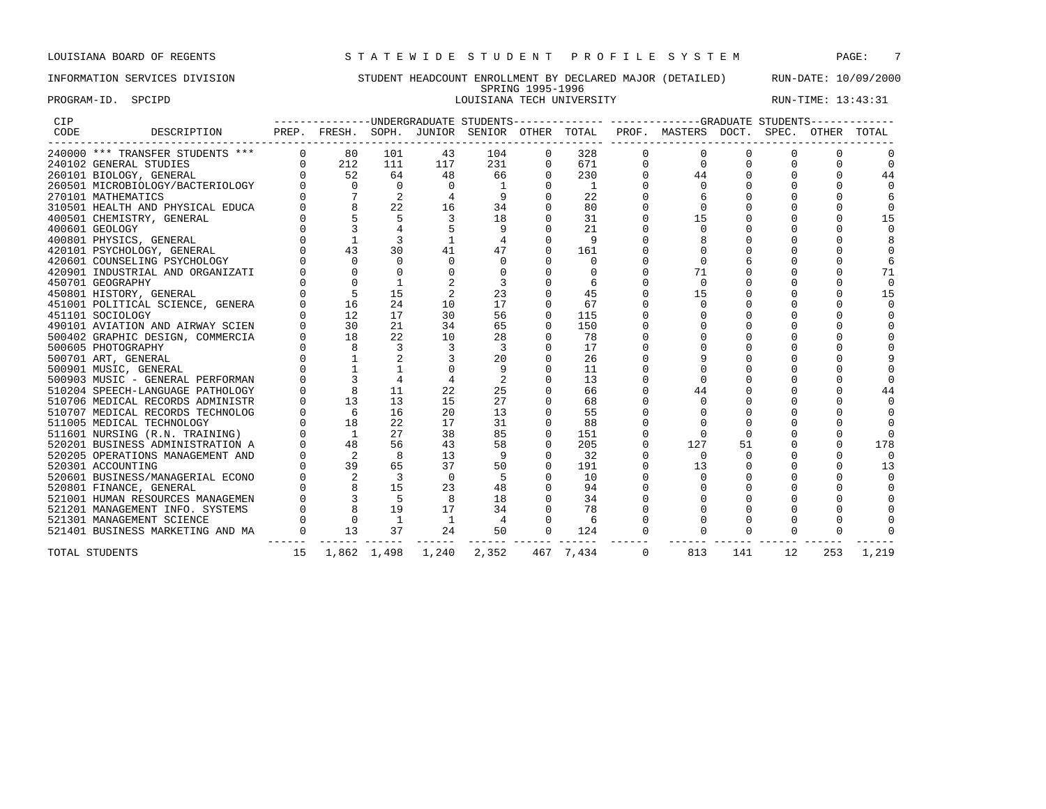LOUISIANA BOARD OF REGENTS — STATEWIDE STUDENT PROFILE SYSTEM

INFORMATION SERVICES DIVISION — STUDENT HEADCOUNT ENROLLMENT BY DECLARED MAJOR (DETAILED) — RUN-DATE: 10/09/2000

SPRING 1995-1996

PROGRAM-ID. SPCIPD — LOUISIANA TECH UNIVERSITY — RUN-TIME: 13:43:31

| CIP CODE | DESCRIPTION | UNDERGRADUATE STUDENTS | | | | | | | GRADUATE STUDENTS | | | | | |
|---|---|---|---|---|---|---|---|---|---|---|---|---|---|---|
| | | PREP. | FRESH. | SOPH. | JUNIOR | SENIOR | OTHER | TOTAL | PROF. | MASTERS | DOCT. | SPEC. | OTHER | TOTAL |
| 240000 | *** TRANSFER STUDENTS *** | 0 | 80 | 101 | 43 | 104 | 0 | 328 | 0 | 0 | 0 | 0 | 0 | 0 |
| 240102 | GENERAL STUDIES | 0 | 212 | 111 | 117 | 231 | 0 | 671 | 0 | 0 | 0 | 0 | 0 | 0 |
| 260101 | BIOLOGY, GENERAL | 0 | 52 | 64 | 48 | 66 | 0 | 230 | 0 | 44 | 0 | 0 | 0 | 44 |
| 260501 | MICROBIOLOGY/BACTERIOLOGY | 0 | 0 | 0 | 0 | 1 | 0 | 1 | 0 | 0 | 0 | 0 | 0 | 0 |
| 270101 | MATHEMATICS | 0 | 7 | 2 | 4 | 9 | 0 | 22 | 0 | 6 | 0 | 0 | 0 | 6 |
| 310501 | HEALTH AND PHYSICAL EDUCA | 0 | 8 | 22 | 16 | 34 | 0 | 80 | 0 | 0 | 0 | 0 | 0 | 0 |
| 400501 | CHEMISTRY, GENERAL | 0 | 5 | 5 | 3 | 18 | 0 | 31 | 0 | 15 | 0 | 0 | 0 | 15 |
| 400601 | GEOLOGY | 0 | 3 | 4 | 5 | 9 | 0 | 21 | 0 | 0 | 0 | 0 | 0 | 0 |
| 400801 | PHYSICS, GENERAL | 0 | 1 | 3 | 1 | 4 | 0 | 9 | 0 | 8 | 0 | 0 | 0 | 8 |
| 420101 | PSYCHOLOGY, GENERAL | 0 | 43 | 30 | 41 | 47 | 0 | 161 | 0 | 0 | 0 | 0 | 0 | 0 |
| 420601 | COUNSELING PSYCHOLOGY | 0 | 0 | 0 | 0 | 0 | 0 | 0 | 0 | 0 | 6 | 0 | 0 | 6 |
| 420901 | INDUSTRIAL AND ORGANIZATI | 0 | 0 | 0 | 0 | 0 | 0 | 0 | 0 | 71 | 0 | 0 | 0 | 71 |
| 450701 | GEOGRAPHY | 0 | 0 | 1 | 2 | 3 | 0 | 6 | 0 | 0 | 0 | 0 | 0 | 0 |
| 450801 | HISTORY, GENERAL | 0 | 5 | 15 | 2 | 23 | 0 | 45 | 0 | 15 | 0 | 0 | 0 | 15 |
| 451001 | POLITICAL SCIENCE, GENERA | 0 | 16 | 24 | 10 | 17 | 0 | 67 | 0 | 0 | 0 | 0 | 0 | 0 |
| 451101 | SOCIOLOGY | 0 | 12 | 17 | 30 | 56 | 0 | 115 | 0 | 0 | 0 | 0 | 0 | 0 |
| 490101 | AVIATION AND AIRWAY SCIEN | 0 | 30 | 21 | 34 | 65 | 0 | 150 | 0 | 0 | 0 | 0 | 0 | 0 |
| 500402 | GRAPHIC DESIGN, COMMERCIA | 0 | 18 | 22 | 10 | 28 | 0 | 78 | 0 | 0 | 0 | 0 | 0 | 0 |
| 500605 | PHOTOGRAPHY | 0 | 8 | 3 | 3 | 3 | 0 | 17 | 0 | 0 | 0 | 0 | 0 | 0 |
| 500701 | ART, GENERAL | 0 | 1 | 2 | 3 | 20 | 0 | 26 | 0 | 9 | 0 | 0 | 0 | 9 |
| 500901 | MUSIC, GENERAL | 0 | 1 | 1 | 0 | 9 | 0 | 11 | 0 | 0 | 0 | 0 | 0 | 0 |
| 500903 | MUSIC - GENERAL PERFORMAN | 0 | 3 | 4 | 4 | 2 | 0 | 13 | 0 | 0 | 0 | 0 | 0 | 0 |
| 510204 | SPEECH-LANGUAGE PATHOLOGY | 0 | 8 | 11 | 22 | 25 | 0 | 66 | 0 | 44 | 0 | 0 | 0 | 44 |
| 510706 | MEDICAL RECORDS ADMINISTR | 0 | 13 | 13 | 15 | 27 | 0 | 68 | 0 | 0 | 0 | 0 | 0 | 0 |
| 510707 | MEDICAL RECORDS TECHNOLOG | 0 | 6 | 16 | 20 | 13 | 0 | 55 | 0 | 0 | 0 | 0 | 0 | 0 |
| 511005 | MEDICAL TECHNOLOGY | 0 | 18 | 22 | 17 | 31 | 0 | 88 | 0 | 0 | 0 | 0 | 0 | 0 |
| 511601 | NURSING (R.N. TRAINING) | 0 | 1 | 27 | 38 | 85 | 0 | 151 | 0 | 0 | 0 | 0 | 0 | 0 |
| 520201 | BUSINESS ADMINISTRATION A | 0 | 48 | 56 | 43 | 58 | 0 | 205 | 0 | 127 | 51 | 0 | 0 | 178 |
| 520205 | OPERATIONS MANAGEMENT AND | 0 | 2 | 8 | 13 | 9 | 0 | 32 | 0 | 0 | 0 | 0 | 0 | 0 |
| 520301 | ACCOUNTING | 0 | 39 | 65 | 37 | 50 | 0 | 191 | 0 | 13 | 0 | 0 | 0 | 13 |
| 520601 | BUSINESS/MANAGERIAL ECONO | 0 | 2 | 3 | 0 | 5 | 0 | 10 | 0 | 0 | 0 | 0 | 0 | 0 |
| 520801 | FINANCE, GENERAL | 0 | 8 | 15 | 23 | 48 | 0 | 94 | 0 | 0 | 0 | 0 | 0 | 0 |
| 521001 | HUMAN RESOURCES MANAGEMEN | 0 | 3 | 5 | 8 | 18 | 0 | 34 | 0 | 0 | 0 | 0 | 0 | 0 |
| 521201 | MANAGEMENT INFO. SYSTEMS | 0 | 8 | 19 | 17 | 34 | 0 | 78 | 0 | 0 | 0 | 0 | 0 | 0 |
| 521301 | MANAGEMENT SCIENCE | 0 | 0 | 1 | 1 | 4 | 0 | 6 | 0 | 0 | 0 | 0 | 0 | 0 |
| 521401 | BUSINESS MARKETING AND MA | 0 | 13 | 37 | 24 | 50 | 0 | 124 | 0 | 0 | 0 | 0 | 0 | 0 |
| TOTAL STUDENTS | | 15 | 1,862 | 1,498 | 1,240 | 2,352 | 467 | 7,434 | 0 | 813 | 141 | 12 | 253 | 1,219 |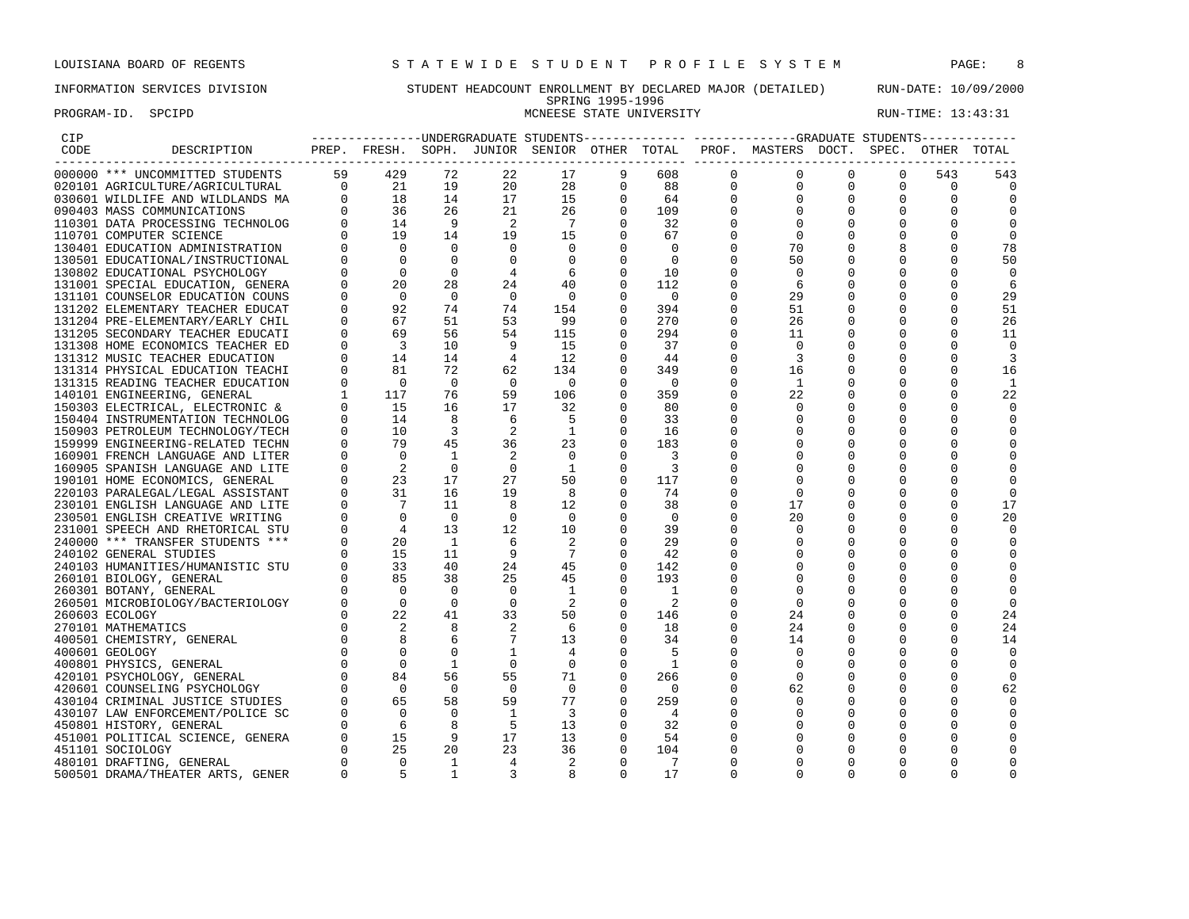LOUISIANA BOARD OF REGENTS — STATEWIDE STUDENT PROFILE SYSTEM

INFORMATION SERVICES DIVISION — STUDENT HEADCOUNT ENROLLMENT BY DECLARED MAJOR (DETAILED) — RUN-DATE: 10/09/2000

SPRING 1995-1996

PROGRAM-ID. SPCIPD — MCNEESE STATE UNIVERSITY — RUN-TIME: 13:43:31

| CIP CODE | DESCRIPTION | UNDERGRADUATE PREP. | FRESH. | SOPH. | JUNIOR | SENIOR | OTHER | TOTAL | GRADUATE PROF. | MASTERS | DOCT. | SPEC. | OTHER | TOTAL |
|---|---|---|---|---|---|---|---|---|---|---|---|---|---|---|
| 000000 | *** UNCOMMITTED STUDENTS | 59 | 429 | 72 | 22 | 17 | 9 | 608 | 0 | 0 | 0 | 0 | 543 | 543 |
| 020101 | AGRICULTURE/AGRICULTURAL | 0 | 21 | 19 | 20 | 28 | 0 | 88 | 0 | 0 | 0 | 0 | 0 | 0 |
| 030601 | WILDLIFE AND WILDLANDS MA | 0 | 18 | 14 | 17 | 15 | 0 | 64 | 0 | 0 | 0 | 0 | 0 | 0 |
| 090403 | MASS COMMUNICATIONS | 0 | 36 | 26 | 21 | 26 | 0 | 109 | 0 | 0 | 0 | 0 | 0 | 0 |
| 110301 | DATA PROCESSING TECHNOLOG | 0 | 14 | 9 | 2 | 7 | 0 | 32 | 0 | 0 | 0 | 0 | 0 | 0 |
| 110701 | COMPUTER SCIENCE | 0 | 19 | 14 | 19 | 15 | 0 | 67 | 0 | 0 | 0 | 0 | 0 | 0 |
| 130401 | EDUCATION ADMINISTRATION | 0 | 0 | 0 | 0 | 0 | 0 | 0 | 0 | 70 | 0 | 8 | 0 | 78 |
| 130501 | EDUCATIONAL/INSTRUCTIONAL | 0 | 0 | 0 | 0 | 0 | 0 | 0 | 0 | 50 | 0 | 0 | 0 | 50 |
| 130802 | EDUCATIONAL PSYCHOLOGY | 0 | 0 | 0 | 4 | 6 | 0 | 10 | 0 | 0 | 0 | 0 | 0 | 0 |
| 131001 | SPECIAL EDUCATION, GENERA | 0 | 20 | 28 | 24 | 40 | 0 | 112 | 0 | 6 | 0 | 0 | 0 | 6 |
| 131101 | COUNSELOR EDUCATION COUNS | 0 | 0 | 0 | 0 | 0 | 0 | 0 | 0 | 29 | 0 | 0 | 0 | 29 |
| 131202 | ELEMENTARY TEACHER EDUCAT | 0 | 92 | 74 | 74 | 154 | 0 | 394 | 0 | 51 | 0 | 0 | 0 | 51 |
| 131204 | PRE-ELEMENTARY/EARLY CHIL | 0 | 67 | 51 | 53 | 99 | 0 | 270 | 0 | 26 | 0 | 0 | 0 | 26 |
| 131205 | SECONDARY TEACHER EDUCATI | 0 | 69 | 56 | 54 | 115 | 0 | 294 | 0 | 11 | 0 | 0 | 0 | 11 |
| 131308 | HOME ECONOMICS TEACHER ED | 0 | 3 | 10 | 9 | 15 | 0 | 37 | 0 | 0 | 0 | 0 | 0 | 0 |
| 131312 | MUSIC TEACHER EDUCATION | 0 | 14 | 14 | 4 | 12 | 0 | 44 | 0 | 3 | 0 | 0 | 0 | 3 |
| 131314 | PHYSICAL EDUCATION TEACHI | 0 | 81 | 72 | 62 | 134 | 0 | 349 | 0 | 16 | 0 | 0 | 0 | 16 |
| 131315 | READING TEACHER EDUCATION | 0 | 0 | 0 | 0 | 0 | 0 | 0 | 0 | 1 | 0 | 0 | 0 | 1 |
| 140101 | ENGINEERING, GENERAL | 1 | 117 | 76 | 59 | 106 | 0 | 359 | 0 | 22 | 0 | 0 | 0 | 22 |
| 150303 | ELECTRICAL, ELECTRONIC & | 0 | 15 | 16 | 17 | 32 | 0 | 80 | 0 | 0 | 0 | 0 | 0 | 0 |
| 150404 | INSTRUMENTATION TECHNOLOG | 0 | 14 | 8 | 6 | 5 | 0 | 33 | 0 | 0 | 0 | 0 | 0 | 0 |
| 150903 | PETROLEUM TECHNOLOGY/TECH | 0 | 10 | 3 | 2 | 1 | 0 | 16 | 0 | 0 | 0 | 0 | 0 | 0 |
| 159999 | ENGINEERING-RELATED TECHN | 0 | 79 | 45 | 36 | 23 | 0 | 183 | 0 | 0 | 0 | 0 | 0 | 0 |
| 160901 | FRENCH LANGUAGE AND LITER | 0 | 0 | 1 | 2 | 0 | 0 | 3 | 0 | 0 | 0 | 0 | 0 | 0 |
| 160905 | SPANISH LANGUAGE AND LITE | 0 | 2 | 0 | 0 | 1 | 0 | 3 | 0 | 0 | 0 | 0 | 0 | 0 |
| 190101 | HOME ECONOMICS, GENERAL | 0 | 23 | 17 | 27 | 50 | 0 | 117 | 0 | 0 | 0 | 0 | 0 | 0 |
| 220103 | PARALEGAL/LEGAL ASSISTANT | 0 | 31 | 16 | 19 | 8 | 0 | 74 | 0 | 0 | 0 | 0 | 0 | 0 |
| 230101 | ENGLISH LANGUAGE AND LITE | 0 | 7 | 11 | 8 | 12 | 0 | 38 | 0 | 17 | 0 | 0 | 0 | 17 |
| 230501 | ENGLISH CREATIVE WRITING | 0 | 0 | 0 | 0 | 0 | 0 | 0 | 0 | 20 | 0 | 0 | 0 | 20 |
| 231001 | SPEECH AND RHETORICAL STU | 0 | 4 | 13 | 12 | 10 | 0 | 39 | 0 | 0 | 0 | 0 | 0 | 0 |
| 240000 | *** TRANSFER STUDENTS *** | 0 | 20 | 1 | 6 | 2 | 0 | 29 | 0 | 0 | 0 | 0 | 0 | 0 |
| 240102 | GENERAL STUDIES | 0 | 15 | 11 | 9 | 7 | 0 | 42 | 0 | 0 | 0 | 0 | 0 | 0 |
| 240103 | HUMANITIES/HUMANISTIC STU | 0 | 33 | 40 | 24 | 45 | 0 | 142 | 0 | 0 | 0 | 0 | 0 | 0 |
| 260101 | BIOLOGY, GENERAL | 0 | 85 | 38 | 25 | 45 | 0 | 193 | 0 | 0 | 0 | 0 | 0 | 0 |
| 260301 | BOTANY, GENERAL | 0 | 0 | 0 | 0 | 1 | 0 | 1 | 0 | 0 | 0 | 0 | 0 | 0 |
| 260501 | MICROBIOLOGY/BACTERIOLOGY | 0 | 0 | 0 | 0 | 2 | 0 | 2 | 0 | 0 | 0 | 0 | 0 | 0 |
| 260603 | ECOLOGY | 0 | 22 | 41 | 33 | 50 | 0 | 146 | 0 | 24 | 0 | 0 | 0 | 24 |
| 270101 | MATHEMATICS | 0 | 2 | 8 | 2 | 6 | 0 | 18 | 0 | 24 | 0 | 0 | 0 | 24 |
| 400501 | CHEMISTRY, GENERAL | 0 | 8 | 6 | 7 | 13 | 0 | 34 | 0 | 14 | 0 | 0 | 0 | 14 |
| 400601 | GEOLOGY | 0 | 0 | 0 | 1 | 4 | 0 | 5 | 0 | 0 | 0 | 0 | 0 | 0 |
| 400801 | PHYSICS, GENERAL | 0 | 0 | 1 | 0 | 0 | 0 | 1 | 0 | 0 | 0 | 0 | 0 | 0 |
| 420101 | PSYCHOLOGY, GENERAL | 0 | 84 | 56 | 55 | 71 | 0 | 266 | 0 | 0 | 0 | 0 | 0 | 0 |
| 420601 | COUNSELING PSYCHOLOGY | 0 | 0 | 0 | 0 | 0 | 0 | 0 | 0 | 62 | 0 | 0 | 0 | 62 |
| 430104 | CRIMINAL JUSTICE STUDIES | 0 | 65 | 58 | 59 | 77 | 0 | 259 | 0 | 0 | 0 | 0 | 0 | 0 |
| 430107 | LAW ENFORCEMENT/POLICE SC | 0 | 0 | 0 | 1 | 3 | 0 | 4 | 0 | 0 | 0 | 0 | 0 | 0 |
| 450801 | HISTORY, GENERAL | 0 | 6 | 8 | 5 | 13 | 0 | 32 | 0 | 0 | 0 | 0 | 0 | 0 |
| 451001 | POLITICAL SCIENCE, GENERA | 0 | 15 | 9 | 17 | 13 | 0 | 54 | 0 | 0 | 0 | 0 | 0 | 0 |
| 451101 | SOCIOLOGY | 0 | 25 | 20 | 23 | 36 | 0 | 104 | 0 | 0 | 0 | 0 | 0 | 0 |
| 480101 | DRAFTING, GENERAL | 0 | 0 | 1 | 4 | 2 | 0 | 7 | 0 | 0 | 0 | 0 | 0 | 0 |
| 500501 | DRAMA/THEATER ARTS, GENER | 0 | 5 | 1 | 3 | 8 | 0 | 17 | 0 | 0 | 0 | 0 | 0 | 0 |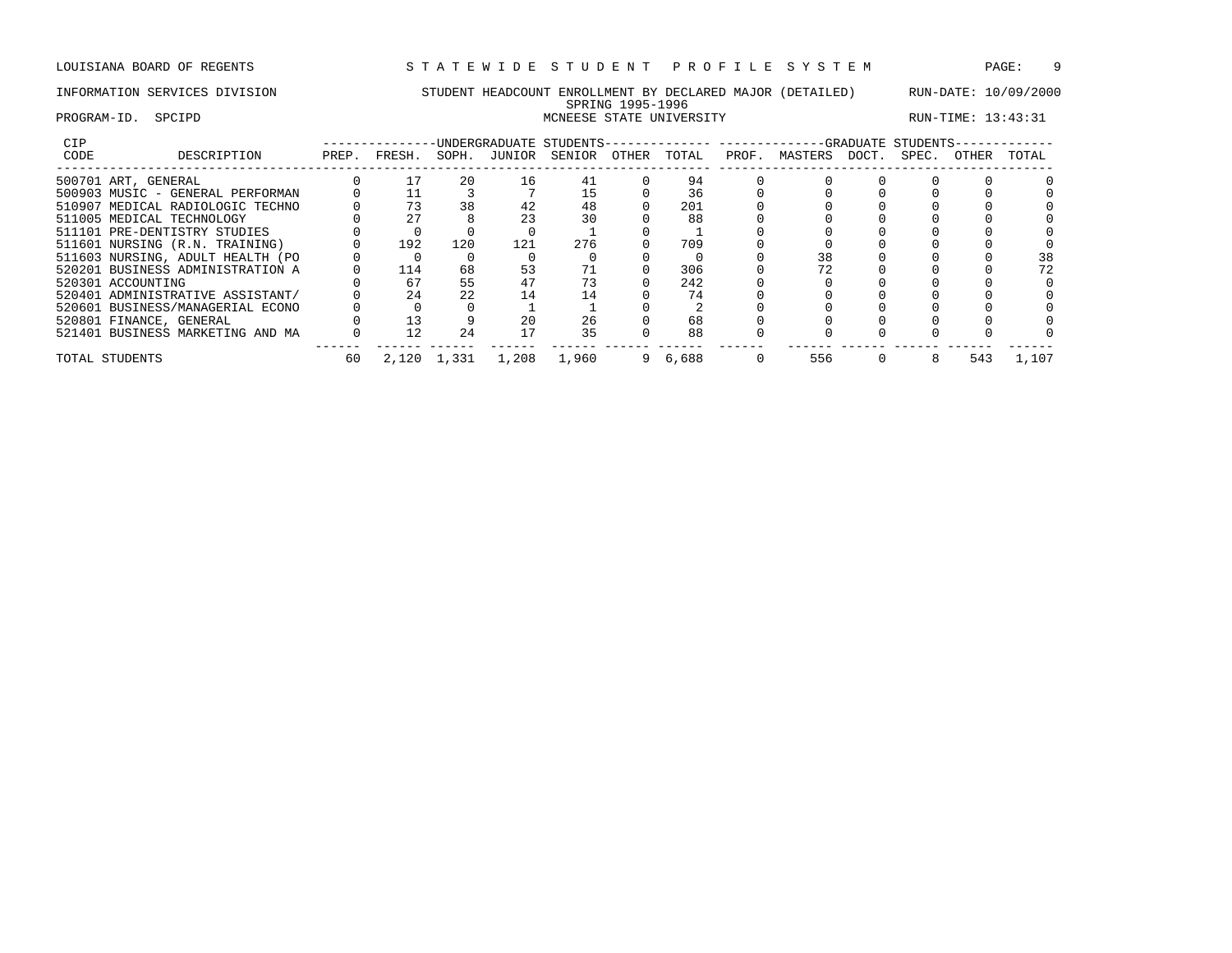LOUISIANA BOARD OF REGENTS — STATEWIDE STUDENT PROFILE SYSTEM

INFORMATION SERVICES DIVISION — STUDENT HEADCOUNT ENROLLMENT BY DECLARED MAJOR (DETAILED) — RUN-DATE: 10/09/2000

SPRING 1995-1996

PROGRAM-ID. SPCIPD — MCNEESE STATE UNIVERSITY — RUN-TIME: 13:43:31

| CIP CODE | DESCRIPTION | UNDERGRADUATE STUDENTS PREP. | FRESH. | SOPH. | JUNIOR | SENIOR | OTHER | TOTAL | GRADUATE STUDENTS PROF. | MASTERS | DOCT. | SPEC. | OTHER | TOTAL |
|---|---|---|---|---|---|---|---|---|---|---|---|---|---|---|
| 500701 | ART, GENERAL | 0 | 17 | 20 | 16 | 41 | 0 | 94 | 0 | 0 | 0 | 0 | 0 | 0 |
| 500903 | MUSIC - GENERAL PERFORMAN | 0 | 11 | 3 | 7 | 15 | 0 | 36 | 0 | 0 | 0 | 0 | 0 | 0 |
| 510907 | MEDICAL RADIOLOGIC TECHNO | 0 | 73 | 38 | 42 | 48 | 0 | 201 | 0 | 0 | 0 | 0 | 0 | 0 |
| 511005 | MEDICAL TECHNOLOGY | 0 | 27 | 8 | 23 | 30 | 0 | 88 | 0 | 0 | 0 | 0 | 0 | 0 |
| 511101 | PRE-DENTISTRY STUDIES | 0 | 0 | 0 | 0 | 1 | 0 | 1 | 0 | 0 | 0 | 0 | 0 | 0 |
| 511601 | NURSING (R.N. TRAINING) | 0 | 192 | 120 | 121 | 276 | 0 | 709 | 0 | 0 | 0 | 0 | 0 | 0 |
| 511603 | NURSING, ADULT HEALTH (PO | 0 | 0 | 0 | 0 | 0 | 0 | 0 | 0 | 38 | 0 | 0 | 0 | 38 |
| 520201 | BUSINESS ADMINISTRATION A | 0 | 114 | 68 | 53 | 71 | 0 | 306 | 0 | 72 | 0 | 0 | 0 | 72 |
| 520301 | ACCOUNTING | 0 | 67 | 55 | 47 | 73 | 0 | 242 | 0 | 0 | 0 | 0 | 0 | 0 |
| 520401 | ADMINISTRATIVE ASSISTANT/ | 0 | 24 | 22 | 14 | 14 | 0 | 74 | 0 | 0 | 0 | 0 | 0 | 0 |
| 520601 | BUSINESS/MANAGERIAL ECONO | 0 | 0 | 0 | 1 | 1 | 0 | 2 | 0 | 0 | 0 | 0 | 0 | 0 |
| 520801 | FINANCE, GENERAL | 0 | 13 | 9 | 20 | 26 | 0 | 68 | 0 | 0 | 0 | 0 | 0 | 0 |
| 521401 | BUSINESS MARKETING AND MA | 0 | 12 | 24 | 17 | 35 | 0 | 88 | 0 | 0 | 0 | 0 | 0 | 0 |
| TOTAL STUDENTS | | 60 | 2,120 | 1,331 | 1,208 | 1,960 | 9 | 6,688 | 0 | 556 | 0 | 8 | 543 | 1,107 |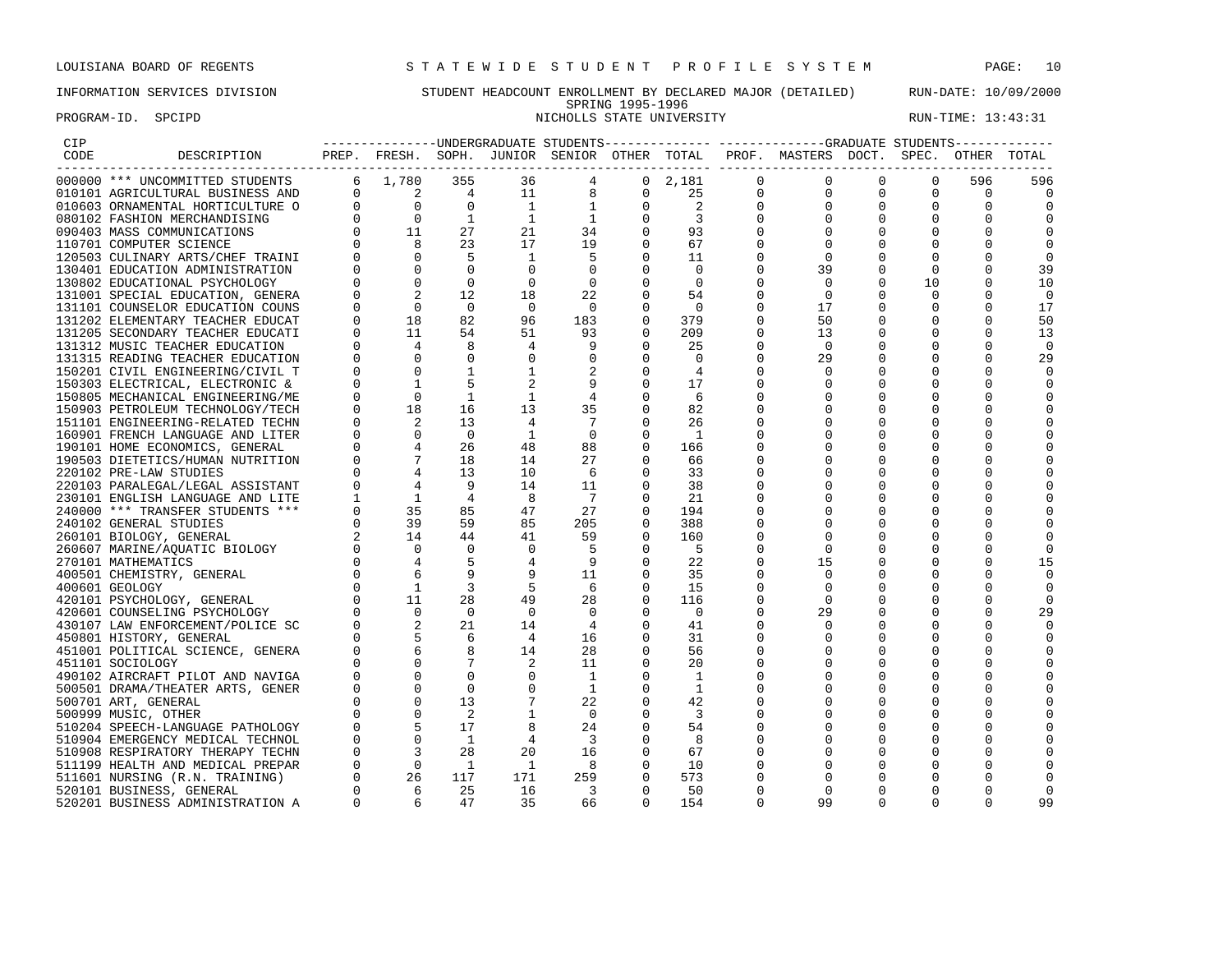LOUISIANA BOARD OF REGENTS — S T A T E W I D E S T U D E N T P R O F I L E S Y S T E M

INFORMATION SERVICES DIVISION — STUDENT HEADCOUNT ENROLLMENT BY DECLARED MAJOR (DETAILED) — RUN-DATE: 10/09/2000

SPRING 1995-1996

PROGRAM-ID. SPCIPD — NICHOLLS STATE UNIVERSITY — RUN-TIME: 13:43:31

| CIP CODE | DESCRIPTION | UNDERGRADUATE STUDENTS PREP. | FRESH. | SOPH. | JUNIOR | SENIOR | OTHER | TOTAL | GRADUATE STUDENTS PROF. | MASTERS | DOCT. | SPEC. | OTHER | TOTAL |
|---|---|---|---|---|---|---|---|---|---|---|---|---|---|---|
| 000000 | *** UNCOMMITTED STUDENTS | 6 | 1,780 | 355 | 36 | 4 | 0 | 2,181 | 0 | 0 | 0 | 0 | 596 | 596 |
| 010101 | AGRICULTURAL BUSINESS AND | 0 | 2 | 4 | 11 | 8 | 0 | 25 | 0 | 0 | 0 | 0 | 0 | 0 |
| 010603 | ORNAMENTAL HORTICULTURE O | 0 | 0 | 0 | 1 | 1 | 0 | 2 | 0 | 0 | 0 | 0 | 0 | 0 |
| 080102 | FASHION MERCHANDISING | 0 | 0 | 1 | 1 | 1 | 0 | 3 | 0 | 0 | 0 | 0 | 0 | 0 |
| 090403 | MASS COMMUNICATIONS | 0 | 11 | 27 | 21 | 34 | 0 | 93 | 0 | 0 | 0 | 0 | 0 | 0 |
| 110701 | COMPUTER SCIENCE | 0 | 8 | 23 | 17 | 19 | 0 | 67 | 0 | 0 | 0 | 0 | 0 | 0 |
| 120503 | CULINARY ARTS/CHEF TRAINI | 0 | 0 | 5 | 1 | 5 | 0 | 11 | 0 | 0 | 0 | 0 | 0 | 0 |
| 130401 | EDUCATION ADMINISTRATION | 0 | 0 | 0 | 0 | 0 | 0 | 0 | 0 | 39 | 0 | 0 | 0 | 39 |
| 130802 | EDUCATIONAL PSYCHOLOGY | 0 | 0 | 0 | 0 | 0 | 0 | 0 | 0 | 0 | 0 | 10 | 0 | 10 |
| 131001 | SPECIAL EDUCATION, GENERA | 0 | 2 | 12 | 18 | 22 | 0 | 54 | 0 | 0 | 0 | 0 | 0 | 0 |
| 131101 | COUNSELOR EDUCATION COUNS | 0 | 0 | 0 | 0 | 0 | 0 | 0 | 0 | 17 | 0 | 0 | 0 | 17 |
| 131202 | ELEMENTARY TEACHER EDUCAT | 0 | 18 | 82 | 96 | 183 | 0 | 379 | 0 | 50 | 0 | 0 | 0 | 50 |
| 131205 | SECONDARY TEACHER EDUCATI | 0 | 11 | 54 | 51 | 93 | 0 | 209 | 0 | 13 | 0 | 0 | 0 | 13 |
| 131312 | MUSIC TEACHER EDUCATION | 0 | 4 | 8 | 4 | 9 | 0 | 25 | 0 | 0 | 0 | 0 | 0 | 0 |
| 131315 | READING TEACHER EDUCATION | 0 | 0 | 0 | 0 | 0 | 0 | 0 | 0 | 29 | 0 | 0 | 0 | 29 |
| 150201 | CIVIL ENGINEERING/CIVIL T | 0 | 0 | 1 | 1 | 2 | 0 | 4 | 0 | 0 | 0 | 0 | 0 | 0 |
| 150303 | ELECTRICAL, ELECTRONIC & | 0 | 1 | 5 | 2 | 9 | 0 | 17 | 0 | 0 | 0 | 0 | 0 | 0 |
| 150805 | MECHANICAL ENGINEERING/ME | 0 | 0 | 1 | 1 | 4 | 0 | 6 | 0 | 0 | 0 | 0 | 0 | 0 |
| 150903 | PETROLEUM TECHNOLOGY/TECH | 0 | 18 | 16 | 13 | 35 | 0 | 82 | 0 | 0 | 0 | 0 | 0 | 0 |
| 151101 | ENGINEERING-RELATED TECHN | 0 | 2 | 13 | 4 | 7 | 0 | 26 | 0 | 0 | 0 | 0 | 0 | 0 |
| 160901 | FRENCH LANGUAGE AND LITER | 0 | 0 | 0 | 1 | 0 | 0 | 1 | 0 | 0 | 0 | 0 | 0 | 0 |
| 190101 | HOME ECONOMICS, GENERAL | 0 | 4 | 26 | 48 | 88 | 0 | 166 | 0 | 0 | 0 | 0 | 0 | 0 |
| 190503 | DIETETICS/HUMAN NUTRITION | 0 | 7 | 18 | 14 | 27 | 0 | 66 | 0 | 0 | 0 | 0 | 0 | 0 |
| 220102 | PRE-LAW STUDIES | 0 | 4 | 13 | 10 | 6 | 0 | 33 | 0 | 0 | 0 | 0 | 0 | 0 |
| 220103 | PARALEGAL/LEGAL ASSISTANT | 0 | 4 | 9 | 14 | 11 | 0 | 38 | 0 | 0 | 0 | 0 | 0 | 0 |
| 230101 | ENGLISH LANGUAGE AND LITE | 1 | 1 | 4 | 8 | 7 | 0 | 21 | 0 | 0 | 0 | 0 | 0 | 0 |
| 240000 | *** TRANSFER STUDENTS *** | 0 | 35 | 85 | 47 | 27 | 0 | 194 | 0 | 0 | 0 | 0 | 0 | 0 |
| 240102 | GENERAL STUDIES | 0 | 39 | 59 | 85 | 205 | 0 | 388 | 0 | 0 | 0 | 0 | 0 | 0 |
| 260101 | BIOLOGY, GENERAL | 2 | 14 | 44 | 41 | 59 | 0 | 160 | 0 | 0 | 0 | 0 | 0 | 0 |
| 260607 | MARINE/AQUATIC BIOLOGY | 0 | 0 | 0 | 0 | 5 | 0 | 5 | 0 | 0 | 0 | 0 | 0 | 0 |
| 270101 | MATHEMATICS | 0 | 4 | 5 | 4 | 9 | 0 | 22 | 0 | 15 | 0 | 0 | 0 | 15 |
| 400501 | CHEMISTRY, GENERAL | 0 | 6 | 9 | 9 | 11 | 0 | 35 | 0 | 0 | 0 | 0 | 0 | 0 |
| 400601 | GEOLOGY | 0 | 1 | 3 | 5 | 6 | 0 | 15 | 0 | 0 | 0 | 0 | 0 | 0 |
| 420101 | PSYCHOLOGY, GENERAL | 0 | 11 | 28 | 49 | 28 | 0 | 116 | 0 | 0 | 0 | 0 | 0 | 0 |
| 420601 | COUNSELING PSYCHOLOGY | 0 | 0 | 0 | 0 | 0 | 0 | 0 | 0 | 29 | 0 | 0 | 0 | 29 |
| 430107 | LAW ENFORCEMENT/POLICE SC | 0 | 2 | 21 | 14 | 4 | 0 | 41 | 0 | 0 | 0 | 0 | 0 | 0 |
| 450801 | HISTORY, GENERAL | 0 | 5 | 6 | 4 | 16 | 0 | 31 | 0 | 0 | 0 | 0 | 0 | 0 |
| 451001 | POLITICAL SCIENCE, GENERA | 0 | 6 | 8 | 14 | 28 | 0 | 56 | 0 | 0 | 0 | 0 | 0 | 0 |
| 451101 | SOCIOLOGY | 0 | 0 | 7 | 2 | 11 | 0 | 20 | 0 | 0 | 0 | 0 | 0 | 0 |
| 490102 | AIRCRAFT PILOT AND NAVIGA | 0 | 0 | 0 | 0 | 1 | 0 | 1 | 0 | 0 | 0 | 0 | 0 | 0 |
| 500501 | DRAMA/THEATER ARTS, GENER | 0 | 0 | 0 | 0 | 1 | 0 | 1 | 0 | 0 | 0 | 0 | 0 | 0 |
| 500701 | ART, GENERAL | 0 | 0 | 13 | 7 | 22 | 0 | 42 | 0 | 0 | 0 | 0 | 0 | 0 |
| 500999 | MUSIC, OTHER | 0 | 0 | 2 | 1 | 0 | 0 | 3 | 0 | 0 | 0 | 0 | 0 | 0 |
| 510204 | SPEECH-LANGUAGE PATHOLOGY | 0 | 5 | 17 | 8 | 24 | 0 | 54 | 0 | 0 | 0 | 0 | 0 | 0 |
| 510904 | EMERGENCY MEDICAL TECHNOL | 0 | 0 | 1 | 4 | 3 | 0 | 8 | 0 | 0 | 0 | 0 | 0 | 0 |
| 510908 | RESPIRATORY THERAPY TECHN | 0 | 3 | 28 | 20 | 16 | 0 | 67 | 0 | 0 | 0 | 0 | 0 | 0 |
| 511199 | HEALTH AND MEDICAL PREPAR | 0 | 0 | 1 | 1 | 8 | 0 | 10 | 0 | 0 | 0 | 0 | 0 | 0 |
| 511601 | NURSING (R.N. TRAINING) | 0 | 26 | 117 | 171 | 259 | 0 | 573 | 0 | 0 | 0 | 0 | 0 | 0 |
| 520101 | BUSINESS, GENERAL | 0 | 6 | 25 | 16 | 3 | 0 | 50 | 0 | 0 | 0 | 0 | 0 | 0 |
| 520201 | BUSINESS ADMINISTRATION A | 0 | 6 | 47 | 35 | 66 | 0 | 154 | 0 | 99 | 0 | 0 | 0 | 99 |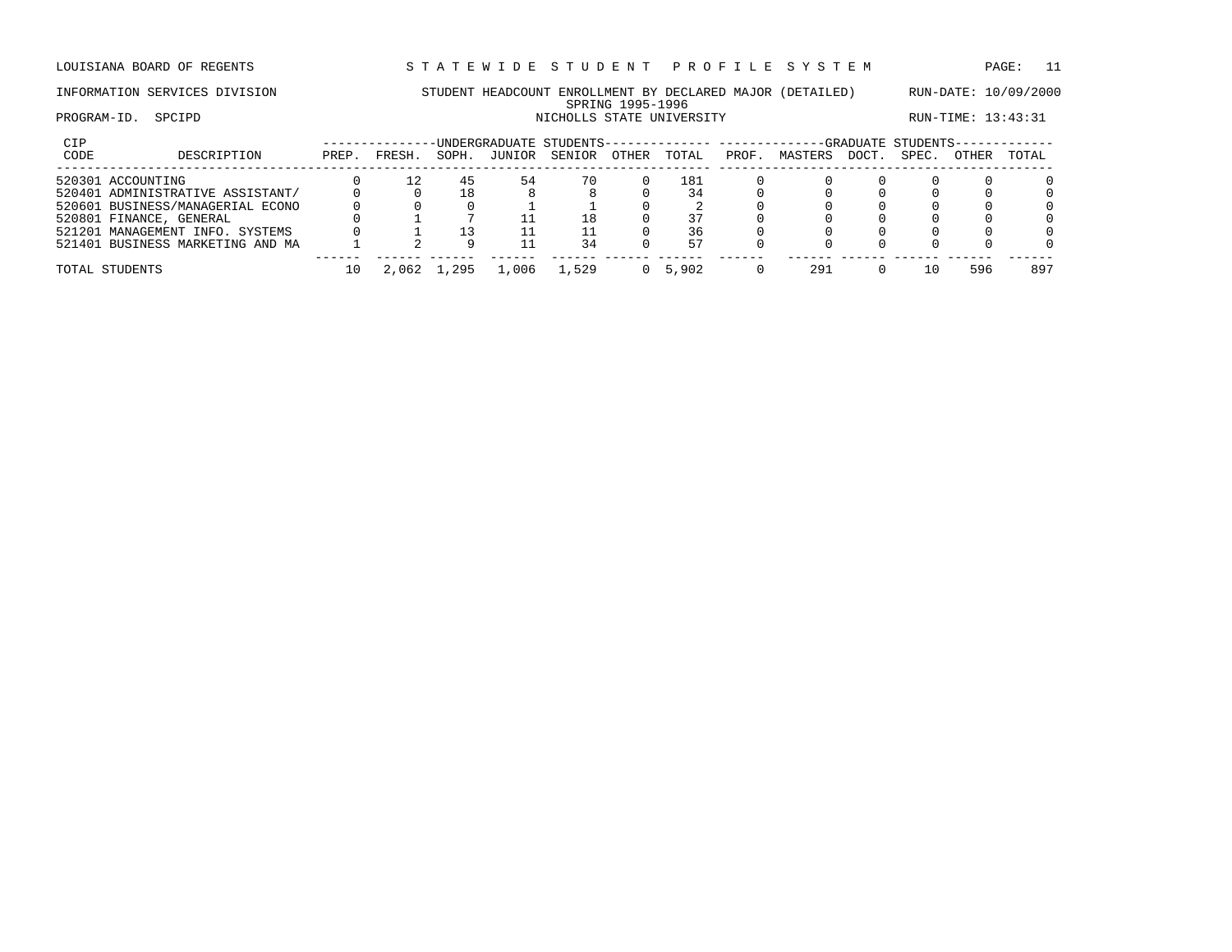LOUISIANA BOARD OF REGENTS — S T A T E W I D E   S T U D E N T   P R O F I L E   S Y S T E M

INFORMATION SERVICES DIVISION — STUDENT HEADCOUNT ENROLLMENT BY DECLARED MAJOR (DETAILED) — RUN-DATE: 10/09/2000

SPRING 1995-1996

PROGRAM-ID. SPCIPD — NICHOLLS STATE UNIVERSITY — RUN-TIME: 13:43:31

| CIP CODE | DESCRIPTION | UNDERGRADUATE STUDENTS PREP. | FRESH. | SOPH. | JUNIOR | SENIOR | OTHER | TOTAL | GRADUATE STUDENTS PROF. | MASTERS | DOCT. | SPEC. | OTHER | TOTAL |
|---|---|---|---|---|---|---|---|---|---|---|---|---|---|---|
| 520301 | ACCOUNTING | 0 | 12 | 45 | 54 | 70 | 0 | 181 | 0 | 0 | 0 | 0 | 0 | 0 |
| 520401 | ADMINISTRATIVE ASSISTANT/ | 0 | 0 | 18 | 8 | 8 | 0 | 34 | 0 | 0 | 0 | 0 | 0 | 0 |
| 520601 | BUSINESS/MANAGERIAL ECONO | 0 | 0 | 0 | 1 | 1 | 0 | 2 | 0 | 0 | 0 | 0 | 0 | 0 |
| 520801 | FINANCE, GENERAL | 0 | 1 | 7 | 11 | 18 | 0 | 37 | 0 | 0 | 0 | 0 | 0 | 0 |
| 521201 | MANAGEMENT INFO. SYSTEMS | 0 | 1 | 13 | 11 | 11 | 0 | 36 | 0 | 0 | 0 | 0 | 0 | 0 |
| 521401 | BUSINESS MARKETING AND MA | 1 | 2 | 9 | 11 | 34 | 0 | 57 | 0 | 0 | 0 | 0 | 0 | 0 |
| TOTAL STUDENTS | | 10 | 2,062 | 1,295 | 1,006 | 1,529 | 0 | 5,902 | 0 | 291 | 0 | 10 | 596 | 897 |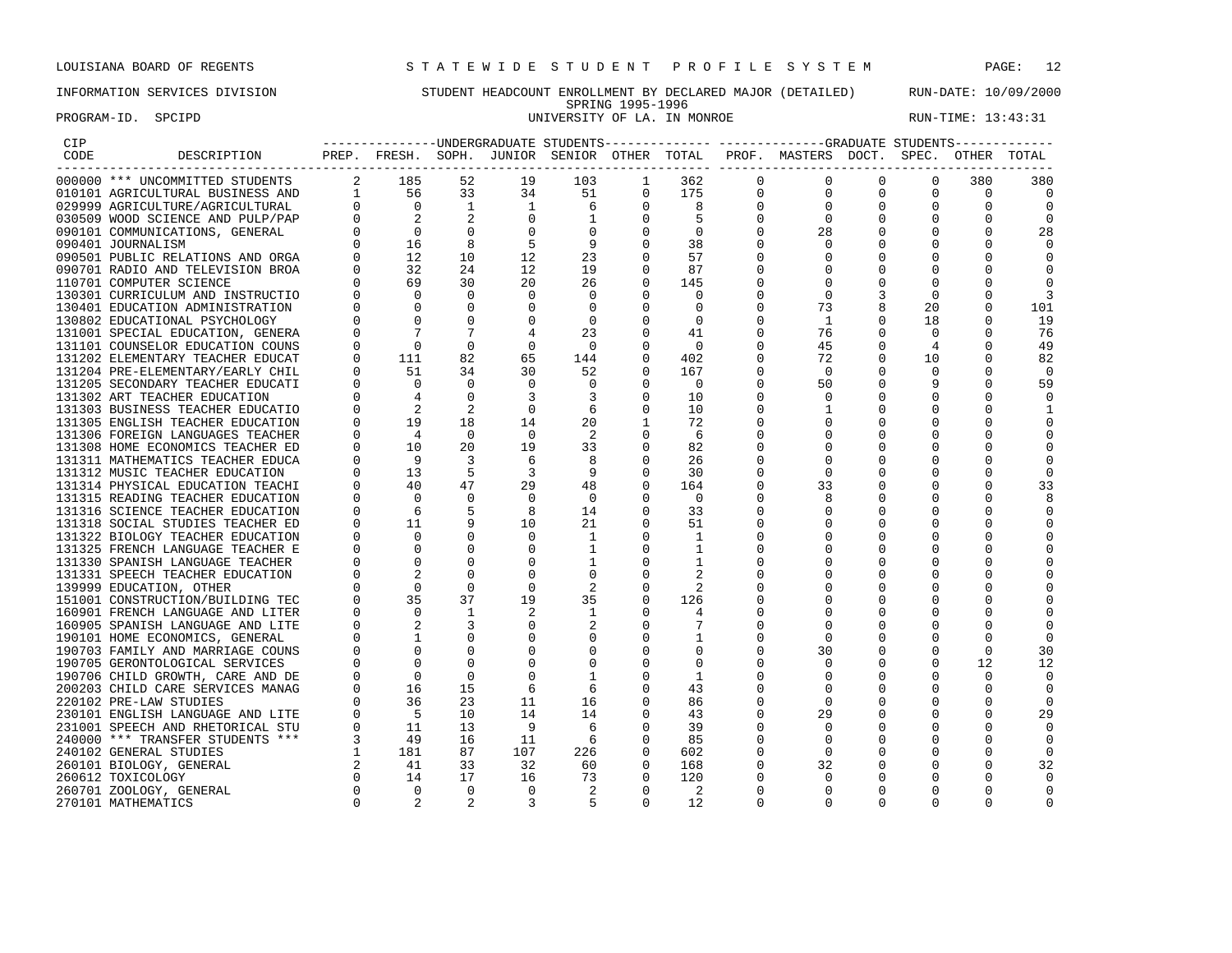LOUISIANA BOARD OF REGENTS — STATEWIDE STUDENT PROFILE SYSTEM

INFORMATION SERVICES DIVISION — STUDENT HEADCOUNT ENROLLMENT BY DECLARED MAJOR (DETAILED) — RUN-DATE: 10/09/2000

SPRING 1995-1996

PROGRAM-ID. SPCIPD — UNIVERSITY OF LA. IN MONROE — RUN-TIME: 13:43:31

| CIP CODE | DESCRIPTION | UG PREP. | UG FRESH. | UG SOPH. | UG JUNIOR | UG SENIOR | UG OTHER | UG TOTAL | GR PROF. | GR MASTERS | GR DOCT. | GR SPEC. | GR OTHER | GR TOTAL |
|---|---|---|---|---|---|---|---|---|---|---|---|---|---|---|
| 000000 | *** UNCOMMITTED STUDENTS | 2 | 185 | 52 | 19 | 103 | 1 | 362 | 0 | 0 | 0 | 0 | 380 | 380 |
| 010101 | AGRICULTURAL BUSINESS AND | 1 | 56 | 33 | 34 | 51 | 0 | 175 | 0 | 0 | 0 | 0 | 0 | 0 |
| 029999 | AGRICULTURE/AGRICULTURAL | 0 | 0 | 1 | 1 | 6 | 0 | 8 | 0 | 0 | 0 | 0 | 0 | 0 |
| 030509 | WOOD SCIENCE AND PULP/PAP | 0 | 2 | 2 | 0 | 1 | 0 | 5 | 0 | 0 | 0 | 0 | 0 | 0 |
| 090101 | COMMUNICATIONS, GENERAL | 0 | 0 | 0 | 0 | 0 | 0 | 0 | 0 | 28 | 0 | 0 | 0 | 28 |
| 090401 | JOURNALISM | 0 | 16 | 8 | 5 | 9 | 0 | 38 | 0 | 0 | 0 | 0 | 0 | 0 |
| 090501 | PUBLIC RELATIONS AND ORGA | 0 | 12 | 10 | 12 | 23 | 0 | 57 | 0 | 0 | 0 | 0 | 0 | 0 |
| 090701 | RADIO AND TELEVISION BROA | 0 | 32 | 24 | 12 | 19 | 0 | 87 | 0 | 0 | 0 | 0 | 0 | 0 |
| 110701 | COMPUTER SCIENCE | 0 | 69 | 30 | 20 | 26 | 0 | 145 | 0 | 0 | 0 | 0 | 0 | 0 |
| 130301 | CURRICULUM AND INSTRUCTIO | 0 | 0 | 0 | 0 | 0 | 0 | 0 | 0 | 0 | 3 | 0 | 0 | 3 |
| 130401 | EDUCATION ADMINISTRATION | 0 | 0 | 0 | 0 | 0 | 0 | 0 | 0 | 73 | 8 | 20 | 0 | 101 |
| 130802 | EDUCATIONAL PSYCHOLOGY | 0 | 0 | 0 | 0 | 0 | 0 | 0 | 0 | 1 | 0 | 18 | 0 | 19 |
| 131001 | SPECIAL EDUCATION, GENERA | 0 | 7 | 7 | 4 | 23 | 0 | 41 | 0 | 76 | 0 | 0 | 0 | 76 |
| 131101 | COUNSELOR EDUCATION COUNS | 0 | 0 | 0 | 0 | 0 | 0 | 0 | 0 | 45 | 0 | 4 | 0 | 49 |
| 131202 | ELEMENTARY TEACHER EDUCAT | 0 | 111 | 82 | 65 | 144 | 0 | 402 | 0 | 72 | 0 | 10 | 0 | 82 |
| 131204 | PRE-ELEMENTARY/EARLY CHIL | 0 | 51 | 34 | 30 | 52 | 0 | 167 | 0 | 0 | 0 | 0 | 0 | 0 |
| 131205 | SECONDARY TEACHER EDUCATI | 0 | 0 | 0 | 0 | 0 | 0 | 0 | 0 | 50 | 0 | 9 | 0 | 59 |
| 131302 | ART TEACHER EDUCATION | 0 | 4 | 0 | 3 | 3 | 0 | 10 | 0 | 0 | 0 | 0 | 0 | 0 |
| 131303 | BUSINESS TEACHER EDUCATIO | 0 | 2 | 2 | 0 | 6 | 0 | 10 | 0 | 1 | 0 | 0 | 0 | 1 |
| 131305 | ENGLISH TEACHER EDUCATION | 0 | 19 | 18 | 14 | 20 | 1 | 72 | 0 | 0 | 0 | 0 | 0 | 0 |
| 131306 | FOREIGN LANGUAGES TEACHER | 0 | 4 | 0 | 0 | 2 | 0 | 6 | 0 | 0 | 0 | 0 | 0 | 0 |
| 131308 | HOME ECONOMICS TEACHER ED | 0 | 10 | 20 | 19 | 33 | 0 | 82 | 0 | 0 | 0 | 0 | 0 | 0 |
| 131311 | MATHEMATICS TEACHER EDUCA | 0 | 9 | 3 | 6 | 8 | 0 | 26 | 0 | 0 | 0 | 0 | 0 | 0 |
| 131312 | MUSIC TEACHER EDUCATION | 0 | 13 | 5 | 3 | 9 | 0 | 30 | 0 | 0 | 0 | 0 | 0 | 0 |
| 131314 | PHYSICAL EDUCATION TEACHI | 0 | 40 | 47 | 29 | 48 | 0 | 164 | 0 | 33 | 0 | 0 | 0 | 33 |
| 131315 | READING TEACHER EDUCATION | 0 | 0 | 0 | 0 | 0 | 0 | 0 | 0 | 8 | 0 | 0 | 0 | 8 |
| 131316 | SCIENCE TEACHER EDUCATION | 0 | 6 | 5 | 8 | 14 | 0 | 33 | 0 | 0 | 0 | 0 | 0 | 0 |
| 131318 | SOCIAL STUDIES TEACHER ED | 0 | 11 | 9 | 10 | 21 | 0 | 51 | 0 | 0 | 0 | 0 | 0 | 0 |
| 131322 | BIOLOGY TEACHER EDUCATION | 0 | 0 | 0 | 0 | 1 | 0 | 1 | 0 | 0 | 0 | 0 | 0 | 0 |
| 131325 | FRENCH LANGUAGE TEACHER E | 0 | 0 | 0 | 0 | 1 | 0 | 1 | 0 | 0 | 0 | 0 | 0 | 0 |
| 131330 | SPANISH LANGUAGE TEACHER | 0 | 0 | 0 | 0 | 1 | 0 | 1 | 0 | 0 | 0 | 0 | 0 | 0 |
| 131331 | SPEECH TEACHER EDUCATION | 0 | 2 | 0 | 0 | 0 | 0 | 2 | 0 | 0 | 0 | 0 | 0 | 0 |
| 139999 | EDUCATION, OTHER | 0 | 0 | 0 | 0 | 2 | 0 | 2 | 0 | 0 | 0 | 0 | 0 | 0 |
| 151001 | CONSTRUCTION/BUILDING TEC | 0 | 35 | 37 | 19 | 35 | 0 | 126 | 0 | 0 | 0 | 0 | 0 | 0 |
| 160901 | FRENCH LANGUAGE AND LITER | 0 | 0 | 1 | 2 | 1 | 0 | 4 | 0 | 0 | 0 | 0 | 0 | 0 |
| 160905 | SPANISH LANGUAGE AND LITE | 0 | 2 | 3 | 0 | 2 | 0 | 7 | 0 | 0 | 0 | 0 | 0 | 0 |
| 190101 | HOME ECONOMICS, GENERAL | 0 | 1 | 0 | 0 | 0 | 0 | 1 | 0 | 0 | 0 | 0 | 0 | 0 |
| 190703 | FAMILY AND MARRIAGE COUNS | 0 | 0 | 0 | 0 | 0 | 0 | 0 | 0 | 30 | 0 | 0 | 0 | 30 |
| 190705 | GERONTOLOGICAL SERVICES | 0 | 0 | 0 | 0 | 0 | 0 | 0 | 0 | 0 | 0 | 0 | 12 | 12 |
| 190706 | CHILD GROWTH, CARE AND DE | 0 | 0 | 0 | 0 | 1 | 0 | 1 | 0 | 0 | 0 | 0 | 0 | 0 |
| 200203 | CHILD CARE SERVICES MANAG | 0 | 16 | 15 | 6 | 6 | 0 | 43 | 0 | 0 | 0 | 0 | 0 | 0 |
| 220102 | PRE-LAW STUDIES | 0 | 36 | 23 | 11 | 16 | 0 | 86 | 0 | 0 | 0 | 0 | 0 | 0 |
| 230101 | ENGLISH LANGUAGE AND LITE | 0 | 5 | 10 | 14 | 14 | 0 | 43 | 0 | 29 | 0 | 0 | 0 | 29 |
| 231001 | SPEECH AND RHETORICAL STU | 0 | 11 | 13 | 9 | 6 | 0 | 39 | 0 | 0 | 0 | 0 | 0 | 0 |
| 240000 | *** TRANSFER STUDENTS *** | 3 | 49 | 16 | 11 | 6 | 0 | 85 | 0 | 0 | 0 | 0 | 0 | 0 |
| 240102 | GENERAL STUDIES | 1 | 181 | 87 | 107 | 226 | 0 | 602 | 0 | 0 | 0 | 0 | 0 | 0 |
| 260101 | BIOLOGY, GENERAL | 2 | 41 | 33 | 32 | 60 | 0 | 168 | 0 | 32 | 0 | 0 | 0 | 32 |
| 260612 | TOXICOLOGY | 0 | 14 | 17 | 16 | 73 | 0 | 120 | 0 | 0 | 0 | 0 | 0 | 0 |
| 260701 | ZOOLOGY, GENERAL | 0 | 0 | 0 | 0 | 2 | 0 | 2 | 0 | 0 | 0 | 0 | 0 | 0 |
| 270101 | MATHEMATICS | 0 | 2 | 2 | 3 | 5 | 0 | 12 | 0 | 0 | 0 | 0 | 0 | 0 |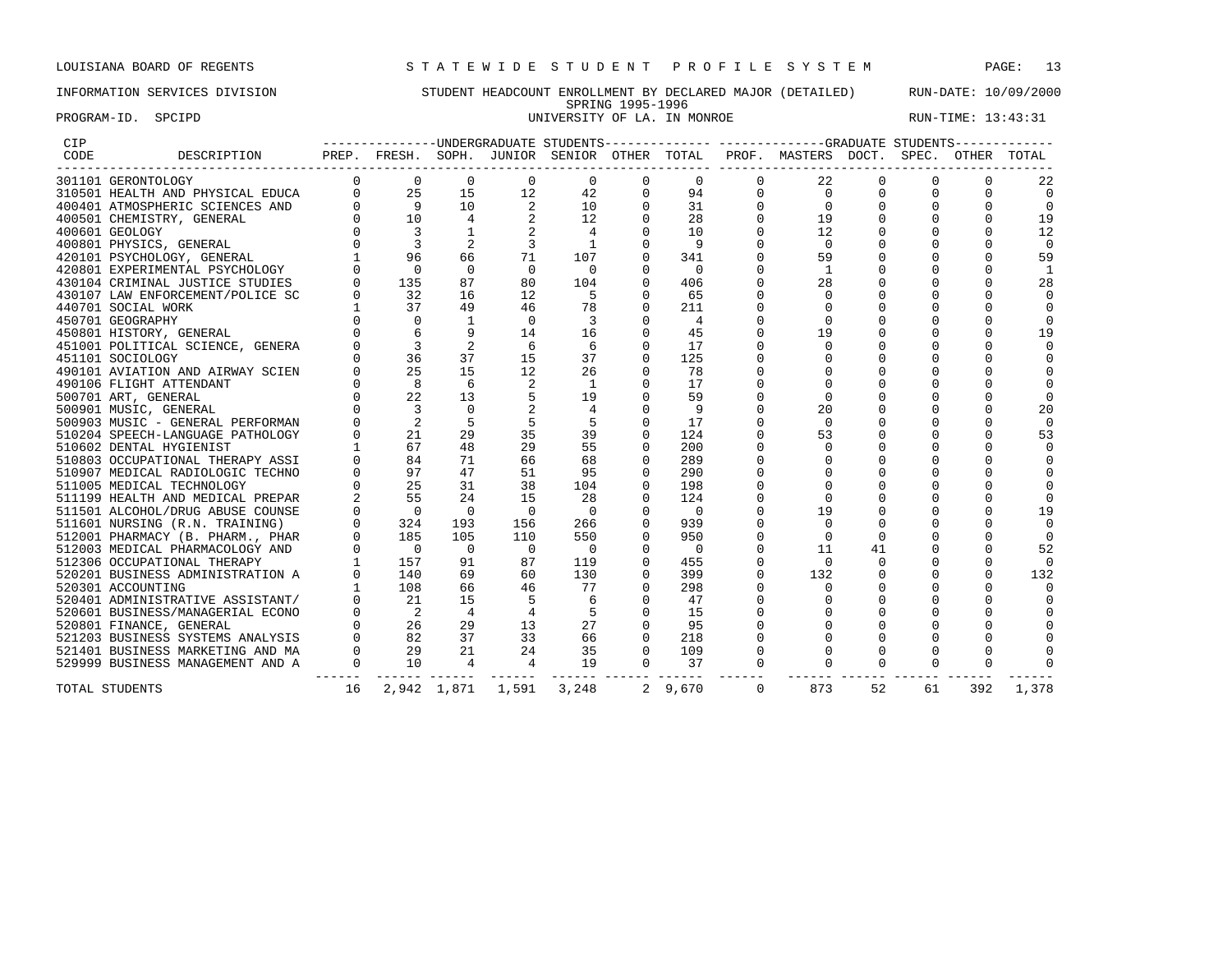LOUISIANA BOARD OF REGENTS — STATEWIDE STUDENT PROFILE SYSTEM

INFORMATION SERVICES DIVISION — STUDENT HEADCOUNT ENROLLMENT BY DECLARED MAJOR (DETAILED) — RUN-DATE: 10/09/2000

SPRING 1995-1996

PROGRAM-ID. SPCIPD — UNIVERSITY OF LA. IN MONROE — RUN-TIME: 13:43:31

| CIP CODE | DESCRIPTION | UG PREP. | UG FRESH. | UG SOPH. | UG JUNIOR | UG SENIOR | UG OTHER | UG TOTAL | GR PROF. | GR MASTERS | GR DOCT. | GR SPEC. | GR OTHER | GR TOTAL |
|---|---|---|---|---|---|---|---|---|---|---|---|---|---|---|
| 301101 | GERONTOLOGY | 0 | 0 | 0 | 0 | 0 | 0 | 0 | 0 | 22 | 0 | 0 | 0 | 22 |
| 310501 | HEALTH AND PHYSICAL EDUCA | 0 | 25 | 15 | 12 | 42 | 0 | 94 | 0 | 0 | 0 | 0 | 0 | 0 |
| 400401 | ATMOSPHERIC SCIENCES AND | 0 | 9 | 10 | 2 | 10 | 0 | 31 | 0 | 0 | 0 | 0 | 0 | 0 |
| 400501 | CHEMISTRY, GENERAL | 0 | 10 | 4 | 2 | 12 | 0 | 28 | 0 | 19 | 0 | 0 | 0 | 19 |
| 400601 | GEOLOGY | 0 | 3 | 1 | 2 | 4 | 0 | 10 | 0 | 12 | 0 | 0 | 0 | 12 |
| 400801 | PHYSICS, GENERAL | 0 | 3 | 2 | 3 | 1 | 0 | 9 | 0 | 0 | 0 | 0 | 0 | 0 |
| 420101 | PSYCHOLOGY, GENERAL | 1 | 96 | 66 | 71 | 107 | 0 | 341 | 0 | 59 | 0 | 0 | 0 | 59 |
| 420801 | EXPERIMENTAL PSYCHOLOGY | 0 | 0 | 0 | 0 | 0 | 0 | 0 | 0 | 1 | 0 | 0 | 0 | 1 |
| 430104 | CRIMINAL JUSTICE STUDIES | 0 | 135 | 87 | 80 | 104 | 0 | 406 | 0 | 28 | 0 | 0 | 0 | 28 |
| 430107 | LAW ENFORCEMENT/POLICE SC | 0 | 32 | 16 | 12 | 5 | 0 | 65 | 0 | 0 | 0 | 0 | 0 | 0 |
| 440701 | SOCIAL WORK | 1 | 37 | 49 | 46 | 78 | 0 | 211 | 0 | 0 | 0 | 0 | 0 | 0 |
| 450701 | GEOGRAPHY | 0 | 0 | 1 | 0 | 3 | 0 | 4 | 0 | 0 | 0 | 0 | 0 | 0 |
| 450801 | HISTORY, GENERAL | 0 | 6 | 9 | 14 | 16 | 0 | 45 | 0 | 19 | 0 | 0 | 0 | 19 |
| 451001 | POLITICAL SCIENCE, GENERA | 0 | 3 | 2 | 6 | 6 | 0 | 17 | 0 | 0 | 0 | 0 | 0 | 0 |
| 451101 | SOCIOLOGY | 0 | 36 | 37 | 15 | 37 | 0 | 125 | 0 | 0 | 0 | 0 | 0 | 0 |
| 490101 | AVIATION AND AIRWAY SCIEN | 0 | 25 | 15 | 12 | 26 | 0 | 78 | 0 | 0 | 0 | 0 | 0 | 0 |
| 490106 | FLIGHT ATTENDANT | 0 | 8 | 6 | 2 | 1 | 0 | 17 | 0 | 0 | 0 | 0 | 0 | 0 |
| 500701 | ART, GENERAL | 0 | 22 | 13 | 5 | 19 | 0 | 59 | 0 | 0 | 0 | 0 | 0 | 0 |
| 500901 | MUSIC, GENERAL | 0 | 3 | 0 | 2 | 4 | 0 | 9 | 0 | 20 | 0 | 0 | 0 | 20 |
| 500903 | MUSIC - GENERAL PERFORMAN | 0 | 2 | 5 | 5 | 5 | 0 | 17 | 0 | 0 | 0 | 0 | 0 | 0 |
| 510204 | SPEECH-LANGUAGE PATHOLOGY | 0 | 21 | 29 | 35 | 39 | 0 | 124 | 0 | 53 | 0 | 0 | 0 | 53 |
| 510602 | DENTAL HYGIENIST | 1 | 67 | 48 | 29 | 55 | 0 | 200 | 0 | 0 | 0 | 0 | 0 | 0 |
| 510803 | OCCUPATIONAL THERAPY ASSI | 0 | 84 | 71 | 66 | 68 | 0 | 289 | 0 | 0 | 0 | 0 | 0 | 0 |
| 510907 | MEDICAL RADIOLOGIC TECHNO | 0 | 97 | 47 | 51 | 95 | 0 | 290 | 0 | 0 | 0 | 0 | 0 | 0 |
| 511005 | MEDICAL TECHNOLOGY | 0 | 25 | 31 | 38 | 104 | 0 | 198 | 0 | 0 | 0 | 0 | 0 | 0 |
| 511199 | HEALTH AND MEDICAL PREPAR | 2 | 55 | 24 | 15 | 28 | 0 | 124 | 0 | 0 | 0 | 0 | 0 | 0 |
| 511501 | ALCOHOL/DRUG ABUSE COUNSE | 0 | 0 | 0 | 0 | 0 | 0 | 0 | 0 | 19 | 0 | 0 | 0 | 19 |
| 511601 | NURSING (R.N. TRAINING) | 0 | 324 | 193 | 156 | 266 | 0 | 939 | 0 | 0 | 0 | 0 | 0 | 0 |
| 512001 | PHARMACY (B. PHARM., PHAR | 0 | 185 | 105 | 110 | 550 | 0 | 950 | 0 | 0 | 0 | 0 | 0 | 0 |
| 512003 | MEDICAL PHARMACOLOGY AND | 0 | 0 | 0 | 0 | 0 | 0 | 0 | 0 | 11 | 41 | 0 | 0 | 52 |
| 512306 | OCCUPATIONAL THERAPY | 1 | 157 | 91 | 87 | 119 | 0 | 455 | 0 | 0 | 0 | 0 | 0 | 0 |
| 520201 | BUSINESS ADMINISTRATION A | 0 | 140 | 69 | 60 | 130 | 0 | 399 | 0 | 132 | 0 | 0 | 0 | 132 |
| 520301 | ACCOUNTING | 1 | 108 | 66 | 46 | 77 | 0 | 298 | 0 | 0 | 0 | 0 | 0 | 0 |
| 520401 | ADMINISTRATIVE ASSISTANT/ | 0 | 21 | 15 | 5 | 6 | 0 | 47 | 0 | 0 | 0 | 0 | 0 | 0 |
| 520601 | BUSINESS/MANAGERIAL ECONO | 0 | 2 | 4 | 4 | 5 | 0 | 15 | 0 | 0 | 0 | 0 | 0 | 0 |
| 520801 | FINANCE, GENERAL | 0 | 26 | 29 | 13 | 27 | 0 | 95 | 0 | 0 | 0 | 0 | 0 | 0 |
| 521203 | BUSINESS SYSTEMS ANALYSIS | 0 | 82 | 37 | 33 | 66 | 0 | 218 | 0 | 0 | 0 | 0 | 0 | 0 |
| 521401 | BUSINESS MARKETING AND MA | 0 | 29 | 21 | 24 | 35 | 0 | 109 | 0 | 0 | 0 | 0 | 0 | 0 |
| 529999 | BUSINESS MANAGEMENT AND A | 0 | 10 | 4 | 4 | 19 | 0 | 37 | 0 | 0 | 0 | 0 | 0 | 0 |
| | TOTAL STUDENTS | 16 | 2,942 | 1,871 | 1,591 | 3,248 | 2 | 9,670 | 0 | 873 | 52 | 61 | 392 | 1,378 |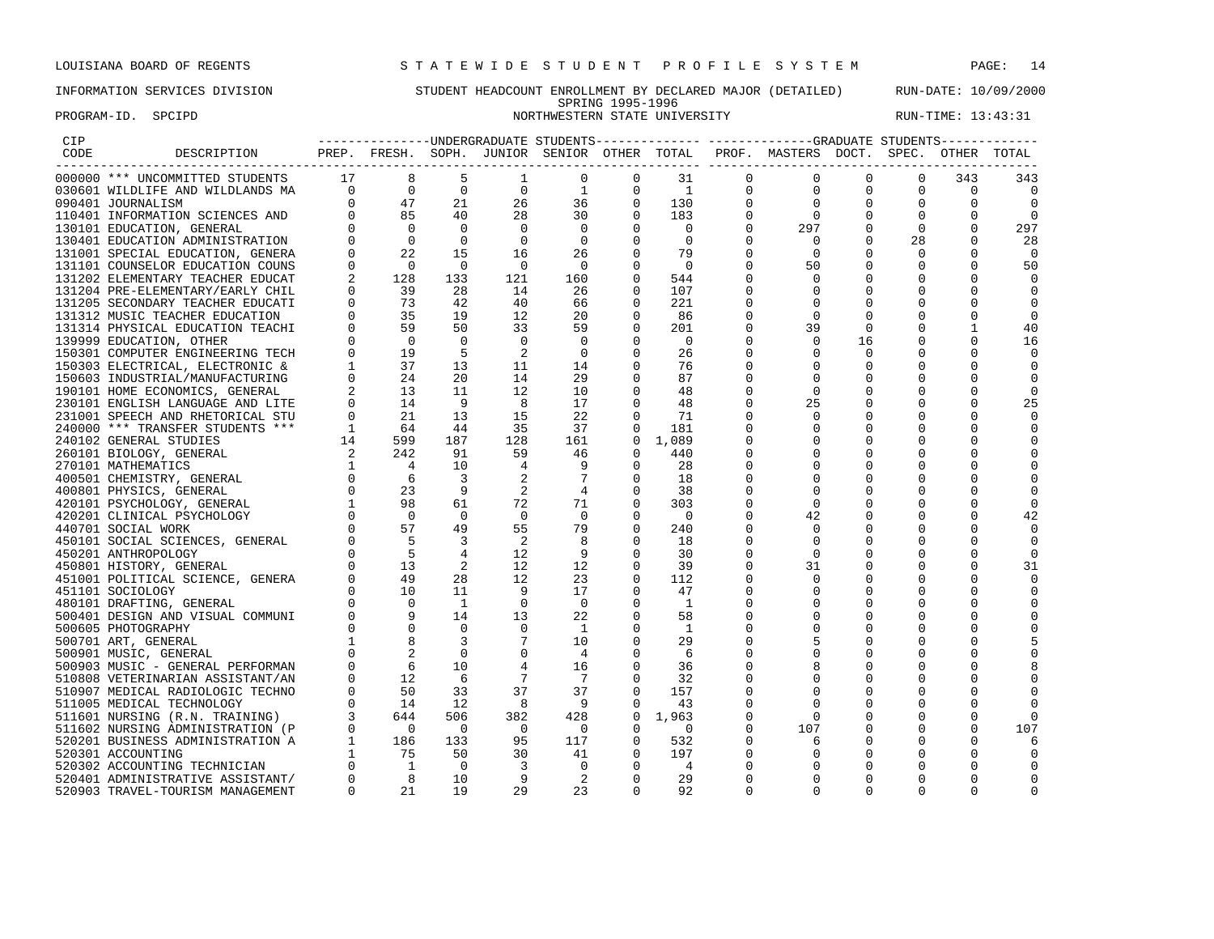LOUISIANA BOARD OF REGENTS — S T A T E W I D E  S T U D E N T  P R O F I L E  S Y S T E M

INFORMATION SERVICES DIVISION — STUDENT HEADCOUNT ENROLLMENT BY DECLARED MAJOR (DETAILED) — RUN-DATE: 10/09/2000

SPRING 1995-1996

PROGRAM-ID. SPCIPD — NORTHWESTERN STATE UNIVERSITY — RUN-TIME: 13:43:31

| CIP CODE | DESCRIPTION | UNDERGRADUATE STUDENTS | | | | | | | GRADUATE STUDENTS | | | | | |
|---|---|---|---|---|---|---|---|---|---|---|---|---|---|---|
| | | PREP. | FRESH. | SOPH. | JUNIOR | SENIOR | OTHER | TOTAL | PROF. | MASTERS | DOCT. | SPEC. | OTHER | TOTAL |
| 000000 | *** UNCOMMITTED STUDENTS | 17 | 8 | 5 | 1 | 0 | 0 | 31 | 0 | 0 | 0 | 0 | 343 | 343 |
| 030601 | WILDLIFE AND WILDLANDS MA | 0 | 0 | 0 | 0 | 1 | 0 | 1 | 0 | 0 | 0 | 0 | 0 | 0 |
| 090401 | JOURNALISM | 0 | 47 | 21 | 26 | 36 | 0 | 130 | 0 | 0 | 0 | 0 | 0 | 0 |
| 110401 | INFORMATION SCIENCES AND | 0 | 85 | 40 | 28 | 30 | 0 | 183 | 0 | 0 | 0 | 0 | 0 | 0 |
| 130101 | EDUCATION, GENERAL | 0 | 0 | 0 | 0 | 0 | 0 | 0 | 0 | 297 | 0 | 0 | 0 | 297 |
| 130401 | EDUCATION ADMINISTRATION | 0 | 0 | 0 | 0 | 0 | 0 | 0 | 0 | 0 | 0 | 28 | 0 | 28 |
| 131001 | SPECIAL EDUCATION, GENERA | 0 | 22 | 15 | 16 | 26 | 0 | 79 | 0 | 0 | 0 | 0 | 0 | 0 |
| 131101 | COUNSELOR EDUCATION COUNS | 0 | 0 | 0 | 0 | 0 | 0 | 0 | 0 | 50 | 0 | 0 | 0 | 50 |
| 131202 | ELEMENTARY TEACHER EDUCAT | 2 | 128 | 133 | 121 | 160 | 0 | 544 | 0 | 0 | 0 | 0 | 0 | 0 |
| 131204 | PRE-ELEMENTARY/EARLY CHIL | 0 | 39 | 28 | 14 | 26 | 0 | 107 | 0 | 0 | 0 | 0 | 0 | 0 |
| 131205 | SECONDARY TEACHER EDUCATI | 0 | 73 | 42 | 40 | 66 | 0 | 221 | 0 | 0 | 0 | 0 | 0 | 0 |
| 131312 | MUSIC TEACHER EDUCATION | 0 | 35 | 19 | 12 | 20 | 0 | 86 | 0 | 0 | 0 | 0 | 0 | 0 |
| 131314 | PHYSICAL EDUCATION TEACHI | 0 | 59 | 50 | 33 | 59 | 0 | 201 | 0 | 39 | 0 | 0 | 1 | 40 |
| 139999 | EDUCATION, OTHER | 0 | 0 | 0 | 0 | 0 | 0 | 0 | 0 | 0 | 16 | 0 | 0 | 16 |
| 150301 | COMPUTER ENGINEERING TECH | 0 | 19 | 5 | 2 | 0 | 0 | 26 | 0 | 0 | 0 | 0 | 0 | 0 |
| 150303 | ELECTRICAL, ELECTRONIC & | 1 | 37 | 13 | 11 | 14 | 0 | 76 | 0 | 0 | 0 | 0 | 0 | 0 |
| 150603 | INDUSTRIAL/MANUFACTURING | 0 | 24 | 20 | 14 | 29 | 0 | 87 | 0 | 0 | 0 | 0 | 0 | 0 |
| 190101 | HOME ECONOMICS, GENERAL | 2 | 13 | 11 | 12 | 10 | 0 | 48 | 0 | 0 | 0 | 0 | 0 | 0 |
| 230101 | ENGLISH LANGUAGE AND LITE | 0 | 14 | 9 | 8 | 17 | 0 | 48 | 0 | 25 | 0 | 0 | 0 | 25 |
| 231001 | SPEECH AND RHETORICAL STU | 0 | 21 | 13 | 15 | 22 | 0 | 71 | 0 | 0 | 0 | 0 | 0 | 0 |
| 240000 | *** TRANSFER STUDENTS *** | 1 | 64 | 44 | 35 | 37 | 0 | 181 | 0 | 0 | 0 | 0 | 0 | 0 |
| 240102 | GENERAL STUDIES | 14 | 599 | 187 | 128 | 161 | 0 | 1,089 | 0 | 0 | 0 | 0 | 0 | 0 |
| 260101 | BIOLOGY, GENERAL | 2 | 242 | 91 | 59 | 46 | 0 | 440 | 0 | 0 | 0 | 0 | 0 | 0 |
| 270101 | MATHEMATICS | 1 | 4 | 10 | 4 | 9 | 0 | 28 | 0 | 0 | 0 | 0 | 0 | 0 |
| 400501 | CHEMISTRY, GENERAL | 0 | 6 | 3 | 2 | 7 | 0 | 18 | 0 | 0 | 0 | 0 | 0 | 0 |
| 400801 | PHYSICS, GENERAL | 0 | 23 | 9 | 2 | 4 | 0 | 38 | 0 | 0 | 0 | 0 | 0 | 0 |
| 420101 | PSYCHOLOGY, GENERAL | 1 | 98 | 61 | 72 | 71 | 0 | 303 | 0 | 0 | 0 | 0 | 0 | 0 |
| 420201 | CLINICAL PSYCHOLOGY | 0 | 0 | 0 | 0 | 0 | 0 | 0 | 0 | 42 | 0 | 0 | 0 | 42 |
| 440701 | SOCIAL WORK | 0 | 57 | 49 | 55 | 79 | 0 | 240 | 0 | 0 | 0 | 0 | 0 | 0 |
| 450101 | SOCIAL SCIENCES, GENERAL | 0 | 5 | 3 | 2 | 8 | 0 | 18 | 0 | 0 | 0 | 0 | 0 | 0 |
| 450201 | ANTHROPOLOGY | 0 | 5 | 4 | 12 | 9 | 0 | 30 | 0 | 0 | 0 | 0 | 0 | 0 |
| 450801 | HISTORY, GENERAL | 0 | 13 | 2 | 12 | 12 | 0 | 39 | 0 | 31 | 0 | 0 | 0 | 31 |
| 451001 | POLITICAL SCIENCE, GENERA | 0 | 49 | 28 | 12 | 23 | 0 | 112 | 0 | 0 | 0 | 0 | 0 | 0 |
| 451101 | SOCIOLOGY | 0 | 10 | 11 | 9 | 17 | 0 | 47 | 0 | 0 | 0 | 0 | 0 | 0 |
| 480101 | DRAFTING, GENERAL | 0 | 0 | 1 | 0 | 0 | 0 | 1 | 0 | 0 | 0 | 0 | 0 | 0 |
| 500401 | DESIGN AND VISUAL COMMUNI | 0 | 9 | 14 | 13 | 22 | 0 | 58 | 0 | 0 | 0 | 0 | 0 | 0 |
| 500605 | PHOTOGRAPHY | 0 | 0 | 0 | 0 | 1 | 0 | 1 | 0 | 0 | 0 | 0 | 0 | 0 |
| 500701 | ART, GENERAL | 1 | 8 | 3 | 7 | 10 | 0 | 29 | 0 | 5 | 0 | 0 | 0 | 5 |
| 500901 | MUSIC, GENERAL | 0 | 2 | 0 | 0 | 4 | 0 | 6 | 0 | 0 | 0 | 0 | 0 | 0 |
| 500903 | MUSIC - GENERAL PERFORMAN | 0 | 6 | 10 | 4 | 16 | 0 | 36 | 0 | 8 | 0 | 0 | 0 | 8 |
| 510808 | VETERINARIAN ASSISTANT/AN | 0 | 12 | 6 | 7 | 7 | 0 | 32 | 0 | 0 | 0 | 0 | 0 | 0 |
| 510907 | MEDICAL RADIOLOGIC TECHNO | 0 | 50 | 33 | 37 | 37 | 0 | 157 | 0 | 0 | 0 | 0 | 0 | 0 |
| 511005 | MEDICAL TECHNOLOGY | 0 | 14 | 12 | 8 | 9 | 0 | 43 | 0 | 0 | 0 | 0 | 0 | 0 |
| 511601 | NURSING (R.N. TRAINING) | 3 | 644 | 506 | 382 | 428 | 0 | 1,963 | 0 | 0 | 0 | 0 | 0 | 0 |
| 511602 | NURSING ADMINISTRATION (P | 0 | 0 | 0 | 0 | 0 | 0 | 0 | 0 | 107 | 0 | 0 | 0 | 107 |
| 520201 | BUSINESS ADMINISTRATION A | 1 | 186 | 133 | 95 | 117 | 0 | 532 | 0 | 6 | 0 | 0 | 0 | 6 |
| 520301 | ACCOUNTING | 1 | 75 | 50 | 30 | 41 | 0 | 197 | 0 | 0 | 0 | 0 | 0 | 0 |
| 520302 | ACCOUNTING TECHNICIAN | 0 | 1 | 0 | 3 | 0 | 0 | 4 | 0 | 0 | 0 | 0 | 0 | 0 |
| 520401 | ADMINISTRATIVE ASSISTANT/ | 0 | 8 | 10 | 9 | 2 | 0 | 29 | 0 | 0 | 0 | 0 | 0 | 0 |
| 520903 | TRAVEL-TOURISM MANAGEMENT | 0 | 21 | 19 | 29 | 23 | 0 | 92 | 0 | 0 | 0 | 0 | 0 | 0 |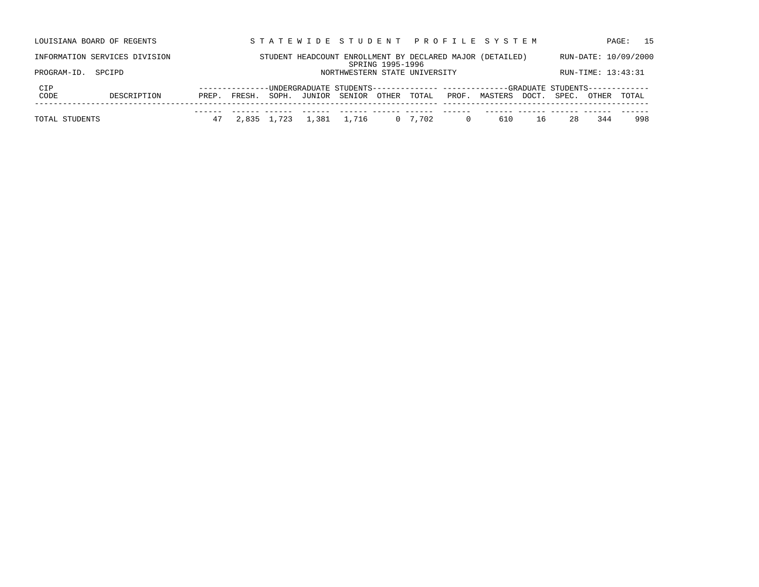LOUISIANA BOARD OF REGENTS — STATEWIDE STUDENT PROFILE SYSTEM

INFORMATION SERVICES DIVISION — STUDENT HEADCOUNT ENROLLMENT BY DECLARED MAJOR (DETAILED) — RUN-DATE: 10/09/2000

SPRING 1995-1996

PROGRAM-ID. SPCIPD — NORTHWESTERN STATE UNIVERSITY — RUN-TIME: 13:43:31

| CIP CODE | DESCRIPTION | UNDERGRADUATE STUDENTS | | | | | | | GRADUATE STUDENTS | | | | | |
|---|---|---|---|---|---|---|---|---|---|---|---|---|---|---|
| | | PREP. | FRESH. | SOPH. | JUNIOR | SENIOR | OTHER | TOTAL | PROF. | MASTERS | DOCT. | SPEC. | OTHER | TOTAL |
| TOTAL STUDENTS | | 47 | 2,835 | 1,723 | 1,381 | 1,716 | 0 | 7,702 | 0 | 610 | 16 | 28 | 344 | 998 |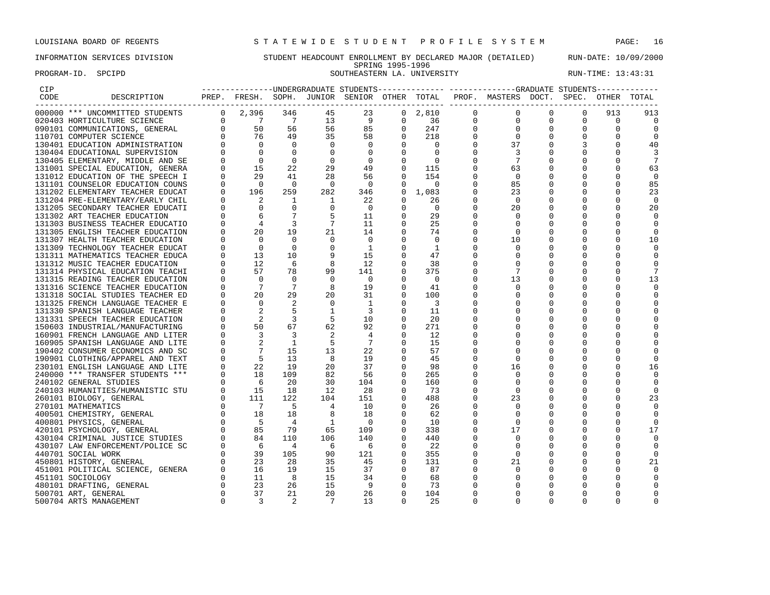LOUISIANA BOARD OF REGENTS — STATEWIDE STUDENT PROFILE SYSTEM

INFORMATION SERVICES DIVISION — STUDENT HEADCOUNT ENROLLMENT BY DECLARED MAJOR (DETAILED) — RUN-DATE: 10/09/2000

SPRING 1995-1996

PROGRAM-ID. SPCIPD — SOUTHEASTERN LA. UNIVERSITY — RUN-TIME: 13:43:31

| CIP CODE | DESCRIPTION | UNDERGRADUATE STUDENTS PREP. | FRESH. | SOPH. | JUNIOR | SENIOR | OTHER | TOTAL | GRADUATE STUDENTS PROF. | MASTERS | DOCT. | SPEC. | OTHER | TOTAL |
|---|---|---|---|---|---|---|---|---|---|---|---|---|---|---|
| 000000 | *** UNCOMMITTED STUDENTS | 0 | 2,396 | 346 | 45 | 23 | 0 | 2,810 | 0 | 0 | 0 | 0 | 913 | 913 |
| 020403 | HORTICULTURE SCIENCE | 0 | 7 | 7 | 13 | 9 | 0 | 36 | 0 | 0 | 0 | 0 | 0 | 0 |
| 090101 | COMMUNICATIONS, GENERAL | 0 | 50 | 56 | 56 | 85 | 0 | 247 | 0 | 0 | 0 | 0 | 0 | 0 |
| 110701 | COMPUTER SCIENCE | 0 | 76 | 49 | 35 | 58 | 0 | 218 | 0 | 0 | 0 | 0 | 0 | 0 |
| 130401 | EDUCATION ADMINISTRATION | 0 | 0 | 0 | 0 | 0 | 0 | 0 | 0 | 37 | 0 | 3 | 0 | 40 |
| 130404 | EDUCATIONAL SUPERVISION | 0 | 0 | 0 | 0 | 0 | 0 | 0 | 0 | 3 | 0 | 0 | 0 | 3 |
| 130405 | ELEMENTARY, MIDDLE AND SE | 0 | 0 | 0 | 0 | 0 | 0 | 0 | 0 | 7 | 0 | 0 | 0 | 7 |
| 131001 | SPECIAL EDUCATION, GENERA | 0 | 15 | 22 | 29 | 49 | 0 | 115 | 0 | 63 | 0 | 0 | 0 | 63 |
| 131012 | EDUCATION OF THE SPEECH I | 0 | 29 | 41 | 28 | 56 | 0 | 154 | 0 | 0 | 0 | 0 | 0 | 0 |
| 131101 | COUNSELOR EDUCATION COUNS | 0 | 0 | 0 | 0 | 0 | 0 | 0 | 0 | 85 | 0 | 0 | 0 | 85 |
| 131202 | ELEMENTARY TEACHER EDUCAT | 0 | 196 | 259 | 282 | 346 | 0 | 1,083 | 0 | 23 | 0 | 0 | 0 | 23 |
| 131204 | PRE-ELEMENTARY/EARLY CHIL | 0 | 2 | 1 | 1 | 22 | 0 | 26 | 0 | 0 | 0 | 0 | 0 | 0 |
| 131205 | SECONDARY TEACHER EDUCATI | 0 | 0 | 0 | 0 | 0 | 0 | 0 | 0 | 20 | 0 | 0 | 0 | 20 |
| 131302 | ART TEACHER EDUCATION | 0 | 6 | 7 | 5 | 11 | 0 | 29 | 0 | 0 | 0 | 0 | 0 | 0 |
| 131303 | BUSINESS TEACHER EDUCATIO | 0 | 4 | 3 | 7 | 11 | 0 | 25 | 0 | 0 | 0 | 0 | 0 | 0 |
| 131305 | ENGLISH TEACHER EDUCATION | 0 | 20 | 19 | 21 | 14 | 0 | 74 | 0 | 0 | 0 | 0 | 0 | 0 |
| 131307 | HEALTH TEACHER EDUCATION | 0 | 0 | 0 | 0 | 0 | 0 | 0 | 0 | 10 | 0 | 0 | 0 | 10 |
| 131309 | TECHNOLOGY TEACHER EDUCAT | 0 | 0 | 0 | 0 | 1 | 0 | 1 | 0 | 0 | 0 | 0 | 0 | 0 |
| 131311 | MATHEMATICS TEACHER EDUCA | 0 | 13 | 10 | 9 | 15 | 0 | 47 | 0 | 0 | 0 | 0 | 0 | 0 |
| 131312 | MUSIC TEACHER EDUCATION | 0 | 12 | 6 | 8 | 12 | 0 | 38 | 0 | 0 | 0 | 0 | 0 | 0 |
| 131314 | PHYSICAL EDUCATION TEACHI | 0 | 57 | 78 | 99 | 141 | 0 | 375 | 0 | 7 | 0 | 0 | 0 | 7 |
| 131315 | READING TEACHER EDUCATION | 0 | 0 | 0 | 0 | 0 | 0 | 0 | 0 | 13 | 0 | 0 | 0 | 13 |
| 131316 | SCIENCE TEACHER EDUCATION | 0 | 7 | 7 | 8 | 19 | 0 | 41 | 0 | 0 | 0 | 0 | 0 | 0 |
| 131318 | SOCIAL STUDIES TEACHER ED | 0 | 20 | 29 | 20 | 31 | 0 | 100 | 0 | 0 | 0 | 0 | 0 | 0 |
| 131325 | FRENCH LANGUAGE TEACHER E | 0 | 0 | 2 | 0 | 1 | 0 | 3 | 0 | 0 | 0 | 0 | 0 | 0 |
| 131330 | SPANISH LANGUAGE TEACHER | 0 | 2 | 5 | 1 | 3 | 0 | 11 | 0 | 0 | 0 | 0 | 0 | 0 |
| 131331 | SPEECH TEACHER EDUCATION | 0 | 2 | 3 | 5 | 10 | 0 | 20 | 0 | 0 | 0 | 0 | 0 | 0 |
| 150603 | INDUSTRIAL/MANUFACTURING | 0 | 50 | 67 | 62 | 92 | 0 | 271 | 0 | 0 | 0 | 0 | 0 | 0 |
| 160901 | FRENCH LANGUAGE AND LITER | 0 | 3 | 3 | 2 | 4 | 0 | 12 | 0 | 0 | 0 | 0 | 0 | 0 |
| 160905 | SPANISH LANGUAGE AND LITE | 0 | 2 | 1 | 5 | 7 | 0 | 15 | 0 | 0 | 0 | 0 | 0 | 0 |
| 190402 | CONSUMER ECONOMICS AND SC | 0 | 7 | 15 | 13 | 22 | 0 | 57 | 0 | 0 | 0 | 0 | 0 | 0 |
| 190901 | CLOTHING/APPAREL AND TEXT | 0 | 5 | 13 | 8 | 19 | 0 | 45 | 0 | 0 | 0 | 0 | 0 | 0 |
| 230101 | ENGLISH LANGUAGE AND LITE | 0 | 22 | 19 | 20 | 37 | 0 | 98 | 0 | 16 | 0 | 0 | 0 | 16 |
| 240000 | *** TRANSFER STUDENTS *** | 0 | 18 | 109 | 82 | 56 | 0 | 265 | 0 | 0 | 0 | 0 | 0 | 0 |
| 240102 | GENERAL STUDIES | 0 | 6 | 20 | 30 | 104 | 0 | 160 | 0 | 0 | 0 | 0 | 0 | 0 |
| 240103 | HUMANITIES/HUMANISTIC STU | 0 | 15 | 18 | 12 | 28 | 0 | 73 | 0 | 0 | 0 | 0 | 0 | 0 |
| 260101 | BIOLOGY, GENERAL | 0 | 111 | 122 | 104 | 151 | 0 | 488 | 0 | 23 | 0 | 0 | 0 | 23 |
| 270101 | MATHEMATICS | 0 | 7 | 5 | 4 | 10 | 0 | 26 | 0 | 0 | 0 | 0 | 0 | 0 |
| 400501 | CHEMISTRY, GENERAL | 0 | 18 | 18 | 8 | 18 | 0 | 62 | 0 | 0 | 0 | 0 | 0 | 0 |
| 400801 | PHYSICS, GENERAL | 0 | 5 | 4 | 1 | 0 | 0 | 10 | 0 | 0 | 0 | 0 | 0 | 0 |
| 420101 | PSYCHOLOGY, GENERAL | 0 | 85 | 79 | 65 | 109 | 0 | 338 | 0 | 17 | 0 | 0 | 0 | 17 |
| 430104 | CRIMINAL JUSTICE STUDIES | 0 | 84 | 110 | 106 | 140 | 0 | 440 | 0 | 0 | 0 | 0 | 0 | 0 |
| 430107 | LAW ENFORCEMENT/POLICE SC | 0 | 6 | 4 | 6 | 6 | 0 | 22 | 0 | 0 | 0 | 0 | 0 | 0 |
| 440701 | SOCIAL WORK | 0 | 39 | 105 | 90 | 121 | 0 | 355 | 0 | 0 | 0 | 0 | 0 | 0 |
| 450801 | HISTORY, GENERAL | 0 | 23 | 28 | 35 | 45 | 0 | 131 | 0 | 21 | 0 | 0 | 0 | 21 |
| 451001 | POLITICAL SCIENCE, GENERA | 0 | 16 | 19 | 15 | 37 | 0 | 87 | 0 | 0 | 0 | 0 | 0 | 0 |
| 451101 | SOCIOLOGY | 0 | 11 | 8 | 15 | 34 | 0 | 68 | 0 | 0 | 0 | 0 | 0 | 0 |
| 480101 | DRAFTING, GENERAL | 0 | 23 | 26 | 15 | 9 | 0 | 73 | 0 | 0 | 0 | 0 | 0 | 0 |
| 500701 | ART, GENERAL | 0 | 37 | 21 | 20 | 26 | 0 | 104 | 0 | 0 | 0 | 0 | 0 | 0 |
| 500704 | ARTS MANAGEMENT | 0 | 3 | 2 | 7 | 13 | 0 | 25 | 0 | 0 | 0 | 0 | 0 | 0 |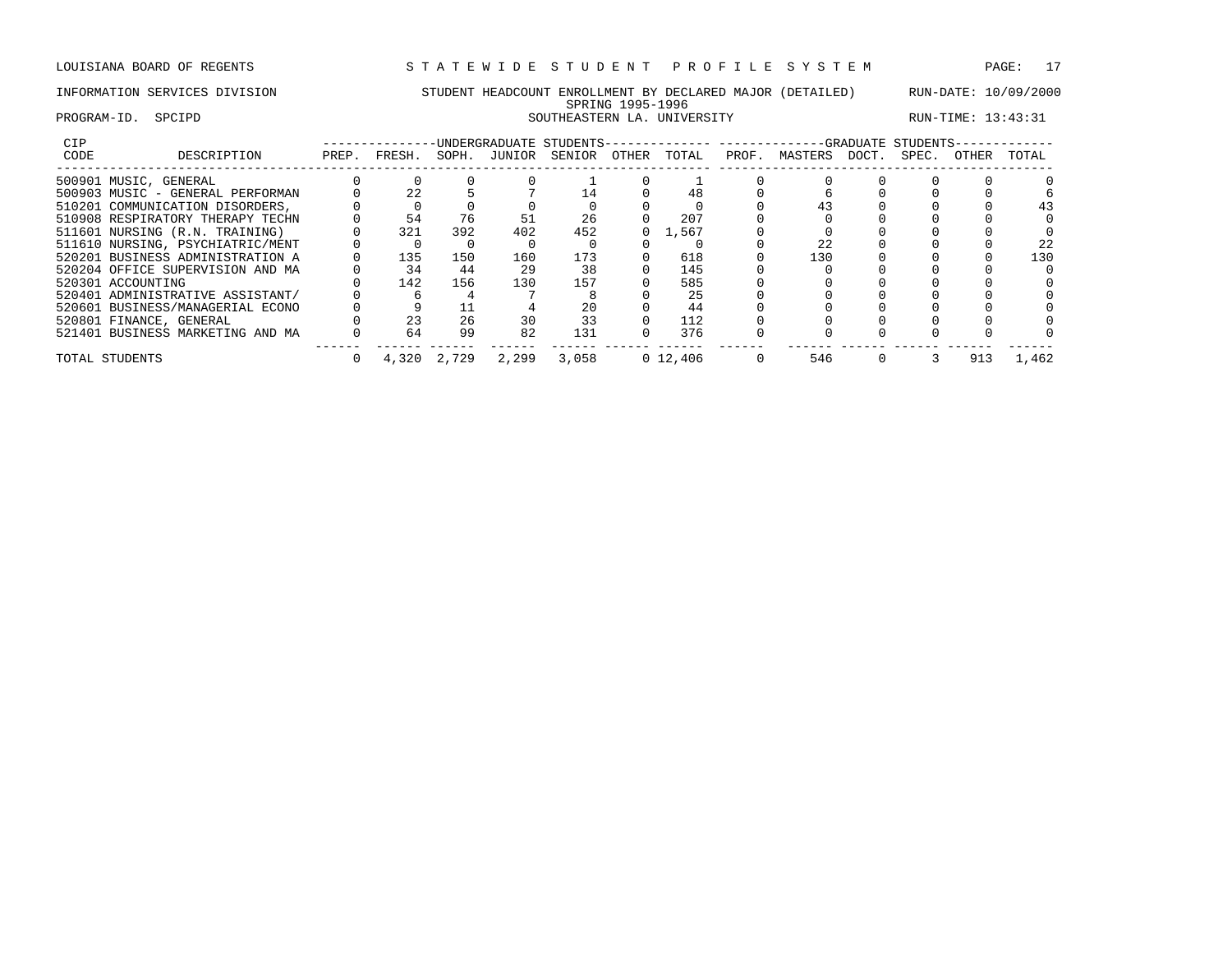LOUISIANA BOARD OF REGENTS — STATEWIDE STUDENT PROFILE SYSTEM

INFORMATION SERVICES DIVISION — STUDENT HEADCOUNT ENROLLMENT BY DECLARED MAJOR (DETAILED) — RUN-DATE: 10/09/2000

SPRING 1995-1996

PROGRAM-ID. SPCIPD — SOUTHEASTERN LA. UNIVERSITY — RUN-TIME: 13:43:31

| CIP CODE | DESCRIPTION | UNDERGRADUATE STUDENTS PREP. | FRESH. | SOPH. | JUNIOR | SENIOR | OTHER | TOTAL | GRADUATE STUDENTS PROF. | MASTERS | DOCT. | SPEC. | OTHER | TOTAL |
|---|---|---|---|---|---|---|---|---|---|---|---|---|---|---|
| 500901 | MUSIC, GENERAL | 0 | 0 | 0 | 0 | 1 | 0 | 1 | 0 | 0 | 0 | 0 | 0 | 0 |
| 500903 | MUSIC - GENERAL PERFORMAN | 0 | 22 | 5 | 7 | 14 | 0 | 48 | 0 | 6 | 0 | 0 | 0 | 6 |
| 510201 | COMMUNICATION DISORDERS, | 0 | 0 | 0 | 0 | 0 | 0 | 0 | 0 | 43 | 0 | 0 | 0 | 43 |
| 510908 | RESPIRATORY THERAPY TECHN | 0 | 54 | 76 | 51 | 26 | 0 | 207 | 0 | 0 | 0 | 0 | 0 | 0 |
| 511601 | NURSING (R.N. TRAINING) | 0 | 321 | 392 | 402 | 452 | 0 | 1,567 | 0 | 0 | 0 | 0 | 0 | 0 |
| 511610 | NURSING, PSYCHIATRIC/MENT | 0 | 0 | 0 | 0 | 0 | 0 | 0 | 0 | 22 | 0 | 0 | 0 | 22 |
| 520201 | BUSINESS ADMINISTRATION A | 0 | 135 | 150 | 160 | 173 | 0 | 618 | 0 | 130 | 0 | 0 | 0 | 130 |
| 520204 | OFFICE SUPERVISION AND MA | 0 | 34 | 44 | 29 | 38 | 0 | 145 | 0 | 0 | 0 | 0 | 0 | 0 |
| 520301 | ACCOUNTING | 0 | 142 | 156 | 130 | 157 | 0 | 585 | 0 | 0 | 0 | 0 | 0 | 0 |
| 520401 | ADMINISTRATIVE ASSISTANT/ | 0 | 6 | 4 | 7 | 8 | 0 | 25 | 0 | 0 | 0 | 0 | 0 | 0 |
| 520601 | BUSINESS/MANAGERIAL ECONO | 0 | 9 | 11 | 4 | 20 | 0 | 44 | 0 | 0 | 0 | 0 | 0 | 0 |
| 520801 | FINANCE, GENERAL | 0 | 23 | 26 | 30 | 33 | 0 | 112 | 0 | 0 | 0 | 0 | 0 | 0 |
| 521401 | BUSINESS MARKETING AND MA | 0 | 64 | 99 | 82 | 131 | 0 | 376 | 0 | 0 | 0 | 0 | 0 | 0 |
| TOTAL STUDENTS | | 0 | 4,320 | 2,729 | 2,299 | 3,058 | 0 | 12,406 | 0 | 546 | 0 | 3 | 913 | 1,462 |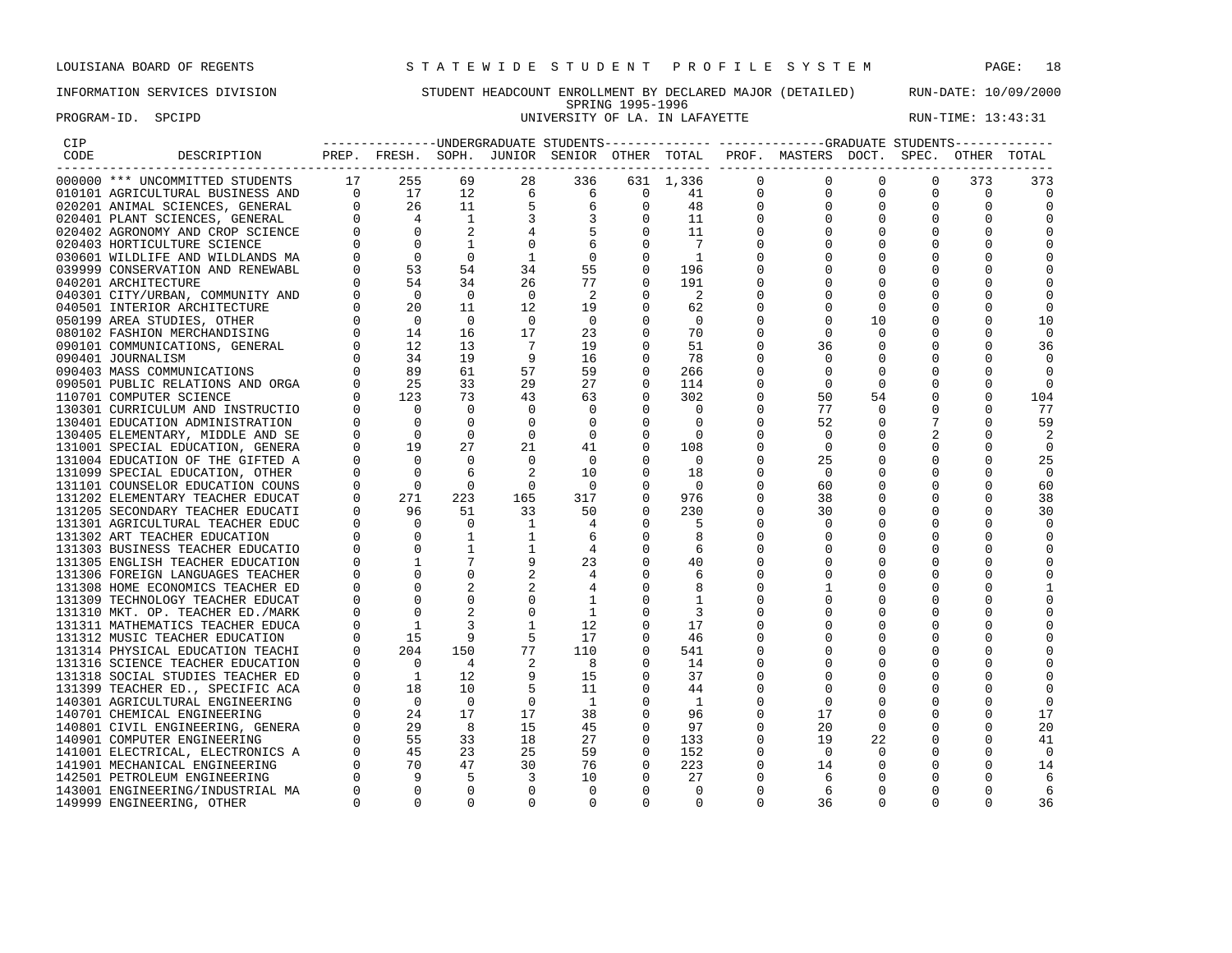LOUISIANA BOARD OF REGENTS — STATEWIDE STUDENT PROFILE SYSTEM

INFORMATION SERVICES DIVISION — STUDENT HEADCOUNT ENROLLMENT BY DECLARED MAJOR (DETAILED) — RUN-DATE: 10/09/2000

SPRING 1995-1996

PROGRAM-ID. SPCIPD — UNIVERSITY OF LA. IN LAFAYETTE — RUN-TIME: 13:43:31

| CIP CODE | DESCRIPTION | UG PREP. | UG FRESH. | UG SOPH. | UG JUNIOR | UG SENIOR | UG OTHER | UG TOTAL | GR PROF. | GR MASTERS | GR DOCT. | GR SPEC. | GR OTHER | GR TOTAL |
|---|---|---|---|---|---|---|---|---|---|---|---|---|---|---|
| 000000 | *** UNCOMMITTED STUDENTS | 17 | 255 | 69 | 28 | 336 | 631 | 1,336 | 0 | 0 | 0 | 0 | 373 | 373 |
| 010101 | AGRICULTURAL BUSINESS AND | 0 | 17 | 12 | 6 | 6 | 0 | 41 | 0 | 0 | 0 | 0 | 0 | 0 |
| 020201 | ANIMAL SCIENCES, GENERAL | 0 | 26 | 11 | 5 | 6 | 0 | 48 | 0 | 0 | 0 | 0 | 0 | 0 |
| 020401 | PLANT SCIENCES, GENERAL | 0 | 4 | 1 | 3 | 3 | 0 | 11 | 0 | 0 | 0 | 0 | 0 | 0 |
| 020402 | AGRONOMY AND CROP SCIENCE | 0 | 0 | 2 | 4 | 5 | 0 | 11 | 0 | 0 | 0 | 0 | 0 | 0 |
| 020403 | HORTICULTURE SCIENCE | 0 | 0 | 1 | 0 | 6 | 0 | 7 | 0 | 0 | 0 | 0 | 0 | 0 |
| 030601 | WILDLIFE AND WILDLANDS MA | 0 | 0 | 0 | 1 | 0 | 0 | 1 | 0 | 0 | 0 | 0 | 0 | 0 |
| 039999 | CONSERVATION AND RENEWABL | 0 | 53 | 54 | 34 | 55 | 0 | 196 | 0 | 0 | 0 | 0 | 0 | 0 |
| 040201 | ARCHITECTURE | 0 | 54 | 34 | 26 | 77 | 0 | 191 | 0 | 0 | 0 | 0 | 0 | 0 |
| 040301 | CITY/URBAN, COMMUNITY AND | 0 | 0 | 0 | 0 | 2 | 0 | 2 | 0 | 0 | 0 | 0 | 0 | 0 |
| 040501 | INTERIOR ARCHITECTURE | 0 | 20 | 11 | 12 | 19 | 0 | 62 | 0 | 0 | 0 | 0 | 0 | 0 |
| 050199 | AREA STUDIES, OTHER | 0 | 0 | 0 | 0 | 0 | 0 | 0 | 0 | 0 | 10 | 0 | 0 | 10 |
| 080102 | FASHION MERCHANDISING | 0 | 14 | 16 | 17 | 23 | 0 | 70 | 0 | 0 | 0 | 0 | 0 | 0 |
| 090101 | COMMUNICATIONS, GENERAL | 0 | 12 | 13 | 7 | 19 | 0 | 51 | 0 | 36 | 0 | 0 | 0 | 36 |
| 090401 | JOURNALISM | 0 | 34 | 19 | 9 | 16 | 0 | 78 | 0 | 0 | 0 | 0 | 0 | 0 |
| 090403 | MASS COMMUNICATIONS | 0 | 89 | 61 | 57 | 59 | 0 | 266 | 0 | 0 | 0 | 0 | 0 | 0 |
| 090501 | PUBLIC RELATIONS AND ORGA | 0 | 25 | 33 | 29 | 27 | 0 | 114 | 0 | 0 | 0 | 0 | 0 | 0 |
| 110701 | COMPUTER SCIENCE | 0 | 123 | 73 | 43 | 63 | 0 | 302 | 0 | 50 | 54 | 0 | 0 | 104 |
| 130301 | CURRICULUM AND INSTRUCTIO | 0 | 0 | 0 | 0 | 0 | 0 | 0 | 0 | 77 | 0 | 0 | 0 | 77 |
| 130401 | EDUCATION ADMINISTRATION | 0 | 0 | 0 | 0 | 0 | 0 | 0 | 0 | 52 | 0 | 7 | 0 | 59 |
| 130405 | ELEMENTARY, MIDDLE AND SE | 0 | 0 | 0 | 0 | 0 | 0 | 0 | 0 | 0 | 0 | 2 | 0 | 2 |
| 131001 | SPECIAL EDUCATION, GENERA | 0 | 19 | 27 | 21 | 41 | 0 | 108 | 0 | 0 | 0 | 0 | 0 | 0 |
| 131004 | EDUCATION OF THE GIFTED A | 0 | 0 | 0 | 0 | 0 | 0 | 0 | 0 | 25 | 0 | 0 | 0 | 25 |
| 131099 | SPECIAL EDUCATION, OTHER | 0 | 0 | 6 | 2 | 10 | 0 | 18 | 0 | 0 | 0 | 0 | 0 | 0 |
| 131101 | COUNSELOR EDUCATION COUNS | 0 | 0 | 0 | 0 | 0 | 0 | 0 | 0 | 60 | 0 | 0 | 0 | 60 |
| 131202 | ELEMENTARY TEACHER EDUCAT | 0 | 271 | 223 | 165 | 317 | 0 | 976 | 0 | 38 | 0 | 0 | 0 | 38 |
| 131205 | SECONDARY TEACHER EDUCATI | 0 | 96 | 51 | 33 | 50 | 0 | 230 | 0 | 30 | 0 | 0 | 0 | 30 |
| 131301 | AGRICULTURAL TEACHER EDUC | 0 | 0 | 0 | 1 | 4 | 0 | 5 | 0 | 0 | 0 | 0 | 0 | 0 |
| 131302 | ART TEACHER EDUCATION | 0 | 0 | 1 | 1 | 6 | 0 | 8 | 0 | 0 | 0 | 0 | 0 | 0 |
| 131303 | BUSINESS TEACHER EDUCATIO | 0 | 0 | 1 | 1 | 4 | 0 | 6 | 0 | 0 | 0 | 0 | 0 | 0 |
| 131305 | ENGLISH TEACHER EDUCATION | 0 | 1 | 7 | 9 | 23 | 0 | 40 | 0 | 0 | 0 | 0 | 0 | 0 |
| 131306 | FOREIGN LANGUAGES TEACHER | 0 | 0 | 0 | 2 | 4 | 0 | 6 | 0 | 0 | 0 | 0 | 0 | 0 |
| 131308 | HOME ECONOMICS TEACHER ED | 0 | 0 | 2 | 2 | 4 | 0 | 8 | 0 | 1 | 0 | 0 | 0 | 1 |
| 131309 | TECHNOLOGY TEACHER EDUCAT | 0 | 0 | 0 | 0 | 1 | 0 | 1 | 0 | 0 | 0 | 0 | 0 | 0 |
| 131310 | MKT. OP. TEACHER ED./MARK | 0 | 0 | 2 | 0 | 1 | 0 | 3 | 0 | 0 | 0 | 0 | 0 | 0 |
| 131311 | MATHEMATICS TEACHER EDUCA | 0 | 1 | 3 | 1 | 12 | 0 | 17 | 0 | 0 | 0 | 0 | 0 | 0 |
| 131312 | MUSIC TEACHER EDUCATION | 0 | 15 | 9 | 5 | 17 | 0 | 46 | 0 | 0 | 0 | 0 | 0 | 0 |
| 131314 | PHYSICAL EDUCATION TEACHI | 0 | 204 | 150 | 77 | 110 | 0 | 541 | 0 | 0 | 0 | 0 | 0 | 0 |
| 131316 | SCIENCE TEACHER EDUCATION | 0 | 0 | 4 | 2 | 8 | 0 | 14 | 0 | 0 | 0 | 0 | 0 | 0 |
| 131318 | SOCIAL STUDIES TEACHER ED | 0 | 1 | 12 | 9 | 15 | 0 | 37 | 0 | 0 | 0 | 0 | 0 | 0 |
| 131399 | TEACHER ED., SPECIFIC ACA | 0 | 18 | 10 | 5 | 11 | 0 | 44 | 0 | 0 | 0 | 0 | 0 | 0 |
| 140301 | AGRICULTURAL ENGINEERING | 0 | 0 | 0 | 0 | 1 | 0 | 1 | 0 | 0 | 0 | 0 | 0 | 0 |
| 140701 | CHEMICAL ENGINEERING | 0 | 24 | 17 | 17 | 38 | 0 | 96 | 0 | 17 | 0 | 0 | 0 | 17 |
| 140801 | CIVIL ENGINEERING, GENERA | 0 | 29 | 8 | 15 | 45 | 0 | 97 | 0 | 20 | 0 | 0 | 0 | 20 |
| 140901 | COMPUTER ENGINEERING | 0 | 55 | 33 | 18 | 27 | 0 | 133 | 0 | 19 | 22 | 0 | 0 | 41 |
| 141001 | ELECTRICAL, ELECTRONICS A | 0 | 45 | 23 | 25 | 59 | 0 | 152 | 0 | 0 | 0 | 0 | 0 | 0 |
| 141901 | MECHANICAL ENGINEERING | 0 | 70 | 47 | 30 | 76 | 0 | 223 | 0 | 14 | 0 | 0 | 0 | 14 |
| 142501 | PETROLEUM ENGINEERING | 0 | 9 | 5 | 3 | 10 | 0 | 27 | 0 | 6 | 0 | 0 | 0 | 6 |
| 143001 | ENGINEERING/INDUSTRIAL MA | 0 | 0 | 0 | 0 | 0 | 0 | 0 | 0 | 6 | 0 | 0 | 0 | 6 |
| 149999 | ENGINEERING, OTHER | 0 | 0 | 0 | 0 | 0 | 0 | 0 | 0 | 36 | 0 | 0 | 0 | 36 |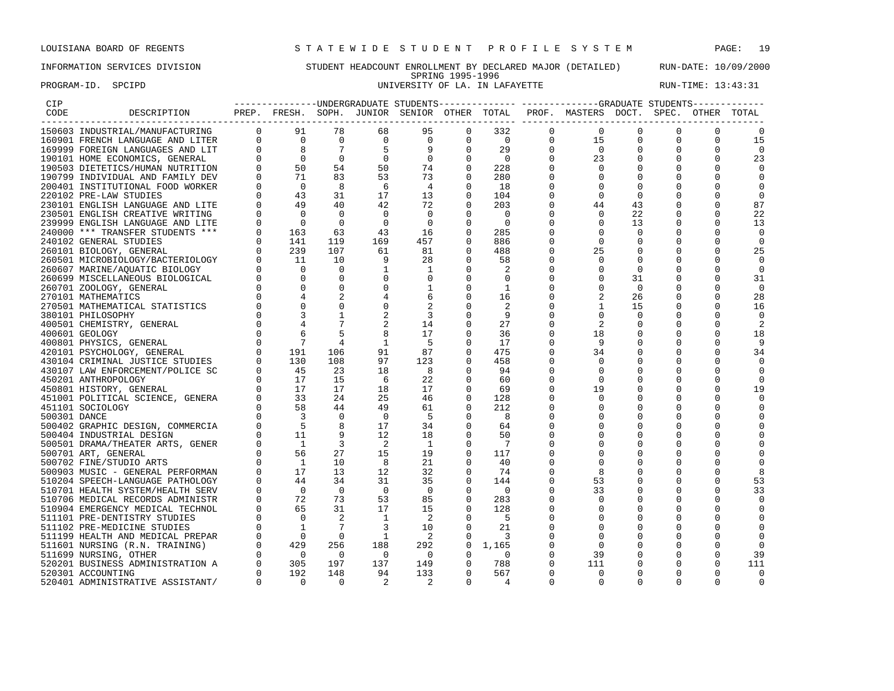LOUISIANA BOARD OF REGENTS — STATEWIDE STUDENT PROFILE SYSTEM

INFORMATION SERVICES DIVISION — STUDENT HEADCOUNT ENROLLMENT BY DECLARED MAJOR (DETAILED) — RUN-DATE: 10/09/2000

SPRING 1995-1996

PROGRAM-ID. SPCIPD — UNIVERSITY OF LA. IN LAFAYETTE — RUN-TIME: 13:43:31

| CIP CODE | DESCRIPTION | UNDERGRADUATE STUDENTS | | | | | | | GRADUATE STUDENTS | | | | | |
|---|---|---|---|---|---|---|---|---|---|---|---|---|---|---|
| | | PREP. | FRESH. | SOPH. | JUNIOR | SENIOR | OTHER | TOTAL | PROF. | MASTERS | DOCT. | SPEC. | OTHER | TOTAL |
| 150603 | INDUSTRIAL/MANUFACTURING | 0 | 91 | 78 | 68 | 95 | 0 | 332 | 0 | 0 | 0 | 0 | 0 | 0 |
| 160901 | FRENCH LANGUAGE AND LITER | 0 | 0 | 0 | 0 | 0 | 0 | 0 | 0 | 15 | 0 | 0 | 0 | 15 |
| 169999 | FOREIGN LANGUAGES AND LIT | 0 | 8 | 7 | 5 | 9 | 0 | 29 | 0 | 0 | 0 | 0 | 0 | 0 |
| 190101 | HOME ECONOMICS, GENERAL | 0 | 0 | 0 | 0 | 0 | 0 | 0 | 0 | 23 | 0 | 0 | 0 | 23 |
| 190503 | DIETETICS/HUMAN NUTRITION | 0 | 50 | 54 | 50 | 74 | 0 | 228 | 0 | 0 | 0 | 0 | 0 | 0 |
| 190799 | INDIVIDUAL AND FAMILY DEV | 0 | 71 | 83 | 53 | 73 | 0 | 280 | 0 | 0 | 0 | 0 | 0 | 0 |
| 200401 | INSTITUTIONAL FOOD WORKER | 0 | 0 | 8 | 6 | 4 | 0 | 18 | 0 | 0 | 0 | 0 | 0 | 0 |
| 220102 | PRE-LAW STUDIES | 0 | 43 | 31 | 17 | 13 | 0 | 104 | 0 | 0 | 0 | 0 | 0 | 0 |
| 230101 | ENGLISH LANGUAGE AND LITE | 0 | 49 | 40 | 42 | 72 | 0 | 203 | 0 | 44 | 43 | 0 | 0 | 87 |
| 230501 | ENGLISH CREATIVE WRITING | 0 | 0 | 0 | 0 | 0 | 0 | 0 | 0 | 0 | 22 | 0 | 0 | 22 |
| 239999 | ENGLISH LANGUAGE AND LITE | 0 | 0 | 0 | 0 | 0 | 0 | 0 | 0 | 0 | 13 | 0 | 0 | 13 |
| 240000 | *** TRANSFER STUDENTS *** | 0 | 163 | 63 | 43 | 16 | 0 | 285 | 0 | 0 | 0 | 0 | 0 | 0 |
| 240102 | GENERAL STUDIES | 0 | 141 | 119 | 169 | 457 | 0 | 886 | 0 | 0 | 0 | 0 | 0 | 0 |
| 260101 | BIOLOGY, GENERAL | 0 | 239 | 107 | 61 | 81 | 0 | 488 | 0 | 25 | 0 | 0 | 0 | 25 |
| 260501 | MICROBIOLOGY/BACTERIOLOGY | 0 | 11 | 10 | 9 | 28 | 0 | 58 | 0 | 0 | 0 | 0 | 0 | 0 |
| 260607 | MARINE/AQUATIC BIOLOGY | 0 | 0 | 0 | 1 | 1 | 0 | 2 | 0 | 0 | 0 | 0 | 0 | 0 |
| 260699 | MISCELLANEOUS BIOLOGICAL | 0 | 0 | 0 | 0 | 0 | 0 | 0 | 0 | 0 | 31 | 0 | 0 | 31 |
| 260701 | ZOOLOGY, GENERAL | 0 | 0 | 0 | 0 | 1 | 0 | 1 | 0 | 0 | 0 | 0 | 0 | 0 |
| 270101 | MATHEMATICS | 0 | 4 | 2 | 4 | 6 | 0 | 16 | 0 | 2 | 26 | 0 | 0 | 28 |
| 270501 | MATHEMATICAL STATISTICS | 0 | 0 | 0 | 0 | 2 | 0 | 2 | 0 | 1 | 15 | 0 | 0 | 16 |
| 380101 | PHILOSOPHY | 0 | 3 | 1 | 2 | 3 | 0 | 9 | 0 | 0 | 0 | 0 | 0 | 0 |
| 400501 | CHEMISTRY, GENERAL | 0 | 4 | 7 | 2 | 14 | 0 | 27 | 0 | 2 | 0 | 0 | 0 | 2 |
| 400601 | GEOLOGY | 0 | 6 | 5 | 8 | 17 | 0 | 36 | 0 | 18 | 0 | 0 | 0 | 18 |
| 400801 | PHYSICS, GENERAL | 0 | 7 | 4 | 1 | 5 | 0 | 17 | 0 | 9 | 0 | 0 | 0 | 9 |
| 420101 | PSYCHOLOGY, GENERAL | 0 | 191 | 106 | 91 | 87 | 0 | 475 | 0 | 34 | 0 | 0 | 0 | 34 |
| 430104 | CRIMINAL JUSTICE STUDIES | 0 | 130 | 108 | 97 | 123 | 0 | 458 | 0 | 0 | 0 | 0 | 0 | 0 |
| 430107 | LAW ENFORCEMENT/POLICE SC | 0 | 45 | 23 | 18 | 8 | 0 | 94 | 0 | 0 | 0 | 0 | 0 | 0 |
| 450201 | ANTHROPOLOGY | 0 | 17 | 15 | 6 | 22 | 0 | 60 | 0 | 0 | 0 | 0 | 0 | 0 |
| 450801 | HISTORY, GENERAL | 0 | 17 | 17 | 18 | 17 | 0 | 69 | 0 | 19 | 0 | 0 | 0 | 19 |
| 451001 | POLITICAL SCIENCE, GENERA | 0 | 33 | 24 | 25 | 46 | 0 | 128 | 0 | 0 | 0 | 0 | 0 | 0 |
| 451101 | SOCIOLOGY | 0 | 58 | 44 | 49 | 61 | 0 | 212 | 0 | 0 | 0 | 0 | 0 | 0 |
| 500301 | DANCE | 0 | 3 | 0 | 0 | 5 | 0 | 8 | 0 | 0 | 0 | 0 | 0 | 0 |
| 500402 | GRAPHIC DESIGN, COMMERCIA | 0 | 5 | 8 | 17 | 34 | 0 | 64 | 0 | 0 | 0 | 0 | 0 | 0 |
| 500404 | INDUSTRIAL DESIGN | 0 | 11 | 9 | 12 | 18 | 0 | 50 | 0 | 0 | 0 | 0 | 0 | 0 |
| 500501 | DRAMA/THEATER ARTS, GENER | 0 | 1 | 3 | 2 | 1 | 0 | 7 | 0 | 0 | 0 | 0 | 0 | 0 |
| 500701 | ART, GENERAL | 0 | 56 | 27 | 15 | 19 | 0 | 117 | 0 | 0 | 0 | 0 | 0 | 0 |
| 500702 | FINE/STUDIO ARTS | 0 | 1 | 10 | 8 | 21 | 0 | 40 | 0 | 0 | 0 | 0 | 0 | 0 |
| 500903 | MUSIC - GENERAL PERFORMAN | 0 | 17 | 13 | 12 | 32 | 0 | 74 | 0 | 8 | 0 | 0 | 0 | 8 |
| 510204 | SPEECH-LANGUAGE PATHOLOGY | 0 | 44 | 34 | 31 | 35 | 0 | 144 | 0 | 53 | 0 | 0 | 0 | 53 |
| 510701 | HEALTH SYSTEM/HEALTH SERV | 0 | 0 | 0 | 0 | 0 | 0 | 0 | 0 | 33 | 0 | 0 | 0 | 33 |
| 510706 | MEDICAL RECORDS ADMINISTR | 0 | 72 | 73 | 53 | 85 | 0 | 283 | 0 | 0 | 0 | 0 | 0 | 0 |
| 510904 | EMERGENCY MEDICAL TECHNOL | 0 | 65 | 31 | 17 | 15 | 0 | 128 | 0 | 0 | 0 | 0 | 0 | 0 |
| 511101 | PRE-DENTISTRY STUDIES | 0 | 0 | 2 | 1 | 2 | 0 | 5 | 0 | 0 | 0 | 0 | 0 | 0 |
| 511102 | PRE-MEDICINE STUDIES | 0 | 1 | 7 | 3 | 10 | 0 | 21 | 0 | 0 | 0 | 0 | 0 | 0 |
| 511199 | HEALTH AND MEDICAL PREPAR | 0 | 0 | 0 | 1 | 2 | 0 | 3 | 0 | 0 | 0 | 0 | 0 | 0 |
| 511601 | NURSING (R.N. TRAINING) | 0 | 429 | 256 | 188 | 292 | 0 | 1,165 | 0 | 0 | 0 | 0 | 0 | 0 |
| 511699 | NURSING, OTHER | 0 | 0 | 0 | 0 | 0 | 0 | 0 | 0 | 39 | 0 | 0 | 0 | 39 |
| 520201 | BUSINESS ADMINISTRATION A | 0 | 305 | 197 | 137 | 149 | 0 | 788 | 0 | 111 | 0 | 0 | 0 | 111 |
| 520301 | ACCOUNTING | 0 | 192 | 148 | 94 | 133 | 0 | 567 | 0 | 0 | 0 | 0 | 0 | 0 |
| 520401 | ADMINISTRATIVE ASSISTANT/ | 0 | 0 | 0 | 2 | 2 | 0 | 4 | 0 | 0 | 0 | 0 | 0 | 0 |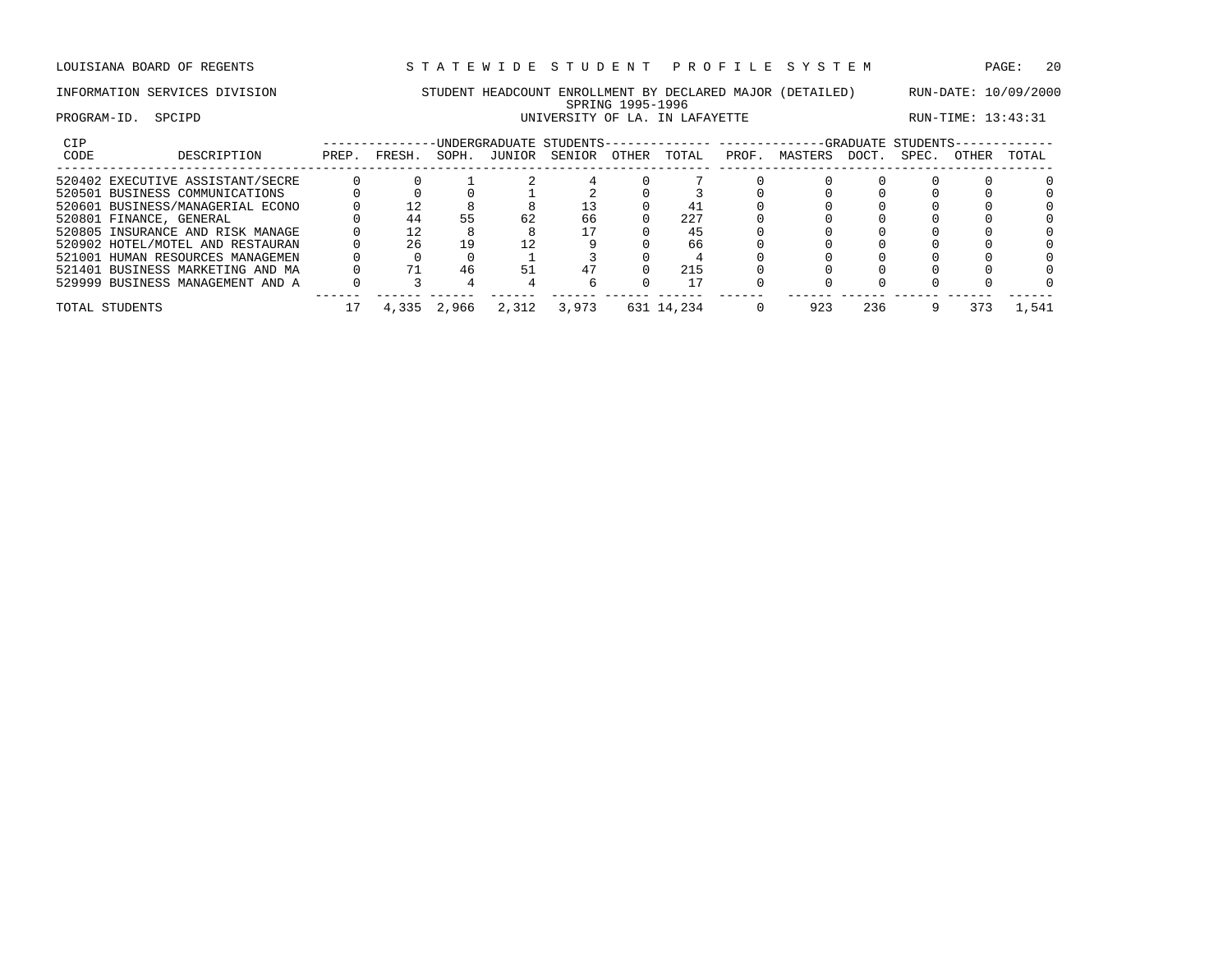LOUISIANA BOARD OF REGENTS — STATEWIDE STUDENT PROFILE SYSTEM

INFORMATION SERVICES DIVISION — STUDENT HEADCOUNT ENROLLMENT BY DECLARED MAJOR (DETAILED) — RUN-DATE: 10/09/2000

SPRING 1995-1996

PROGRAM-ID. SPCIPD — UNIVERSITY OF LA. IN LAFAYETTE — RUN-TIME: 13:43:31

| CIP CODE | DESCRIPTION | UNDERGRADUATE STUDENTS PREP. | FRESH. | SOPH. | JUNIOR | SENIOR | OTHER | TOTAL | GRADUATE STUDENTS PROF. | MASTERS | DOCT. | SPEC. | OTHER | TOTAL |
|---|---|---|---|---|---|---|---|---|---|---|---|---|---|---|
| 520402 | EXECUTIVE ASSISTANT/SECRE | 0 | 0 | 1 | 2 | 4 | 0 | 7 | 0 | 0 | 0 | 0 | 0 | 0 |
| 520501 | BUSINESS COMMUNICATIONS | 0 | 0 | 0 | 1 | 2 | 0 | 3 | 0 | 0 | 0 | 0 | 0 | 0 |
| 520601 | BUSINESS/MANAGERIAL ECONO | 0 | 12 | 8 | 8 | 13 | 0 | 41 | 0 | 0 | 0 | 0 | 0 | 0 |
| 520801 | FINANCE, GENERAL | 0 | 44 | 55 | 62 | 66 | 0 | 227 | 0 | 0 | 0 | 0 | 0 | 0 |
| 520805 | INSURANCE AND RISK MANAGE | 0 | 12 | 8 | 8 | 17 | 0 | 45 | 0 | 0 | 0 | 0 | 0 | 0 |
| 520902 | HOTEL/MOTEL AND RESTAURAN | 0 | 26 | 19 | 12 | 9 | 0 | 66 | 0 | 0 | 0 | 0 | 0 | 0 |
| 521001 | HUMAN RESOURCES MANAGEMEN | 0 | 0 | 0 | 1 | 3 | 0 | 4 | 0 | 0 | 0 | 0 | 0 | 0 |
| 521401 | BUSINESS MARKETING AND MA | 0 | 71 | 46 | 51 | 47 | 0 | 215 | 0 | 0 | 0 | 0 | 0 | 0 |
| 529999 | BUSINESS MANAGEMENT AND A | 0 | 3 | 4 | 4 | 6 | 0 | 17 | 0 | 0 | 0 | 0 | 0 | 0 |
| TOTAL STUDENTS | | 17 | 4,335 | 2,966 | 2,312 | 3,973 | 631 | 14,234 | 0 | 923 | 236 | 9 | 373 | 1,541 |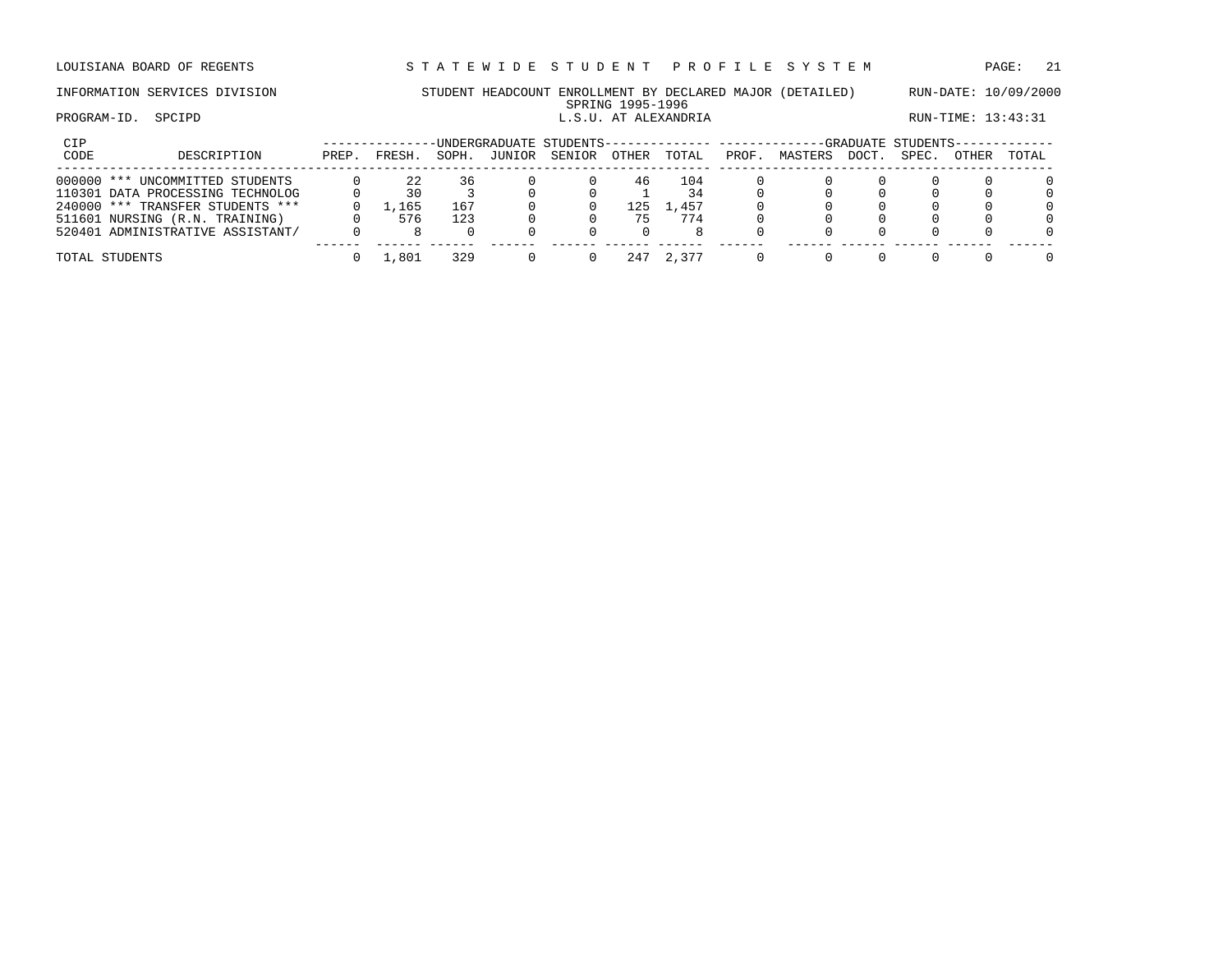LOUISIANA BOARD OF REGENTS — STATEWIDE STUDENT PROFILE SYSTEM

INFORMATION SERVICES DIVISION — STUDENT HEADCOUNT ENROLLMENT BY DECLARED MAJOR (DETAILED) — RUN-DATE: 10/09/2000

SPRING 1995-1996

PROGRAM-ID. SPCIPD — L.S.U. AT ALEXANDRIA — RUN-TIME: 13:43:31

| CIP CODE | DESCRIPTION | UNDERGRADUATE STUDENTS PREP. | FRESH. | SOPH. | JUNIOR | SENIOR | OTHER | TOTAL | GRADUATE STUDENTS PROF. | MASTERS | DOCT. | SPEC. | OTHER | TOTAL |
|---|---|---|---|---|---|---|---|---|---|---|---|---|---|---|
| 000000 | *** UNCOMMITTED STUDENTS | 0 | 22 | 36 | 0 | 0 | 46 | 104 | 0 | 0 | 0 | 0 | 0 | 0 |
| 110301 | DATA PROCESSING TECHNOLOG | 0 | 30 | 3 | 0 | 0 | 1 | 34 | 0 | 0 | 0 | 0 | 0 | 0 |
| 240000 | *** TRANSFER STUDENTS *** | 0 | 1,165 | 167 | 0 | 0 | 125 | 1,457 | 0 | 0 | 0 | 0 | 0 | 0 |
| 511601 | NURSING (R.N. TRAINING) | 0 | 576 | 123 | 0 | 0 | 75 | 774 | 0 | 0 | 0 | 0 | 0 | 0 |
| 520401 | ADMINISTRATIVE ASSISTANT/ | 0 | 8 | 0 | 0 | 0 | 0 | 8 | 0 | 0 | 0 | 0 | 0 | 0 |
| TOTAL STUDENTS | | 0 | 1,801 | 329 | 0 | 0 | 247 | 2,377 | 0 | 0 | 0 | 0 | 0 | 0 |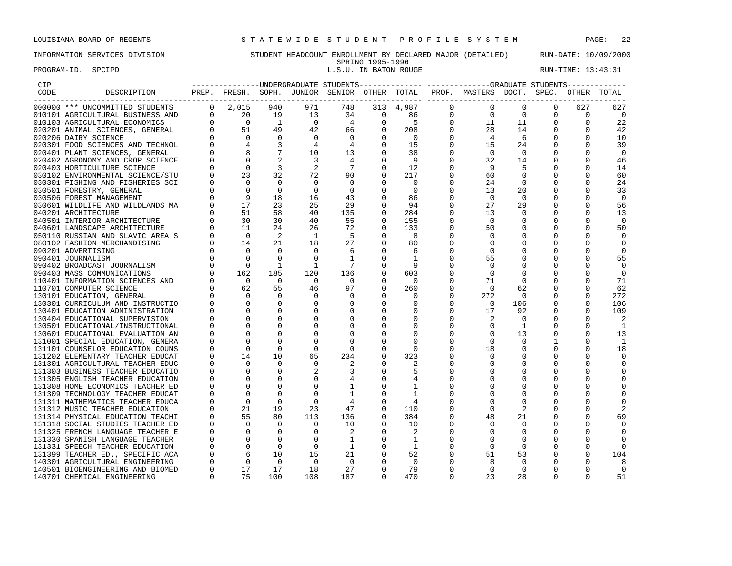LOUISIANA BOARD OF REGENTS — STATEWIDE STUDENT PROFILE SYSTEM

INFORMATION SERVICES DIVISION — STUDENT HEADCOUNT ENROLLMENT BY DECLARED MAJOR (DETAILED) — RUN-DATE: 10/09/2000

SPRING 1995-1996

PROGRAM-ID. SPCIPD — L.S.U. IN BATON ROUGE — RUN-TIME: 13:43:31

| CIP CODE | DESCRIPTION | UNDERGRADUATE STUDENTS PREP. | FRESH. | SOPH. | JUNIOR | SENIOR | OTHER | TOTAL | GRADUATE STUDENTS PROF. | MASTERS | DOCT. | SPEC. | OTHER | TOTAL |
|---|---|---|---|---|---|---|---|---|---|---|---|---|---|---|
| 000000 | *** UNCOMMITTED STUDENTS | 0 | 2,015 | 940 | 971 | 748 | 313 | 4,987 | 0 | 0 | 0 | 0 | 627 | 627 |
| 010101 | AGRICULTURAL BUSINESS AND | 0 | 20 | 19 | 13 | 34 | 0 | 86 | 0 | 0 | 0 | 0 | 0 | 0 |
| 010103 | AGRICULTURAL ECONOMICS | 0 | 0 | 1 | 0 | 4 | 0 | 5 | 0 | 11 | 11 | 0 | 0 | 22 |
| 020201 | ANIMAL SCIENCES, GENERAL | 0 | 51 | 49 | 42 | 66 | 0 | 208 | 0 | 28 | 14 | 0 | 0 | 42 |
| 020206 | DAIRY SCIENCE | 0 | 0 | 0 | 0 | 0 | 0 | 0 | 0 | 4 | 6 | 0 | 0 | 10 |
| 020301 | FOOD SCIENCES AND TECHNOL | 0 | 4 | 3 | 4 | 4 | 0 | 15 | 0 | 15 | 24 | 0 | 0 | 39 |
| 020401 | PLANT SCIENCES, GENERAL | 0 | 8 | 7 | 10 | 13 | 0 | 38 | 0 | 0 | 0 | 0 | 0 | 0 |
| 020402 | AGRONOMY AND CROP SCIENCE | 0 | 0 | 2 | 3 | 4 | 0 | 9 | 0 | 32 | 14 | 0 | 0 | 46 |
| 020403 | HORTICULTURE SCIENCE | 0 | 0 | 3 | 2 | 7 | 0 | 12 | 0 | 9 | 5 | 0 | 0 | 14 |
| 030102 | ENVIRONMENTAL SCIENCE/STU | 0 | 23 | 32 | 72 | 90 | 0 | 217 | 0 | 60 | 0 | 0 | 0 | 60 |
| 030301 | FISHING AND FISHERIES SCI | 0 | 0 | 0 | 0 | 0 | 0 | 0 | 0 | 24 | 0 | 0 | 0 | 24 |
| 030501 | FORESTRY, GENERAL | 0 | 0 | 0 | 0 | 0 | 0 | 0 | 0 | 13 | 20 | 0 | 0 | 33 |
| 030506 | FOREST MANAGEMENT | 0 | 9 | 18 | 16 | 43 | 0 | 86 | 0 | 0 | 0 | 0 | 0 | 0 |
| 030601 | WILDLIFE AND WILDLANDS MA | 0 | 17 | 23 | 25 | 29 | 0 | 94 | 0 | 27 | 29 | 0 | 0 | 56 |
| 040201 | ARCHITECTURE | 0 | 51 | 58 | 40 | 135 | 0 | 284 | 0 | 13 | 0 | 0 | 0 | 13 |
| 040501 | INTERIOR ARCHITECTURE | 0 | 30 | 30 | 40 | 55 | 0 | 155 | 0 | 0 | 0 | 0 | 0 | 0 |
| 040601 | LANDSCAPE ARCHITECTURE | 0 | 11 | 24 | 26 | 72 | 0 | 133 | 0 | 50 | 0 | 0 | 0 | 50 |
| 050110 | RUSSIAN AND SLAVIC AREA S | 0 | 0 | 2 | 1 | 5 | 0 | 8 | 0 | 0 | 0 | 0 | 0 | 0 |
| 080102 | FASHION MERCHANDISING | 0 | 14 | 21 | 18 | 27 | 0 | 80 | 0 | 0 | 0 | 0 | 0 | 0 |
| 090201 | ADVERTISING | 0 | 0 | 0 | 0 | 6 | 0 | 6 | 0 | 0 | 0 | 0 | 0 | 0 |
| 090401 | JOURNALISM | 0 | 0 | 0 | 0 | 1 | 0 | 1 | 0 | 55 | 0 | 0 | 0 | 55 |
| 090402 | BROADCAST JOURNALISM | 0 | 0 | 1 | 1 | 7 | 0 | 9 | 0 | 0 | 0 | 0 | 0 | 0 |
| 090403 | MASS COMMUNICATIONS | 0 | 162 | 185 | 120 | 136 | 0 | 603 | 0 | 0 | 0 | 0 | 0 | 0 |
| 110401 | INFORMATION SCIENCES AND | 0 | 0 | 0 | 0 | 0 | 0 | 0 | 0 | 71 | 0 | 0 | 0 | 71 |
| 110701 | COMPUTER SCIENCE | 0 | 62 | 55 | 46 | 97 | 0 | 260 | 0 | 0 | 62 | 0 | 0 | 62 |
| 130101 | EDUCATION, GENERAL | 0 | 0 | 0 | 0 | 0 | 0 | 0 | 0 | 272 | 0 | 0 | 0 | 272 |
| 130301 | CURRICULUM AND INSTRUCTIO | 0 | 0 | 0 | 0 | 0 | 0 | 0 | 0 | 0 | 106 | 0 | 0 | 106 |
| 130401 | EDUCATION ADMINISTRATION | 0 | 0 | 0 | 0 | 0 | 0 | 0 | 0 | 17 | 92 | 0 | 0 | 109 |
| 130404 | EDUCATIONAL SUPERVISION | 0 | 0 | 0 | 0 | 0 | 0 | 0 | 0 | 2 | 0 | 0 | 0 | 2 |
| 130501 | EDUCATIONAL/INSTRUCTIONAL | 0 | 0 | 0 | 0 | 0 | 0 | 0 | 0 | 0 | 1 | 0 | 0 | 1 |
| 130601 | EDUCATIONAL EVALUATION AN | 0 | 0 | 0 | 0 | 0 | 0 | 0 | 0 | 0 | 13 | 0 | 0 | 13 |
| 131001 | SPECIAL EDUCATION, GENERA | 0 | 0 | 0 | 0 | 0 | 0 | 0 | 0 | 0 | 0 | 1 | 0 | 1 |
| 131101 | COUNSELOR EDUCATION COUNS | 0 | 0 | 0 | 0 | 0 | 0 | 0 | 0 | 18 | 0 | 0 | 0 | 18 |
| 131202 | ELEMENTARY TEACHER EDUCAT | 0 | 14 | 10 | 65 | 234 | 0 | 323 | 0 | 0 | 0 | 0 | 0 | 0 |
| 131301 | AGRICULTURAL TEACHER EDUC | 0 | 0 | 0 | 0 | 2 | 0 | 2 | 0 | 0 | 0 | 0 | 0 | 0 |
| 131303 | BUSINESS TEACHER EDUCATIO | 0 | 0 | 0 | 2 | 3 | 0 | 5 | 0 | 0 | 0 | 0 | 0 | 0 |
| 131305 | ENGLISH TEACHER EDUCATION | 0 | 0 | 0 | 0 | 4 | 0 | 4 | 0 | 0 | 0 | 0 | 0 | 0 |
| 131308 | HOME ECONOMICS TEACHER ED | 0 | 0 | 0 | 0 | 1 | 0 | 1 | 0 | 0 | 0 | 0 | 0 | 0 |
| 131309 | TECHNOLOGY TEACHER EDUCAT | 0 | 0 | 0 | 0 | 1 | 0 | 1 | 0 | 0 | 0 | 0 | 0 | 0 |
| 131311 | MATHEMATICS TEACHER EDUCA | 0 | 0 | 0 | 0 | 4 | 0 | 4 | 0 | 0 | 0 | 0 | 0 | 0 |
| 131312 | MUSIC TEACHER EDUCATION | 0 | 21 | 19 | 23 | 47 | 0 | 110 | 0 | 0 | 2 | 0 | 0 | 2 |
| 131314 | PHYSICAL EDUCATION TEACHI | 0 | 55 | 80 | 113 | 136 | 0 | 384 | 0 | 48 | 21 | 0 | 0 | 69 |
| 131318 | SOCIAL STUDIES TEACHER ED | 0 | 0 | 0 | 0 | 10 | 0 | 10 | 0 | 0 | 0 | 0 | 0 | 0 |
| 131325 | FRENCH LANGUAGE TEACHER E | 0 | 0 | 0 | 0 | 2 | 0 | 2 | 0 | 0 | 0 | 0 | 0 | 0 |
| 131330 | SPANISH LANGUAGE TEACHER | 0 | 0 | 0 | 0 | 1 | 0 | 1 | 0 | 0 | 0 | 0 | 0 | 0 |
| 131331 | SPEECH TEACHER EDUCATION | 0 | 0 | 0 | 0 | 1 | 0 | 1 | 0 | 0 | 0 | 0 | 0 | 0 |
| 131399 | TEACHER ED., SPECIFIC ACA | 0 | 6 | 10 | 15 | 21 | 0 | 52 | 0 | 51 | 53 | 0 | 0 | 104 |
| 140301 | AGRICULTURAL ENGINEERING | 0 | 0 | 0 | 0 | 0 | 0 | 0 | 0 | 8 | 0 | 0 | 0 | 8 |
| 140501 | BIOENGINEERING AND BIOMED | 0 | 17 | 17 | 18 | 27 | 0 | 79 | 0 | 0 | 0 | 0 | 0 | 0 |
| 140701 | CHEMICAL ENGINEERING | 0 | 75 | 100 | 108 | 187 | 0 | 470 | 0 | 23 | 28 | 0 | 0 | 51 |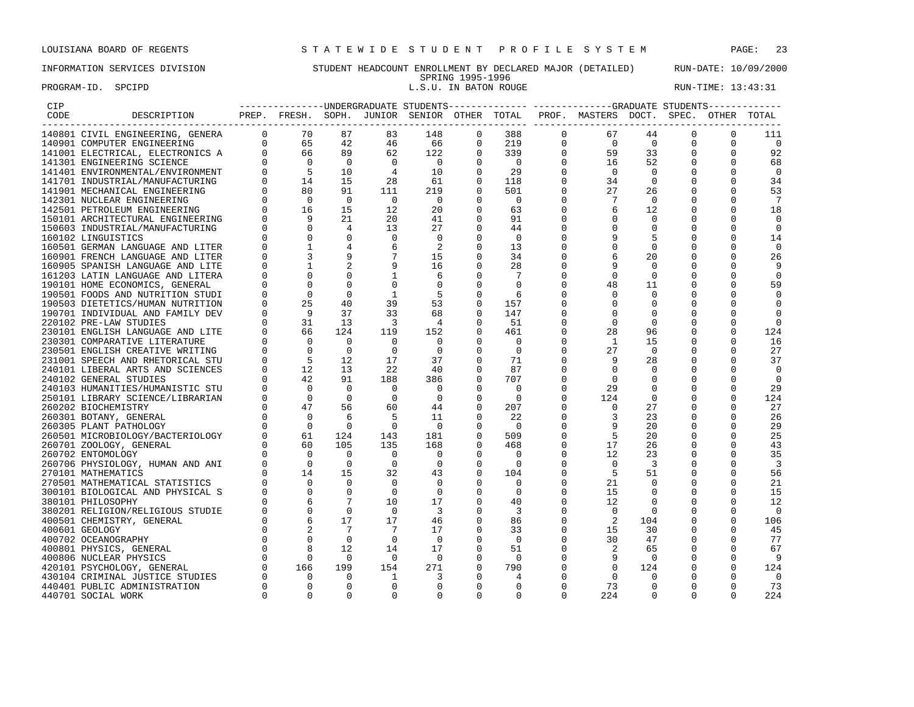LOUISIANA BOARD OF REGENTS — STATEWIDE STUDENT PROFILE SYSTEM

INFORMATION SERVICES DIVISION — STUDENT HEADCOUNT ENROLLMENT BY DECLARED MAJOR (DETAILED) — RUN-DATE: 10/09/2000

SPRING 1995-1996

PROGRAM-ID. SPCIPD — L.S.U. IN BATON ROUGE — RUN-TIME: 13:43:31

| CIP CODE | DESCRIPTION | UG PREP. | UG FRESH. | UG SOPH. | UG JUNIOR | UG SENIOR | UG OTHER | UG TOTAL | GR PROF. | GR MASTERS | GR DOCT. | GR SPEC. | GR OTHER | GR TOTAL |
|---|---|---|---|---|---|---|---|---|---|---|---|---|---|---|
| 140801 | CIVIL ENGINEERING, GENERA | 0 | 70 | 87 | 83 | 148 | 0 | 388 | 0 | 67 | 44 | 0 | 0 | 111 |
| 140901 | COMPUTER ENGINEERING | 0 | 65 | 42 | 46 | 66 | 0 | 219 | 0 | 0 | 0 | 0 | 0 | 0 |
| 141001 | ELECTRICAL, ELECTRONICS A | 0 | 66 | 89 | 62 | 122 | 0 | 339 | 0 | 59 | 33 | 0 | 0 | 92 |
| 141301 | ENGINEERING SCIENCE | 0 | 0 | 0 | 0 | 0 | 0 | 0 | 0 | 16 | 52 | 0 | 0 | 68 |
| 141401 | ENVIRONMENTAL/ENVIRONMENT | 0 | 5 | 10 | 4 | 10 | 0 | 29 | 0 | 0 | 0 | 0 | 0 | 0 |
| 141701 | INDUSTRIAL/MANUFACTURING | 0 | 14 | 15 | 28 | 61 | 0 | 118 | 0 | 34 | 0 | 0 | 0 | 34 |
| 141901 | MECHANICAL ENGINEERING | 0 | 80 | 91 | 111 | 219 | 0 | 501 | 0 | 27 | 26 | 0 | 0 | 53 |
| 142301 | NUCLEAR ENGINEERING | 0 | 0 | 0 | 0 | 0 | 0 | 0 | 0 | 7 | 0 | 0 | 0 | 7 |
| 142501 | PETROLEUM ENGINEERING | 0 | 16 | 15 | 12 | 20 | 0 | 63 | 0 | 6 | 12 | 0 | 0 | 18 |
| 150101 | ARCHITECTURAL ENGINEERING | 0 | 9 | 21 | 20 | 41 | 0 | 91 | 0 | 0 | 0 | 0 | 0 | 0 |
| 150603 | INDUSTRIAL/MANUFACTURING | 0 | 0 | 4 | 13 | 27 | 0 | 44 | 0 | 0 | 0 | 0 | 0 | 0 |
| 160102 | LINGUISTICS | 0 | 0 | 0 | 0 | 0 | 0 | 0 | 0 | 9 | 5 | 0 | 0 | 14 |
| 160501 | GERMAN LANGUAGE AND LITER | 0 | 1 | 4 | 6 | 2 | 0 | 13 | 0 | 0 | 0 | 0 | 0 | 0 |
| 160901 | FRENCH LANGUAGE AND LITER | 0 | 3 | 9 | 7 | 15 | 0 | 34 | 0 | 6 | 20 | 0 | 0 | 26 |
| 160905 | SPANISH LANGUAGE AND LITE | 0 | 1 | 2 | 9 | 16 | 0 | 28 | 0 | 9 | 0 | 0 | 0 | 9 |
| 161203 | LATIN LANGUAGE AND LITERA | 0 | 0 | 0 | 1 | 6 | 0 | 7 | 0 | 0 | 0 | 0 | 0 | 0 |
| 190101 | HOME ECONOMICS, GENERAL | 0 | 0 | 0 | 0 | 0 | 0 | 0 | 0 | 48 | 11 | 0 | 0 | 59 |
| 190501 | FOODS AND NUTRITION STUDI | 0 | 0 | 0 | 1 | 5 | 0 | 6 | 0 | 0 | 0 | 0 | 0 | 0 |
| 190503 | DIETETICS/HUMAN NUTRITION | 0 | 25 | 40 | 39 | 53 | 0 | 157 | 0 | 0 | 0 | 0 | 0 | 0 |
| 190701 | INDIVIDUAL AND FAMILY DEV | 0 | 9 | 37 | 33 | 68 | 0 | 147 | 0 | 0 | 0 | 0 | 0 | 0 |
| 220102 | PRE-LAW STUDIES | 0 | 31 | 13 | 3 | 4 | 0 | 51 | 0 | 0 | 0 | 0 | 0 | 0 |
| 230101 | ENGLISH LANGUAGE AND LITE | 0 | 66 | 124 | 119 | 152 | 0 | 461 | 0 | 28 | 96 | 0 | 0 | 124 |
| 230301 | COMPARATIVE LITERATURE | 0 | 0 | 0 | 0 | 0 | 0 | 0 | 0 | 1 | 15 | 0 | 0 | 16 |
| 230501 | ENGLISH CREATIVE WRITING | 0 | 0 | 0 | 0 | 0 | 0 | 0 | 0 | 27 | 0 | 0 | 0 | 27 |
| 231001 | SPEECH AND RHETORICAL STU | 0 | 5 | 12 | 17 | 37 | 0 | 71 | 0 | 9 | 28 | 0 | 0 | 37 |
| 240101 | LIBERAL ARTS AND SCIENCES | 0 | 12 | 13 | 22 | 40 | 0 | 87 | 0 | 0 | 0 | 0 | 0 | 0 |
| 240102 | GENERAL STUDIES | 0 | 42 | 91 | 188 | 386 | 0 | 707 | 0 | 0 | 0 | 0 | 0 | 0 |
| 240103 | HUMANITIES/HUMANISTIC STU | 0 | 0 | 0 | 0 | 0 | 0 | 0 | 0 | 29 | 0 | 0 | 0 | 29 |
| 250101 | LIBRARY SCIENCE/LIBRARIAN | 0 | 0 | 0 | 0 | 0 | 0 | 0 | 0 | 124 | 0 | 0 | 0 | 124 |
| 260202 | BIOCHEMISTRY | 0 | 47 | 56 | 60 | 44 | 0 | 207 | 0 | 0 | 27 | 0 | 0 | 27 |
| 260301 | BOTANY, GENERAL | 0 | 0 | 6 | 5 | 11 | 0 | 22 | 0 | 3 | 23 | 0 | 0 | 26 |
| 260305 | PLANT PATHOLOGY | 0 | 0 | 0 | 0 | 0 | 0 | 0 | 0 | 9 | 20 | 0 | 0 | 29 |
| 260501 | MICROBIOLOGY/BACTERIOLOGY | 0 | 61 | 124 | 143 | 181 | 0 | 509 | 0 | 5 | 20 | 0 | 0 | 25 |
| 260701 | ZOOLOGY, GENERAL | 0 | 60 | 105 | 135 | 168 | 0 | 468 | 0 | 17 | 26 | 0 | 0 | 43 |
| 260702 | ENTOMOLOGY | 0 | 0 | 0 | 0 | 0 | 0 | 0 | 0 | 12 | 23 | 0 | 0 | 35 |
| 260706 | PHYSIOLOGY, HUMAN AND ANI | 0 | 0 | 0 | 0 | 0 | 0 | 0 | 0 | 0 | 3 | 0 | 0 | 3 |
| 270101 | MATHEMATICS | 0 | 14 | 15 | 32 | 43 | 0 | 104 | 0 | 5 | 51 | 0 | 0 | 56 |
| 270501 | MATHEMATICAL STATISTICS | 0 | 0 | 0 | 0 | 0 | 0 | 0 | 0 | 21 | 0 | 0 | 0 | 21 |
| 300101 | BIOLOGICAL AND PHYSICAL S | 0 | 0 | 0 | 0 | 0 | 0 | 0 | 0 | 15 | 0 | 0 | 0 | 15 |
| 380101 | PHILOSOPHY | 0 | 6 | 7 | 10 | 17 | 0 | 40 | 0 | 12 | 0 | 0 | 0 | 12 |
| 380201 | RELIGION/RELIGIOUS STUDIE | 0 | 0 | 0 | 0 | 3 | 0 | 3 | 0 | 0 | 0 | 0 | 0 | 0 |
| 400501 | CHEMISTRY, GENERAL | 0 | 6 | 17 | 17 | 46 | 0 | 86 | 0 | 2 | 104 | 0 | 0 | 106 |
| 400601 | GEOLOGY | 0 | 2 | 7 | 7 | 17 | 0 | 33 | 0 | 15 | 30 | 0 | 0 | 45 |
| 400702 | OCEANOGRAPHY | 0 | 0 | 0 | 0 | 0 | 0 | 0 | 0 | 30 | 47 | 0 | 0 | 77 |
| 400801 | PHYSICS, GENERAL | 0 | 8 | 12 | 14 | 17 | 0 | 51 | 0 | 2 | 65 | 0 | 0 | 67 |
| 400806 | NUCLEAR PHYSICS | 0 | 0 | 0 | 0 | 0 | 0 | 0 | 0 | 9 | 0 | 0 | 0 | 9 |
| 420101 | PSYCHOLOGY, GENERAL | 0 | 166 | 199 | 154 | 271 | 0 | 790 | 0 | 0 | 124 | 0 | 0 | 124 |
| 430104 | CRIMINAL JUSTICE STUDIES | 0 | 0 | 0 | 1 | 3 | 0 | 4 | 0 | 0 | 0 | 0 | 0 | 0 |
| 440401 | PUBLIC ADMINISTRATION | 0 | 0 | 0 | 0 | 0 | 0 | 0 | 0 | 73 | 0 | 0 | 0 | 73 |
| 440701 | SOCIAL WORK | 0 | 0 | 0 | 0 | 0 | 0 | 0 | 0 | 224 | 0 | 0 | 0 | 224 |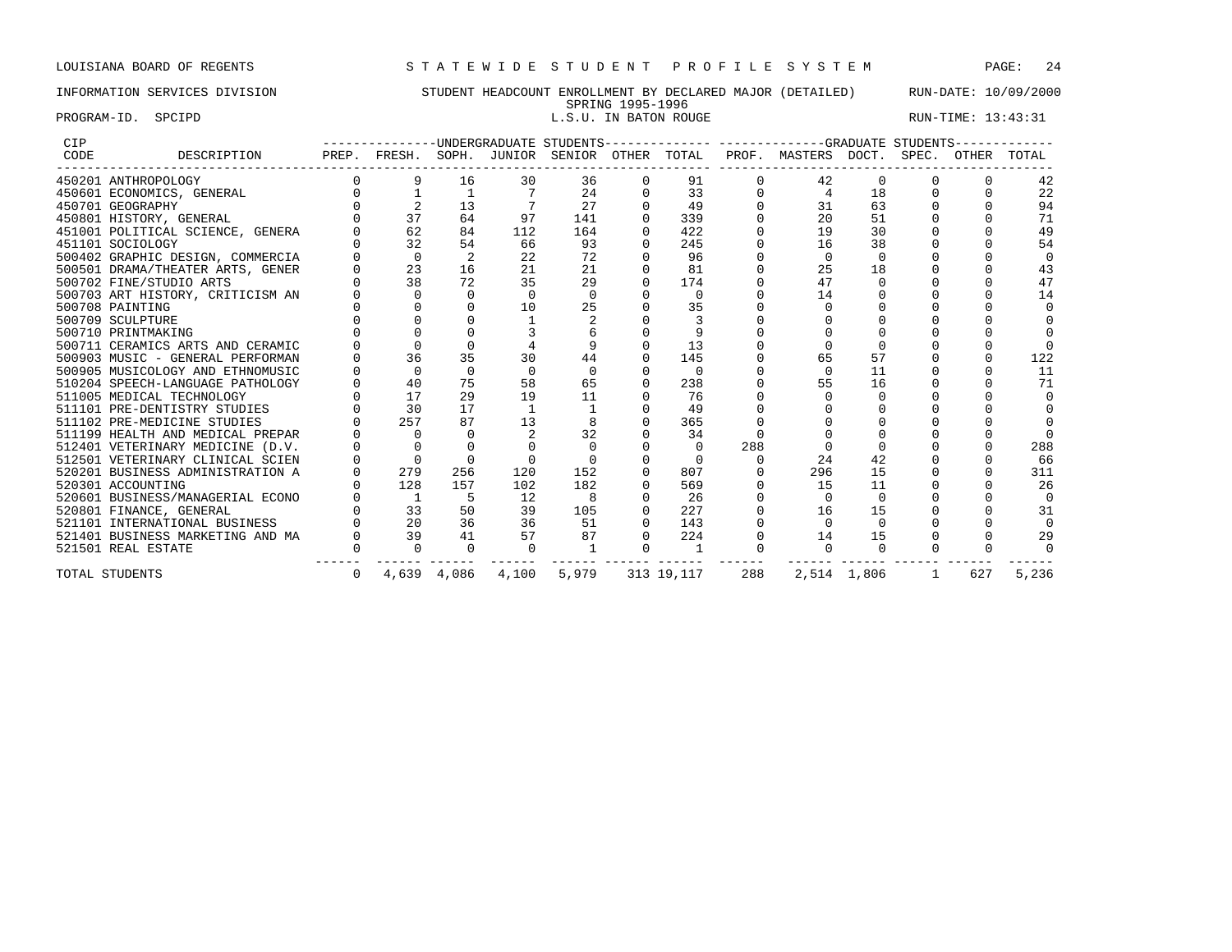LOUISIANA BOARD OF REGENTS — STATEWIDE STUDENT PROFILE SYSTEM

INFORMATION SERVICES DIVISION — STUDENT HEADCOUNT ENROLLMENT BY DECLARED MAJOR (DETAILED) — RUN-DATE: 10/09/2000

SPRING 1995-1996

PROGRAM-ID. SPCIPD — L.S.U. IN BATON ROUGE — RUN-TIME: 13:43:31

| CIP CODE | DESCRIPTION | UNDERGRADUATE STUDENTS PREP. | FRESH. | SOPH. | JUNIOR | SENIOR | OTHER | TOTAL | GRADUATE STUDENTS PROF. | MASTERS | DOCT. | SPEC. | OTHER | TOTAL |
|---|---|---|---|---|---|---|---|---|---|---|---|---|---|---|
| 450201 | ANTHROPOLOGY | 0 | 9 | 16 | 30 | 36 | 0 | 91 | 0 | 42 | 0 | 0 | 0 | 42 |
| 450601 | ECONOMICS, GENERAL | 0 | 1 | 1 | 7 | 24 | 0 | 33 | 0 | 4 | 18 | 0 | 0 | 22 |
| 450701 | GEOGRAPHY | 0 | 2 | 13 | 7 | 27 | 0 | 49 | 0 | 31 | 63 | 0 | 0 | 94 |
| 450801 | HISTORY, GENERAL | 0 | 37 | 64 | 97 | 141 | 0 | 339 | 0 | 20 | 51 | 0 | 0 | 71 |
| 451001 | POLITICAL SCIENCE, GENERA | 0 | 62 | 84 | 112 | 164 | 0 | 422 | 0 | 19 | 30 | 0 | 0 | 49 |
| 451101 | SOCIOLOGY | 0 | 32 | 54 | 66 | 93 | 0 | 245 | 0 | 16 | 38 | 0 | 0 | 54 |
| 500402 | GRAPHIC DESIGN, COMMERCIA | 0 | 0 | 2 | 22 | 72 | 0 | 96 | 0 | 0 | 0 | 0 | 0 | 0 |
| 500501 | DRAMA/THEATER ARTS, GENER | 0 | 23 | 16 | 21 | 21 | 0 | 81 | 0 | 25 | 18 | 0 | 0 | 43 |
| 500702 | FINE/STUDIO ARTS | 0 | 38 | 72 | 35 | 29 | 0 | 174 | 0 | 47 | 0 | 0 | 0 | 47 |
| 500703 | ART HISTORY, CRITICISM AN | 0 | 0 | 0 | 0 | 0 | 0 | 0 | 0 | 14 | 0 | 0 | 0 | 14 |
| 500708 | PAINTING | 0 | 0 | 0 | 10 | 25 | 0 | 35 | 0 | 0 | 0 | 0 | 0 | 0 |
| 500709 | SCULPTURE | 0 | 0 | 0 | 1 | 2 | 0 | 3 | 0 | 0 | 0 | 0 | 0 | 0 |
| 500710 | PRINTMAKING | 0 | 0 | 0 | 3 | 6 | 0 | 9 | 0 | 0 | 0 | 0 | 0 | 0 |
| 500711 | CERAMICS ARTS AND CERAMIC | 0 | 0 | 0 | 4 | 9 | 0 | 13 | 0 | 0 | 0 | 0 | 0 | 0 |
| 500903 | MUSIC - GENERAL PERFORMAN | 0 | 36 | 35 | 30 | 44 | 0 | 145 | 0 | 65 | 57 | 0 | 0 | 122 |
| 500905 | MUSICOLOGY AND ETHNOMUSIC | 0 | 0 | 0 | 0 | 0 | 0 | 0 | 0 | 0 | 11 | 0 | 0 | 11 |
| 510204 | SPEECH-LANGUAGE PATHOLOGY | 0 | 40 | 75 | 58 | 65 | 0 | 238 | 0 | 55 | 16 | 0 | 0 | 71 |
| 511005 | MEDICAL TECHNOLOGY | 0 | 17 | 29 | 19 | 11 | 0 | 76 | 0 | 0 | 0 | 0 | 0 | 0 |
| 511101 | PRE-DENTISTRY STUDIES | 0 | 30 | 17 | 1 | 1 | 0 | 49 | 0 | 0 | 0 | 0 | 0 | 0 |
| 511102 | PRE-MEDICINE STUDIES | 0 | 257 | 87 | 13 | 8 | 0 | 365 | 0 | 0 | 0 | 0 | 0 | 0 |
| 511199 | HEALTH AND MEDICAL PREPAR | 0 | 0 | 0 | 2 | 32 | 0 | 34 | 0 | 0 | 0 | 0 | 0 | 0 |
| 512401 | VETERINARY MEDICINE (D.V. | 0 | 0 | 0 | 0 | 0 | 0 | 0 | 288 | 0 | 0 | 0 | 0 | 288 |
| 512501 | VETERINARY CLINICAL SCIEN | 0 | 0 | 0 | 0 | 0 | 0 | 0 | 0 | 24 | 42 | 0 | 0 | 66 |
| 520201 | BUSINESS ADMINISTRATION A | 0 | 279 | 256 | 120 | 152 | 0 | 807 | 0 | 296 | 15 | 0 | 0 | 311 |
| 520301 | ACCOUNTING | 0 | 128 | 157 | 102 | 182 | 0 | 569 | 0 | 15 | 11 | 0 | 0 | 26 |
| 520601 | BUSINESS/MANAGERIAL ECONO | 0 | 1 | 5 | 12 | 8 | 0 | 26 | 0 | 0 | 0 | 0 | 0 | 0 |
| 520801 | FINANCE, GENERAL | 0 | 33 | 50 | 39 | 105 | 0 | 227 | 0 | 16 | 15 | 0 | 0 | 31 |
| 521101 | INTERNATIONAL BUSINESS | 0 | 20 | 36 | 36 | 51 | 0 | 143 | 0 | 0 | 0 | 0 | 0 | 0 |
| 521401 | BUSINESS MARKETING AND MA | 0 | 39 | 41 | 57 | 87 | 0 | 224 | 0 | 14 | 15 | 0 | 0 | 29 |
| 521501 | REAL ESTATE | 0 | 0 | 0 | 0 | 1 | 0 | 1 | 0 | 0 | 0 | 0 | 0 | 0 |
| | TOTAL STUDENTS | 0 | 4,639 | 4,086 | 4,100 | 5,979 | 313 | 19,117 | 288 | 2,514 | 1,806 | 1 | 627 | 5,236 |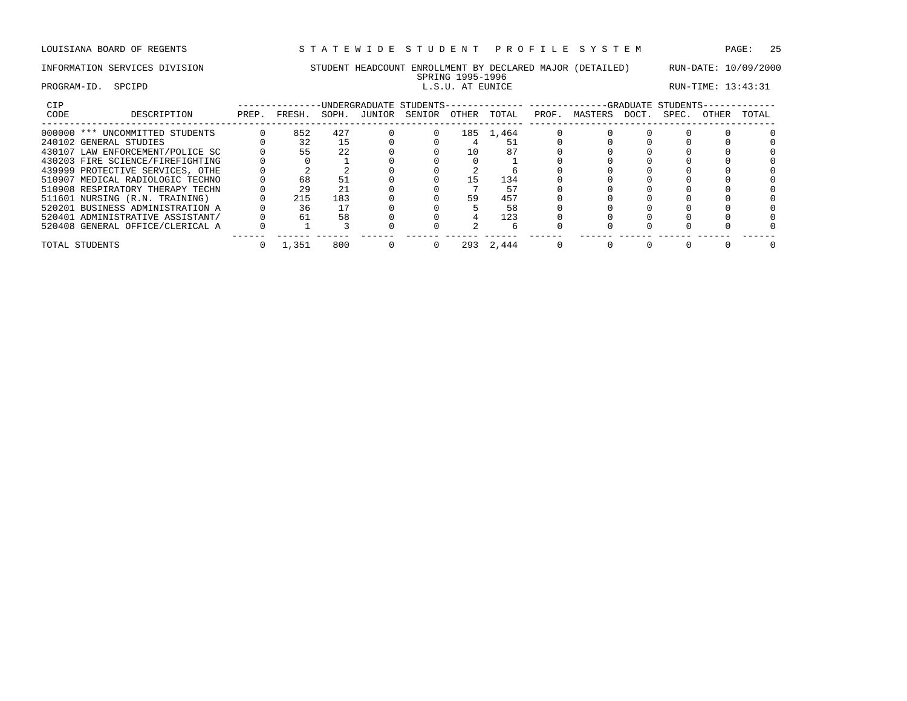LOUISIANA BOARD OF REGENTS — STATEWIDE STUDENT PROFILE SYSTEM

INFORMATION SERVICES DIVISION — STUDENT HEADCOUNT ENROLLMENT BY DECLARED MAJOR (DETAILED) — RUN-DATE: 10/09/2000

SPRING 1995-1996

PROGRAM-ID. SPCIPD — L.S.U. AT EUNICE — RUN-TIME: 13:43:31

| CIP CODE | DESCRIPTION | UNDERGRADUATE STUDENTS PREP. | FRESH. | SOPH. | JUNIOR | SENIOR | OTHER | TOTAL | GRADUATE STUDENTS PROF. | MASTERS | DOCT. | SPEC. | OTHER | TOTAL |
|---|---|---|---|---|---|---|---|---|---|---|---|---|---|---|
| 000000 | *** UNCOMMITTED STUDENTS | 0 | 852 | 427 | 0 | 0 | 185 | 1,464 | 0 | 0 | 0 | 0 | 0 | 0 |
| 240102 | GENERAL STUDIES | 0 | 32 | 15 | 0 | 0 | 4 | 51 | 0 | 0 | 0 | 0 | 0 | 0 |
| 430107 | LAW ENFORCEMENT/POLICE SC | 0 | 55 | 22 | 0 | 0 | 10 | 87 | 0 | 0 | 0 | 0 | 0 | 0 |
| 430203 | FIRE SCIENCE/FIREFIGHTING | 0 | 0 | 1 | 0 | 0 | 0 | 1 | 0 | 0 | 0 | 0 | 0 | 0 |
| 439999 | PROTECTIVE SERVICES, OTHE | 0 | 2 | 2 | 0 | 0 | 2 | 6 | 0 | 0 | 0 | 0 | 0 | 0 |
| 510907 | MEDICAL RADIOLOGIC TECHNO | 0 | 68 | 51 | 0 | 0 | 15 | 134 | 0 | 0 | 0 | 0 | 0 | 0 |
| 510908 | RESPIRATORY THERAPY TECHN | 0 | 29 | 21 | 0 | 0 | 7 | 57 | 0 | 0 | 0 | 0 | 0 | 0 |
| 511601 | NURSING (R.N. TRAINING) | 0 | 215 | 183 | 0 | 0 | 59 | 457 | 0 | 0 | 0 | 0 | 0 | 0 |
| 520201 | BUSINESS ADMINISTRATION A | 0 | 36 | 17 | 0 | 0 | 5 | 58 | 0 | 0 | 0 | 0 | 0 | 0 |
| 520401 | ADMINISTRATIVE ASSISTANT/ | 0 | 61 | 58 | 0 | 0 | 4 | 123 | 0 | 0 | 0 | 0 | 0 | 0 |
| 520408 | GENERAL OFFICE/CLERICAL A | 0 | 1 | 3 | 0 | 0 | 2 | 6 | 0 | 0 | 0 | 0 | 0 | 0 |
| TOTAL STUDENTS | | 0 | 1,351 | 800 | 0 | 0 | 293 | 2,444 | 0 | 0 | 0 | 0 | 0 | 0 |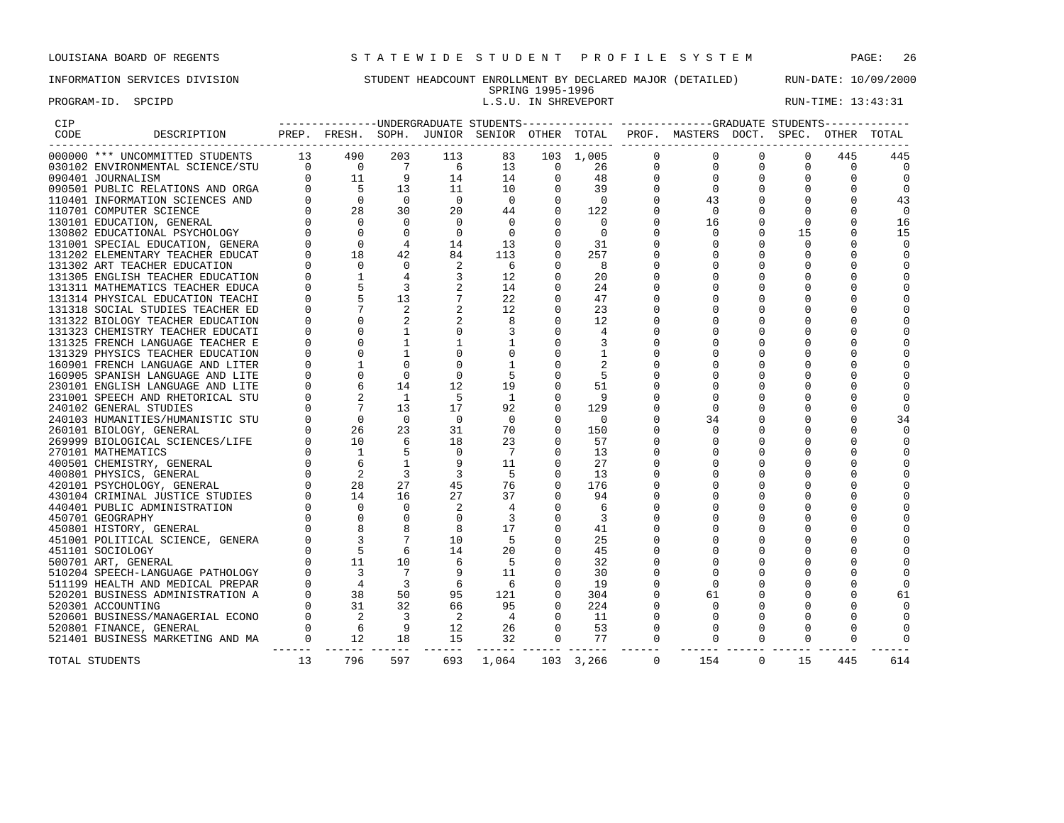LOUISIANA BOARD OF REGENTS — STATEWIDE STUDENT PROFILE SYSTEM

INFORMATION SERVICES DIVISION — STUDENT HEADCOUNT ENROLLMENT BY DECLARED MAJOR (DETAILED) — RUN-DATE: 10/09/2000

SPRING 1995-1996

PROGRAM-ID. SPCIPD — L.S.U. IN SHREVEPORT — RUN-TIME: 13:43:31

| CIP CODE | DESCRIPTION | UG PREP. | UG FRESH. | UG SOPH. | UG JUNIOR | UG SENIOR | UG OTHER | UG TOTAL | GR PROF. | GR MASTERS | GR DOCT. | GR SPEC. | GR OTHER | GR TOTAL |
|---|---|---|---|---|---|---|---|---|---|---|---|---|---|---|
| 000000 | *** UNCOMMITTED STUDENTS | 13 | 490 | 203 | 113 | 83 | 103 | 1,005 | 0 | 0 | 0 | 0 | 445 | 445 |
| 030102 | ENVIRONMENTAL SCIENCE/STU | 0 | 0 | 7 | 6 | 13 | 0 | 26 | 0 | 0 | 0 | 0 | 0 | 0 |
| 090401 | JOURNALISM | 0 | 11 | 9 | 14 | 14 | 0 | 48 | 0 | 0 | 0 | 0 | 0 | 0 |
| 090501 | PUBLIC RELATIONS AND ORGA | 0 | 5 | 13 | 11 | 10 | 0 | 39 | 0 | 0 | 0 | 0 | 0 | 0 |
| 110401 | INFORMATION SCIENCES AND | 0 | 0 | 0 | 0 | 0 | 0 | 0 | 0 | 43 | 0 | 0 | 0 | 43 |
| 110701 | COMPUTER SCIENCE | 0 | 28 | 30 | 20 | 44 | 0 | 122 | 0 | 0 | 0 | 0 | 0 | 0 |
| 130101 | EDUCATION, GENERAL | 0 | 0 | 0 | 0 | 0 | 0 | 0 | 0 | 16 | 0 | 0 | 0 | 16 |
| 130802 | EDUCATIONAL PSYCHOLOGY | 0 | 0 | 0 | 0 | 0 | 0 | 0 | 0 | 0 | 0 | 15 | 0 | 15 |
| 131001 | SPECIAL EDUCATION, GENERA | 0 | 0 | 4 | 14 | 13 | 0 | 31 | 0 | 0 | 0 | 0 | 0 | 0 |
| 131202 | ELEMENTARY TEACHER EDUCAT | 0 | 18 | 42 | 84 | 113 | 0 | 257 | 0 | 0 | 0 | 0 | 0 | 0 |
| 131302 | ART TEACHER EDUCATION | 0 | 0 | 0 | 2 | 6 | 0 | 8 | 0 | 0 | 0 | 0 | 0 | 0 |
| 131305 | ENGLISH TEACHER EDUCATION | 0 | 1 | 4 | 3 | 12 | 0 | 20 | 0 | 0 | 0 | 0 | 0 | 0 |
| 131311 | MATHEMATICS TEACHER EDUCA | 0 | 5 | 3 | 2 | 14 | 0 | 24 | 0 | 0 | 0 | 0 | 0 | 0 |
| 131314 | PHYSICAL EDUCATION TEACHI | 0 | 5 | 13 | 7 | 22 | 0 | 47 | 0 | 0 | 0 | 0 | 0 | 0 |
| 131318 | SOCIAL STUDIES TEACHER ED | 0 | 7 | 2 | 2 | 12 | 0 | 23 | 0 | 0 | 0 | 0 | 0 | 0 |
| 131322 | BIOLOGY TEACHER EDUCATION | 0 | 0 | 2 | 2 | 8 | 0 | 12 | 0 | 0 | 0 | 0 | 0 | 0 |
| 131323 | CHEMISTRY TEACHER EDUCATI | 0 | 0 | 1 | 0 | 3 | 0 | 4 | 0 | 0 | 0 | 0 | 0 | 0 |
| 131325 | FRENCH LANGUAGE TEACHER E | 0 | 0 | 1 | 1 | 1 | 0 | 3 | 0 | 0 | 0 | 0 | 0 | 0 |
| 131329 | PHYSICS TEACHER EDUCATION | 0 | 0 | 1 | 0 | 0 | 0 | 1 | 0 | 0 | 0 | 0 | 0 | 0 |
| 160901 | FRENCH LANGUAGE AND LITER | 0 | 1 | 0 | 0 | 1 | 0 | 2 | 0 | 0 | 0 | 0 | 0 | 0 |
| 160905 | SPANISH LANGUAGE AND LITE | 0 | 0 | 0 | 0 | 5 | 0 | 5 | 0 | 0 | 0 | 0 | 0 | 0 |
| 230101 | ENGLISH LANGUAGE AND LITE | 0 | 6 | 14 | 12 | 19 | 0 | 51 | 0 | 0 | 0 | 0 | 0 | 0 |
| 231001 | SPEECH AND RHETORICAL STU | 0 | 2 | 1 | 5 | 1 | 0 | 9 | 0 | 0 | 0 | 0 | 0 | 0 |
| 240102 | GENERAL STUDIES | 0 | 7 | 13 | 17 | 92 | 0 | 129 | 0 | 0 | 0 | 0 | 0 | 0 |
| 240103 | HUMANITIES/HUMANISTIC STU | 0 | 0 | 0 | 0 | 0 | 0 | 0 | 0 | 34 | 0 | 0 | 0 | 34 |
| 260101 | BIOLOGY, GENERAL | 0 | 26 | 23 | 31 | 70 | 0 | 150 | 0 | 0 | 0 | 0 | 0 | 0 |
| 269999 | BIOLOGICAL SCIENCES/LIFE | 0 | 10 | 6 | 18 | 23 | 0 | 57 | 0 | 0 | 0 | 0 | 0 | 0 |
| 270101 | MATHEMATICS | 0 | 1 | 5 | 0 | 7 | 0 | 13 | 0 | 0 | 0 | 0 | 0 | 0 |
| 400501 | CHEMISTRY, GENERAL | 0 | 6 | 1 | 9 | 11 | 0 | 27 | 0 | 0 | 0 | 0 | 0 | 0 |
| 400801 | PHYSICS, GENERAL | 0 | 2 | 3 | 3 | 5 | 0 | 13 | 0 | 0 | 0 | 0 | 0 | 0 |
| 420101 | PSYCHOLOGY, GENERAL | 0 | 28 | 27 | 45 | 76 | 0 | 176 | 0 | 0 | 0 | 0 | 0 | 0 |
| 430104 | CRIMINAL JUSTICE STUDIES | 0 | 14 | 16 | 27 | 37 | 0 | 94 | 0 | 0 | 0 | 0 | 0 | 0 |
| 440401 | PUBLIC ADMINISTRATION | 0 | 0 | 0 | 2 | 4 | 0 | 6 | 0 | 0 | 0 | 0 | 0 | 0 |
| 450701 | GEOGRAPHY | 0 | 0 | 0 | 0 | 3 | 0 | 3 | 0 | 0 | 0 | 0 | 0 | 0 |
| 450801 | HISTORY, GENERAL | 0 | 8 | 8 | 8 | 17 | 0 | 41 | 0 | 0 | 0 | 0 | 0 | 0 |
| 451001 | POLITICAL SCIENCE, GENERA | 0 | 3 | 7 | 10 | 5 | 0 | 25 | 0 | 0 | 0 | 0 | 0 | 0 |
| 451101 | SOCIOLOGY | 0 | 5 | 6 | 14 | 20 | 0 | 45 | 0 | 0 | 0 | 0 | 0 | 0 |
| 500701 | ART, GENERAL | 0 | 11 | 10 | 6 | 5 | 0 | 32 | 0 | 0 | 0 | 0 | 0 | 0 |
| 510204 | SPEECH-LANGUAGE PATHOLOGY | 0 | 3 | 7 | 9 | 11 | 0 | 30 | 0 | 0 | 0 | 0 | 0 | 0 |
| 511199 | HEALTH AND MEDICAL PREPAR | 0 | 4 | 3 | 6 | 6 | 0 | 19 | 0 | 0 | 0 | 0 | 0 | 0 |
| 520201 | BUSINESS ADMINISTRATION A | 0 | 38 | 50 | 95 | 121 | 0 | 304 | 0 | 61 | 0 | 0 | 0 | 61 |
| 520301 | ACCOUNTING | 0 | 31 | 32 | 66 | 95 | 0 | 224 | 0 | 0 | 0 | 0 | 0 | 0 |
| 520601 | BUSINESS/MANAGERIAL ECONO | 0 | 2 | 3 | 2 | 4 | 0 | 11 | 0 | 0 | 0 | 0 | 0 | 0 |
| 520801 | FINANCE, GENERAL | 0 | 6 | 9 | 12 | 26 | 0 | 53 | 0 | 0 | 0 | 0 | 0 | 0 |
| 521401 | BUSINESS MARKETING AND MA | 0 | 12 | 18 | 15 | 32 | 0 | 77 | 0 | 0 | 0 | 0 | 0 | 0 |
| | TOTAL STUDENTS | 13 | 796 | 597 | 693 | 1,064 | 103 | 3,266 | 0 | 154 | 0 | 15 | 445 | 614 |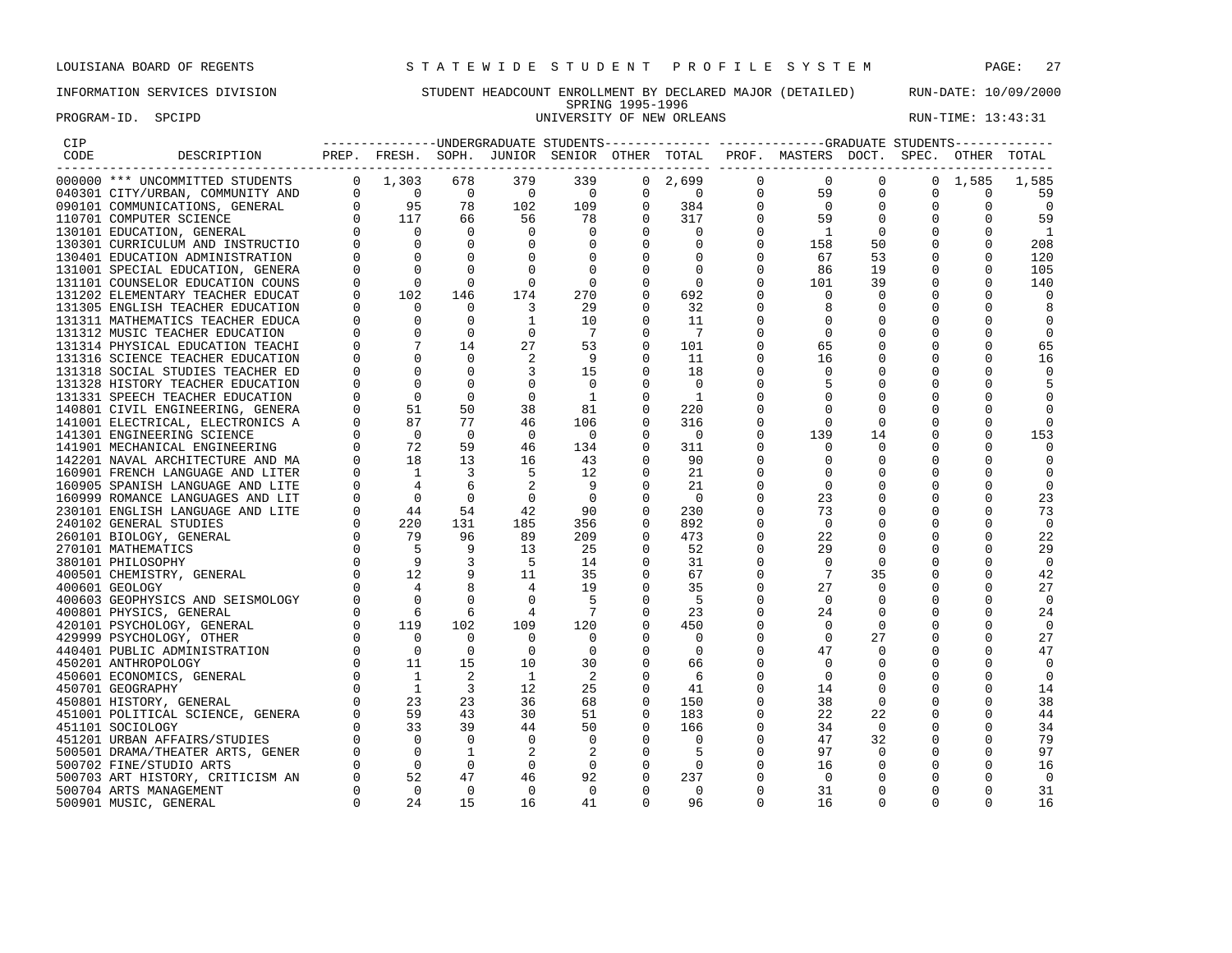LOUISIANA BOARD OF REGENTS — STATEWIDE STUDENT PROFILE SYSTEM

INFORMATION SERVICES DIVISION — STUDENT HEADCOUNT ENROLLMENT BY DECLARED MAJOR (DETAILED) — RUN-DATE: 10/09/2000

SPRING 1995-1996

PROGRAM-ID. SPCIPD — UNIVERSITY OF NEW ORLEANS — RUN-TIME: 13:43:31

| CIP CODE | DESCRIPTION | UG PREP. | UG FRESH. | UG SOPH. | UG JUNIOR | UG SENIOR | UG OTHER | UG TOTAL | GR PROF. | GR MASTERS | GR DOCT. | GR SPEC. | GR OTHER | GR TOTAL |
|---|---|---|---|---|---|---|---|---|---|---|---|---|---|---|
| 000000 | *** UNCOMMITTED STUDENTS | 0 | 1,303 | 678 | 379 | 339 | 0 | 2,699 | 0 | 0 | 0 | 0 | 1,585 | 1,585 |
| 040301 | CITY/URBAN, COMMUNITY AND | 0 | 0 | 0 | 0 | 0 | 0 | 0 | 0 | 59 | 0 | 0 | 0 | 59 |
| 090101 | COMMUNICATIONS, GENERAL | 0 | 95 | 78 | 102 | 109 | 0 | 384 | 0 | 0 | 0 | 0 | 0 | 0 |
| 110701 | COMPUTER SCIENCE | 0 | 117 | 66 | 56 | 78 | 0 | 317 | 0 | 59 | 0 | 0 | 0 | 59 |
| 130101 | EDUCATION, GENERAL | 0 | 0 | 0 | 0 | 0 | 0 | 0 | 0 | 1 | 0 | 0 | 0 | 1 |
| 130301 | CURRICULUM AND INSTRUCTIO | 0 | 0 | 0 | 0 | 0 | 0 | 0 | 0 | 158 | 50 | 0 | 0 | 208 |
| 130401 | EDUCATION ADMINISTRATION | 0 | 0 | 0 | 0 | 0 | 0 | 0 | 0 | 67 | 53 | 0 | 0 | 120 |
| 131001 | SPECIAL EDUCATION, GENERA | 0 | 0 | 0 | 0 | 0 | 0 | 0 | 0 | 86 | 19 | 0 | 0 | 105 |
| 131101 | COUNSELOR EDUCATION COUNS | 0 | 0 | 0 | 0 | 0 | 0 | 0 | 0 | 101 | 39 | 0 | 0 | 140 |
| 131202 | ELEMENTARY TEACHER EDUCAT | 0 | 102 | 146 | 174 | 270 | 0 | 692 | 0 | 0 | 0 | 0 | 0 | 0 |
| 131305 | ENGLISH TEACHER EDUCATION | 0 | 0 | 0 | 3 | 29 | 0 | 32 | 0 | 8 | 0 | 0 | 0 | 8 |
| 131311 | MATHEMATICS TEACHER EDUCA | 0 | 0 | 0 | 1 | 10 | 0 | 11 | 0 | 0 | 0 | 0 | 0 | 0 |
| 131312 | MUSIC TEACHER EDUCATION | 0 | 0 | 0 | 0 | 7 | 0 | 7 | 0 | 0 | 0 | 0 | 0 | 0 |
| 131314 | PHYSICAL EDUCATION TEACHI | 0 | 7 | 14 | 27 | 53 | 0 | 101 | 0 | 65 | 0 | 0 | 0 | 65 |
| 131316 | SCIENCE TEACHER EDUCATION | 0 | 0 | 0 | 2 | 9 | 0 | 11 | 0 | 16 | 0 | 0 | 0 | 16 |
| 131318 | SOCIAL STUDIES TEACHER ED | 0 | 0 | 0 | 3 | 15 | 0 | 18 | 0 | 0 | 0 | 0 | 0 | 0 |
| 131328 | HISTORY TEACHER EDUCATION | 0 | 0 | 0 | 0 | 0 | 0 | 0 | 0 | 5 | 0 | 0 | 0 | 5 |
| 131331 | SPEECH TEACHER EDUCATION | 0 | 0 | 0 | 0 | 1 | 0 | 1 | 0 | 0 | 0 | 0 | 0 | 0 |
| 140801 | CIVIL ENGINEERING, GENERA | 0 | 51 | 50 | 38 | 81 | 0 | 220 | 0 | 0 | 0 | 0 | 0 | 0 |
| 141001 | ELECTRICAL, ELECTRONICS A | 0 | 87 | 77 | 46 | 106 | 0 | 316 | 0 | 0 | 0 | 0 | 0 | 0 |
| 141301 | ENGINEERING SCIENCE | 0 | 0 | 0 | 0 | 0 | 0 | 0 | 0 | 139 | 14 | 0 | 0 | 153 |
| 141901 | MECHANICAL ENGINEERING | 0 | 72 | 59 | 46 | 134 | 0 | 311 | 0 | 0 | 0 | 0 | 0 | 0 |
| 142201 | NAVAL ARCHITECTURE AND MA | 0 | 18 | 13 | 16 | 43 | 0 | 90 | 0 | 0 | 0 | 0 | 0 | 0 |
| 160901 | FRENCH LANGUAGE AND LITER | 0 | 1 | 3 | 5 | 12 | 0 | 21 | 0 | 0 | 0 | 0 | 0 | 0 |
| 160905 | SPANISH LANGUAGE AND LITE | 0 | 4 | 6 | 2 | 9 | 0 | 21 | 0 | 0 | 0 | 0 | 0 | 0 |
| 160999 | ROMANCE LANGUAGES AND LIT | 0 | 0 | 0 | 0 | 0 | 0 | 0 | 0 | 23 | 0 | 0 | 0 | 23 |
| 230101 | ENGLISH LANGUAGE AND LITE | 0 | 44 | 54 | 42 | 90 | 0 | 230 | 0 | 73 | 0 | 0 | 0 | 73 |
| 240102 | GENERAL STUDIES | 0 | 220 | 131 | 185 | 356 | 0 | 892 | 0 | 0 | 0 | 0 | 0 | 0 |
| 260101 | BIOLOGY, GENERAL | 0 | 79 | 96 | 89 | 209 | 0 | 473 | 0 | 22 | 0 | 0 | 0 | 22 |
| 270101 | MATHEMATICS | 0 | 5 | 9 | 13 | 25 | 0 | 52 | 0 | 29 | 0 | 0 | 0 | 29 |
| 380101 | PHILOSOPHY | 0 | 9 | 3 | 5 | 14 | 0 | 31 | 0 | 0 | 0 | 0 | 0 | 0 |
| 400501 | CHEMISTRY, GENERAL | 0 | 12 | 9 | 11 | 35 | 0 | 67 | 0 | 7 | 35 | 0 | 0 | 42 |
| 400601 | GEOLOGY | 0 | 4 | 8 | 4 | 19 | 0 | 35 | 0 | 27 | 0 | 0 | 0 | 27 |
| 400603 | GEOPHYSICS AND SEISMOLOGY | 0 | 0 | 0 | 0 | 5 | 0 | 5 | 0 | 0 | 0 | 0 | 0 | 0 |
| 400801 | PHYSICS, GENERAL | 0 | 6 | 6 | 4 | 7 | 0 | 23 | 0 | 24 | 0 | 0 | 0 | 24 |
| 420101 | PSYCHOLOGY, GENERAL | 0 | 119 | 102 | 109 | 120 | 0 | 450 | 0 | 0 | 0 | 0 | 0 | 0 |
| 429999 | PSYCHOLOGY, OTHER | 0 | 0 | 0 | 0 | 0 | 0 | 0 | 0 | 0 | 27 | 0 | 0 | 27 |
| 440401 | PUBLIC ADMINISTRATION | 0 | 0 | 0 | 0 | 0 | 0 | 0 | 0 | 47 | 0 | 0 | 0 | 47 |
| 450201 | ANTHROPOLOGY | 0 | 11 | 15 | 10 | 30 | 0 | 66 | 0 | 0 | 0 | 0 | 0 | 0 |
| 450601 | ECONOMICS, GENERAL | 0 | 1 | 2 | 1 | 2 | 0 | 6 | 0 | 0 | 0 | 0 | 0 | 0 |
| 450701 | GEOGRAPHY | 0 | 1 | 3 | 12 | 25 | 0 | 41 | 0 | 14 | 0 | 0 | 0 | 14 |
| 450801 | HISTORY, GENERAL | 0 | 23 | 23 | 36 | 68 | 0 | 150 | 0 | 38 | 0 | 0 | 0 | 38 |
| 451001 | POLITICAL SCIENCE, GENERA | 0 | 59 | 43 | 30 | 51 | 0 | 183 | 0 | 22 | 22 | 0 | 0 | 44 |
| 451101 | SOCIOLOGY | 0 | 33 | 39 | 44 | 50 | 0 | 166 | 0 | 34 | 0 | 0 | 0 | 34 |
| 451201 | URBAN AFFAIRS/STUDIES | 0 | 0 | 0 | 0 | 0 | 0 | 0 | 0 | 47 | 32 | 0 | 0 | 79 |
| 500501 | DRAMA/THEATER ARTS, GENER | 0 | 0 | 1 | 2 | 2 | 0 | 5 | 0 | 97 | 0 | 0 | 0 | 97 |
| 500702 | FINE/STUDIO ARTS | 0 | 0 | 0 | 0 | 0 | 0 | 0 | 0 | 16 | 0 | 0 | 0 | 16 |
| 500703 | ART HISTORY, CRITICISM AN | 0 | 52 | 47 | 46 | 92 | 0 | 237 | 0 | 0 | 0 | 0 | 0 | 0 |
| 500704 | ARTS MANAGEMENT | 0 | 0 | 0 | 0 | 0 | 0 | 0 | 0 | 31 | 0 | 0 | 0 | 31 |
| 500901 | MUSIC, GENERAL | 0 | 24 | 15 | 16 | 41 | 0 | 96 | 0 | 16 | 0 | 0 | 0 | 16 |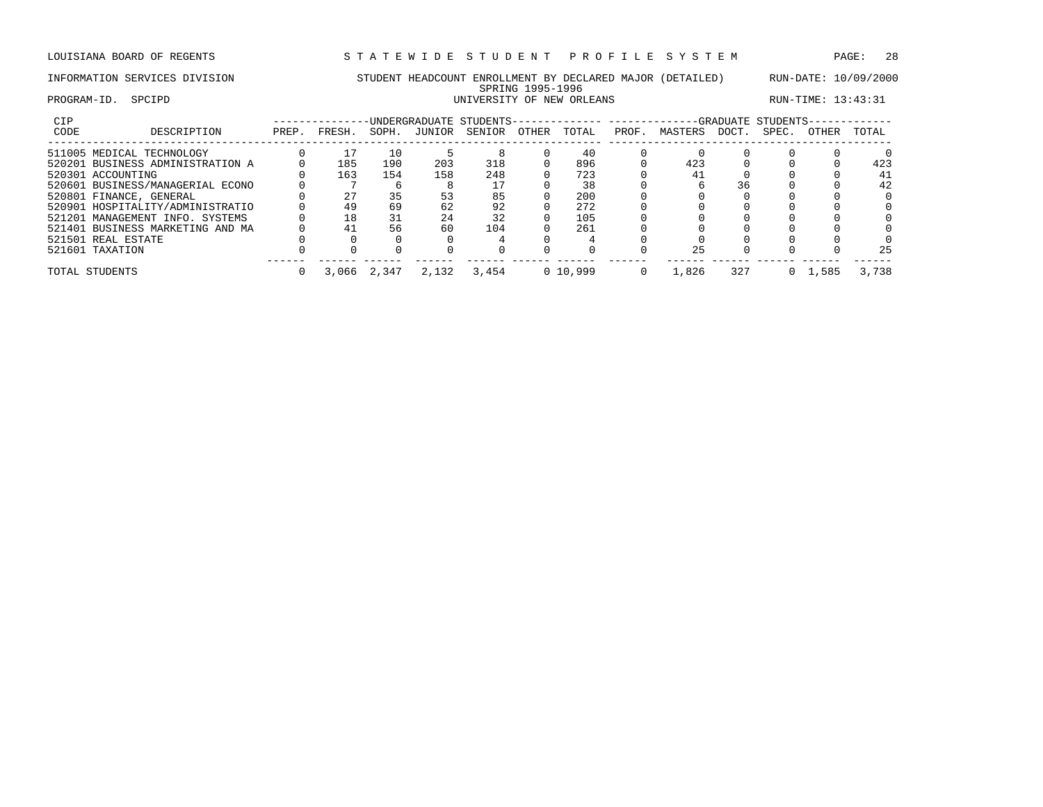LOUISIANA BOARD OF REGENTS — S T A T E W I D E  S T U D E N T  P R O F I L E  S Y S T E M

INFORMATION SERVICES DIVISION — STUDENT HEADCOUNT ENROLLMENT BY DECLARED MAJOR (DETAILED) — RUN-DATE: 10/09/2000

SPRING 1995-1996

PROGRAM-ID. SPCIPD — UNIVERSITY OF NEW ORLEANS — RUN-TIME: 13:43:31

| CIP CODE | DESCRIPTION | UNDERGRADUATE STUDENTS PREP. | FRESH. | SOPH. | JUNIOR | SENIOR | OTHER | TOTAL | GRADUATE STUDENTS PROF. | MASTERS | DOCT. | SPEC. | OTHER | TOTAL |
|---|---|---|---|---|---|---|---|---|---|---|---|---|---|---|
| 511005 | MEDICAL TECHNOLOGY | 0 | 17 | 10 | 5 | 8 | 0 | 40 | 0 | 0 | 0 | 0 | 0 | 0 |
| 520201 | BUSINESS ADMINISTRATION A | 0 | 185 | 190 | 203 | 318 | 0 | 896 | 0 | 423 | 0 | 0 | 0 | 423 |
| 520301 | ACCOUNTING | 0 | 163 | 154 | 158 | 248 | 0 | 723 | 0 | 41 | 0 | 0 | 0 | 41 |
| 520601 | BUSINESS/MANAGERIAL ECONO | 0 | 7 | 6 | 8 | 17 | 0 | 38 | 0 | 6 | 36 | 0 | 0 | 42 |
| 520801 | FINANCE, GENERAL | 0 | 27 | 35 | 53 | 85 | 0 | 200 | 0 | 0 | 0 | 0 | 0 | 0 |
| 520901 | HOSPITALITY/ADMINISTRATIO | 0 | 49 | 69 | 62 | 92 | 0 | 272 | 0 | 0 | 0 | 0 | 0 | 0 |
| 521201 | MANAGEMENT INFO. SYSTEMS | 0 | 18 | 31 | 24 | 32 | 0 | 105 | 0 | 0 | 0 | 0 | 0 | 0 |
| 521401 | BUSINESS MARKETING AND MA | 0 | 41 | 56 | 60 | 104 | 0 | 261 | 0 | 0 | 0 | 0 | 0 | 0 |
| 521501 | REAL ESTATE | 0 | 0 | 0 | 0 | 4 | 0 | 4 | 0 | 0 | 0 | 0 | 0 | 0 |
| 521601 | TAXATION | 0 | 0 | 0 | 0 | 0 | 0 | 0 | 0 | 25 | 0 | 0 | 0 | 25 |
| TOTAL STUDENTS | | 0 | 3,066 | 2,347 | 2,132 | 3,454 | 0 | 10,999 | 0 | 1,826 | 327 | 0 | 1,585 | 3,738 |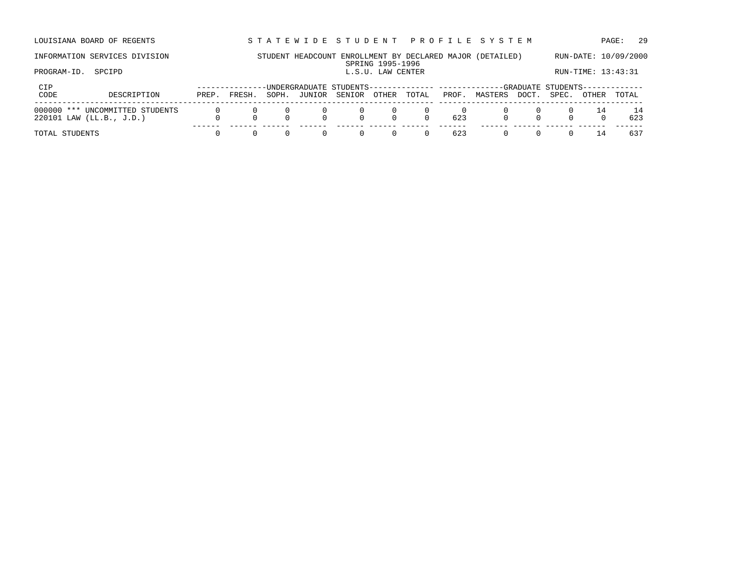LOUISIANA BOARD OF REGENTS — STATEWIDE STUDENT PROFILE SYSTEM

INFORMATION SERVICES DIVISION — STUDENT HEADCOUNT ENROLLMENT BY DECLARED MAJOR (DETAILED) — RUN-DATE: 10/09/2000

SPRING 1995-1996

PROGRAM-ID. SPCIPD — L.S.U. LAW CENTER — RUN-TIME: 13:43:31

| CIP CODE | DESCRIPTION | UNDERGRADUATE STUDENTS | | | | | | | GRADUATE STUDENTS | | | | | |
|---|---|---|---|---|---|---|---|---|---|---|---|---|---|---|
| | | PREP. | FRESH. | SOPH. | JUNIOR | SENIOR | OTHER | TOTAL | PROF. | MASTERS | DOCT. | SPEC. | OTHER | TOTAL |
| 000000 | *** UNCOMMITTED STUDENTS | 0 | 0 | 0 | 0 | 0 | 0 | 0 | 0 | 0 | 0 | 0 | 14 | 14 |
| 220101 | LAW (LL.B., J.D.) | 0 | 0 | 0 | 0 | 0 | 0 | 0 | 623 | 0 | 0 | 0 | 0 | 623 |
| TOTAL STUDENTS | | 0 | 0 | 0 | 0 | 0 | 0 | 0 | 623 | 0 | 0 | 0 | 14 | 637 |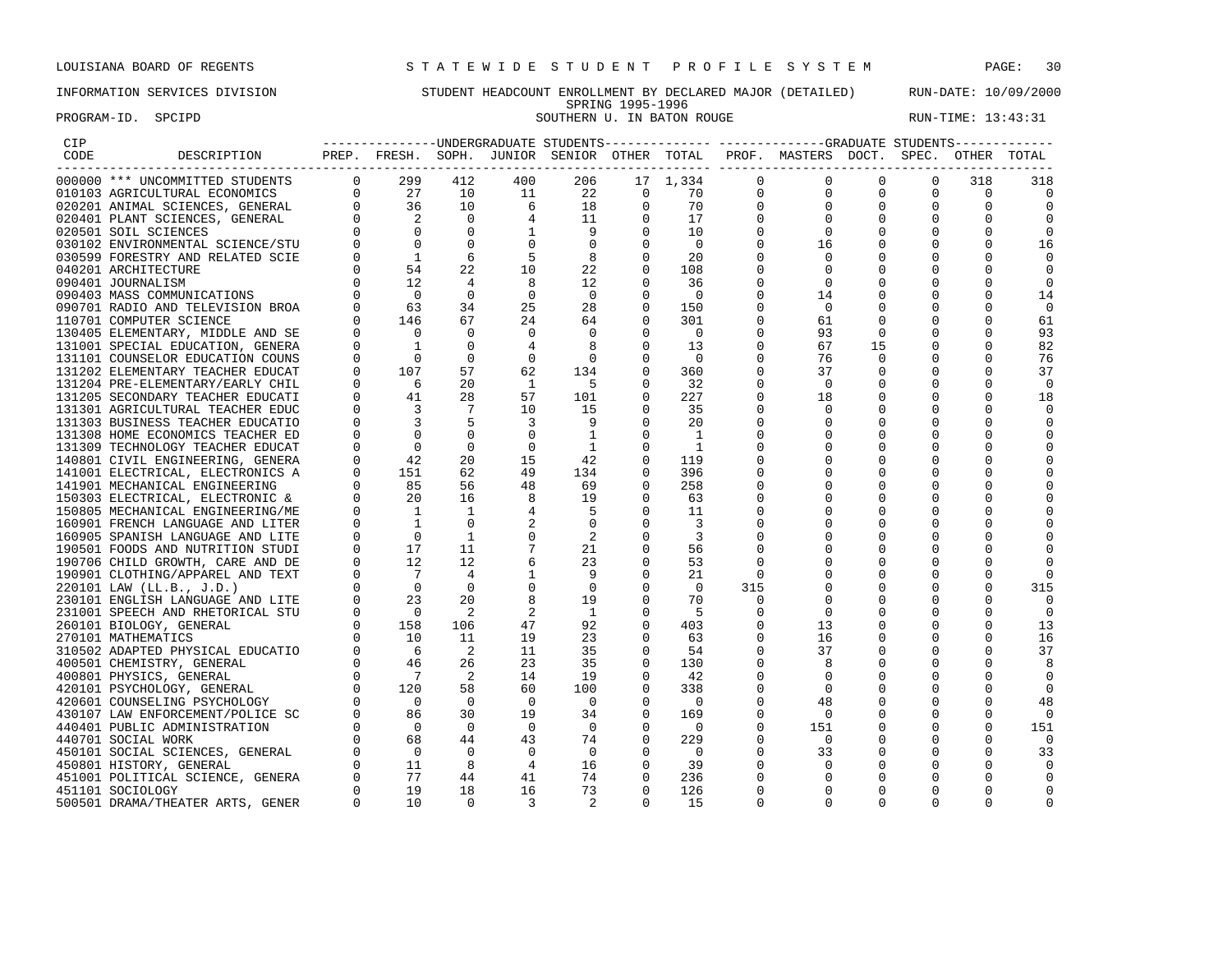LOUISIANA BOARD OF REGENTS — STATEWIDE STUDENT PROFILE SYSTEM

INFORMATION SERVICES DIVISION — STUDENT HEADCOUNT ENROLLMENT BY DECLARED MAJOR (DETAILED) — RUN-DATE: 10/09/2000

SPRING 1995-1996

PROGRAM-ID. SPCIPD — SOUTHERN U. IN BATON ROUGE — RUN-TIME: 13:43:31

| CIP CODE | DESCRIPTION | UNDERGRADUATE STUDENTS PREP. | FRESH. | SOPH. | JUNIOR | SENIOR | OTHER | TOTAL | GRADUATE STUDENTS PROF. | MASTERS | DOCT. | SPEC. | OTHER | TOTAL |
|---|---|---|---|---|---|---|---|---|---|---|---|---|---|---|
| 000000 | *** UNCOMMITTED STUDENTS | 0 | 299 | 412 | 400 | 206 | 17 | 1,334 | 0 | 0 | 0 | 0 | 318 | 318 |
| 010103 | AGRICULTURAL ECONOMICS | 0 | 27 | 10 | 11 | 22 | 0 | 70 | 0 | 0 | 0 | 0 | 0 | 0 |
| 020201 | ANIMAL SCIENCES, GENERAL | 0 | 36 | 10 | 6 | 18 | 0 | 70 | 0 | 0 | 0 | 0 | 0 | 0 |
| 020401 | PLANT SCIENCES, GENERAL | 0 | 2 | 0 | 4 | 11 | 0 | 17 | 0 | 0 | 0 | 0 | 0 | 0 |
| 020501 | SOIL SCIENCES | 0 | 0 | 0 | 1 | 9 | 0 | 10 | 0 | 0 | 0 | 0 | 0 | 0 |
| 030102 | ENVIRONMENTAL SCIENCE/STU | 0 | 0 | 0 | 0 | 0 | 0 | 0 | 0 | 16 | 0 | 0 | 0 | 16 |
| 030599 | FORESTRY AND RELATED SCIE | 0 | 1 | 6 | 5 | 8 | 0 | 20 | 0 | 0 | 0 | 0 | 0 | 0 |
| 040201 | ARCHITECTURE | 0 | 54 | 22 | 10 | 22 | 0 | 108 | 0 | 0 | 0 | 0 | 0 | 0 |
| 090401 | JOURNALISM | 0 | 12 | 4 | 8 | 12 | 0 | 36 | 0 | 0 | 0 | 0 | 0 | 0 |
| 090403 | MASS COMMUNICATIONS | 0 | 0 | 0 | 0 | 0 | 0 | 0 | 0 | 14 | 0 | 0 | 0 | 14 |
| 090701 | RADIO AND TELEVISION BROA | 0 | 63 | 34 | 25 | 28 | 0 | 150 | 0 | 0 | 0 | 0 | 0 | 0 |
| 110701 | COMPUTER SCIENCE | 0 | 146 | 67 | 24 | 64 | 0 | 301 | 0 | 61 | 0 | 0 | 0 | 61 |
| 130405 | ELEMENTARY, MIDDLE AND SE | 0 | 0 | 0 | 0 | 0 | 0 | 0 | 0 | 93 | 0 | 0 | 0 | 93 |
| 131001 | SPECIAL EDUCATION, GENERA | 0 | 1 | 0 | 4 | 8 | 0 | 13 | 0 | 67 | 15 | 0 | 0 | 82 |
| 131101 | COUNSELOR EDUCATION COUNS | 0 | 0 | 0 | 0 | 0 | 0 | 0 | 0 | 76 | 0 | 0 | 0 | 76 |
| 131202 | ELEMENTARY TEACHER EDUCAT | 0 | 107 | 57 | 62 | 134 | 0 | 360 | 0 | 37 | 0 | 0 | 0 | 37 |
| 131204 | PRE-ELEMENTARY/EARLY CHIL | 0 | 6 | 20 | 1 | 5 | 0 | 32 | 0 | 0 | 0 | 0 | 0 | 0 |
| 131205 | SECONDARY TEACHER EDUCATI | 0 | 41 | 28 | 57 | 101 | 0 | 227 | 0 | 18 | 0 | 0 | 0 | 18 |
| 131301 | AGRICULTURAL TEACHER EDUC | 0 | 3 | 7 | 10 | 15 | 0 | 35 | 0 | 0 | 0 | 0 | 0 | 0 |
| 131303 | BUSINESS TEACHER EDUCATIO | 0 | 3 | 5 | 3 | 9 | 0 | 20 | 0 | 0 | 0 | 0 | 0 | 0 |
| 131308 | HOME ECONOMICS TEACHER ED | 0 | 0 | 0 | 0 | 1 | 0 | 1 | 0 | 0 | 0 | 0 | 0 | 0 |
| 131309 | TECHNOLOGY TEACHER EDUCAT | 0 | 0 | 0 | 0 | 1 | 0 | 1 | 0 | 0 | 0 | 0 | 0 | 0 |
| 140801 | CIVIL ENGINEERING, GENERA | 0 | 42 | 20 | 15 | 42 | 0 | 119 | 0 | 0 | 0 | 0 | 0 | 0 |
| 141001 | ELECTRICAL, ELECTRONICS A | 0 | 151 | 62 | 49 | 134 | 0 | 396 | 0 | 0 | 0 | 0 | 0 | 0 |
| 141901 | MECHANICAL ENGINEERING | 0 | 85 | 56 | 48 | 69 | 0 | 258 | 0 | 0 | 0 | 0 | 0 | 0 |
| 150303 | ELECTRICAL, ELECTRONIC & | 0 | 20 | 16 | 8 | 19 | 0 | 63 | 0 | 0 | 0 | 0 | 0 | 0 |
| 150805 | MECHANICAL ENGINEERING/ME | 0 | 1 | 1 | 4 | 5 | 0 | 11 | 0 | 0 | 0 | 0 | 0 | 0 |
| 160901 | FRENCH LANGUAGE AND LITER | 0 | 1 | 0 | 2 | 0 | 0 | 3 | 0 | 0 | 0 | 0 | 0 | 0 |
| 160905 | SPANISH LANGUAGE AND LITE | 0 | 0 | 1 | 0 | 2 | 0 | 3 | 0 | 0 | 0 | 0 | 0 | 0 |
| 190501 | FOODS AND NUTRITION STUDI | 0 | 17 | 11 | 7 | 21 | 0 | 56 | 0 | 0 | 0 | 0 | 0 | 0 |
| 190706 | CHILD GROWTH, CARE AND DE | 0 | 12 | 12 | 6 | 23 | 0 | 53 | 0 | 0 | 0 | 0 | 0 | 0 |
| 190901 | CLOTHING/APPAREL AND TEXT | 0 | 7 | 4 | 1 | 9 | 0 | 21 | 0 | 0 | 0 | 0 | 0 | 0 |
| 220101 | LAW (LL.B., J.D.) | 0 | 0 | 0 | 0 | 0 | 0 | 0 | 315 | 0 | 0 | 0 | 0 | 315 |
| 230101 | ENGLISH LANGUAGE AND LITE | 0 | 23 | 20 | 8 | 19 | 0 | 70 | 0 | 0 | 0 | 0 | 0 | 0 |
| 231001 | SPEECH AND RHETORICAL STU | 0 | 0 | 2 | 2 | 1 | 0 | 5 | 0 | 0 | 0 | 0 | 0 | 0 |
| 260101 | BIOLOGY, GENERAL | 0 | 158 | 106 | 47 | 92 | 0 | 403 | 0 | 13 | 0 | 0 | 0 | 13 |
| 270101 | MATHEMATICS | 0 | 10 | 11 | 19 | 23 | 0 | 63 | 0 | 16 | 0 | 0 | 0 | 16 |
| 310502 | ADAPTED PHYSICAL EDUCATIO | 0 | 6 | 2 | 11 | 35 | 0 | 54 | 0 | 37 | 0 | 0 | 0 | 37 |
| 400501 | CHEMISTRY, GENERAL | 0 | 46 | 26 | 23 | 35 | 0 | 130 | 0 | 8 | 0 | 0 | 0 | 8 |
| 400801 | PHYSICS, GENERAL | 0 | 7 | 2 | 14 | 19 | 0 | 42 | 0 | 0 | 0 | 0 | 0 | 0 |
| 420101 | PSYCHOLOGY, GENERAL | 0 | 120 | 58 | 60 | 100 | 0 | 338 | 0 | 0 | 0 | 0 | 0 | 0 |
| 420601 | COUNSELING PSYCHOLOGY | 0 | 0 | 0 | 0 | 0 | 0 | 0 | 0 | 48 | 0 | 0 | 0 | 48 |
| 430107 | LAW ENFORCEMENT/POLICE SC | 0 | 86 | 30 | 19 | 34 | 0 | 169 | 0 | 0 | 0 | 0 | 0 | 0 |
| 440401 | PUBLIC ADMINISTRATION | 0 | 0 | 0 | 0 | 0 | 0 | 0 | 0 | 151 | 0 | 0 | 0 | 151 |
| 440701 | SOCIAL WORK | 0 | 68 | 44 | 43 | 74 | 0 | 229 | 0 | 0 | 0 | 0 | 0 | 0 |
| 450101 | SOCIAL SCIENCES, GENERAL | 0 | 0 | 0 | 0 | 0 | 0 | 0 | 0 | 33 | 0 | 0 | 0 | 33 |
| 450801 | HISTORY, GENERAL | 0 | 11 | 8 | 4 | 16 | 0 | 39 | 0 | 0 | 0 | 0 | 0 | 0 |
| 451001 | POLITICAL SCIENCE, GENERA | 0 | 77 | 44 | 41 | 74 | 0 | 236 | 0 | 0 | 0 | 0 | 0 | 0 |
| 451101 | SOCIOLOGY | 0 | 19 | 18 | 16 | 73 | 0 | 126 | 0 | 0 | 0 | 0 | 0 | 0 |
| 500501 | DRAMA/THEATER ARTS, GENER | 0 | 10 | 0 | 3 | 2 | 0 | 15 | 0 | 0 | 0 | 0 | 0 | 0 |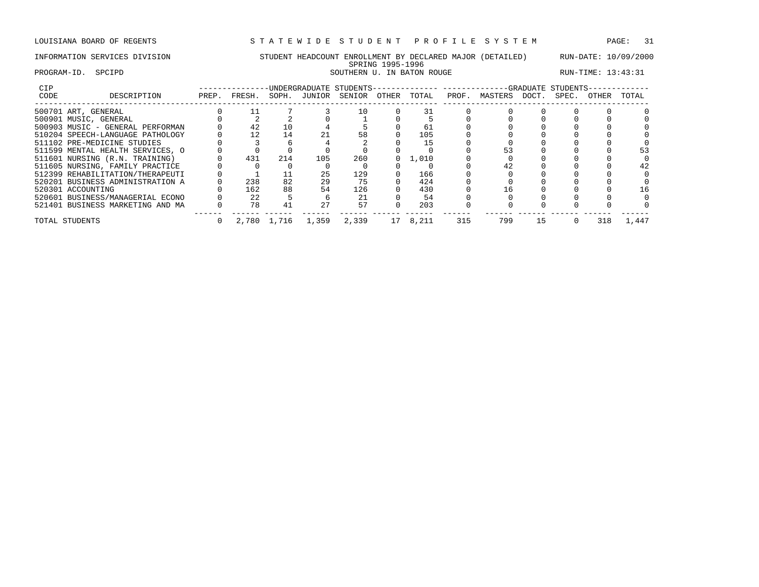LOUISIANA BOARD OF REGENTS — STATEWIDE STUDENT PROFILE SYSTEM

INFORMATION SERVICES DIVISION — STUDENT HEADCOUNT ENROLLMENT BY DECLARED MAJOR (DETAILED) — RUN-DATE: 10/09/2000

SPRING 1995-1996

PROGRAM-ID. SPCIPD — SOUTHERN U. IN BATON ROUGE — RUN-TIME: 13:43:31

| CIP CODE | DESCRIPTION | UNDERGRADUATE STUDENTS PREP. | FRESH. | SOPH. | JUNIOR | SENIOR | OTHER | TOTAL | GRADUATE STUDENTS PROF. | MASTERS | DOCT. | SPEC. | OTHER | TOTAL |
|---|---|---|---|---|---|---|---|---|---|---|---|---|---|---|
| 500701 | ART, GENERAL | 0 | 11 | 7 | 3 | 10 | 0 | 31 | 0 | 0 | 0 | 0 | 0 | 0 |
| 500901 | MUSIC, GENERAL | 0 | 2 | 2 | 0 | 1 | 0 | 5 | 0 | 0 | 0 | 0 | 0 | 0 |
| 500903 | MUSIC - GENERAL PERFORMAN | 0 | 42 | 10 | 4 | 5 | 0 | 61 | 0 | 0 | 0 | 0 | 0 | 0 |
| 510204 | SPEECH-LANGUAGE PATHOLOGY | 0 | 12 | 14 | 21 | 58 | 0 | 105 | 0 | 0 | 0 | 0 | 0 | 0 |
| 511102 | PRE-MEDICINE STUDIES | 0 | 3 | 6 | 4 | 2 | 0 | 15 | 0 | 0 | 0 | 0 | 0 | 0 |
| 511599 | MENTAL HEALTH SERVICES, O | 0 | 0 | 0 | 0 | 0 | 0 | 0 | 0 | 53 | 0 | 0 | 0 | 53 |
| 511601 | NURSING (R.N. TRAINING) | 0 | 431 | 214 | 105 | 260 | 0 | 1,010 | 0 | 0 | 0 | 0 | 0 | 0 |
| 511605 | NURSING, FAMILY PRACTICE | 0 | 0 | 0 | 0 | 0 | 0 | 0 | 0 | 42 | 0 | 0 | 0 | 42 |
| 512399 | REHABILITATION/THERAPEUTI | 0 | 1 | 11 | 25 | 129 | 0 | 166 | 0 | 0 | 0 | 0 | 0 | 0 |
| 520201 | BUSINESS ADMINISTRATION A | 0 | 238 | 82 | 29 | 75 | 0 | 424 | 0 | 0 | 0 | 0 | 0 | 0 |
| 520301 | ACCOUNTING | 0 | 162 | 88 | 54 | 126 | 0 | 430 | 0 | 16 | 0 | 0 | 0 | 16 |
| 520601 | BUSINESS/MANAGERIAL ECONO | 0 | 22 | 5 | 6 | 21 | 0 | 54 | 0 | 0 | 0 | 0 | 0 | 0 |
| 521401 | BUSINESS MARKETING AND MA | 0 | 78 | 41 | 27 | 57 | 0 | 203 | 0 | 0 | 0 | 0 | 0 | 0 |
| TOTAL STUDENTS | | 0 | 2,780 | 1,716 | 1,359 | 2,339 | 17 | 8,211 | 315 | 799 | 15 | 0 | 318 | 1,447 |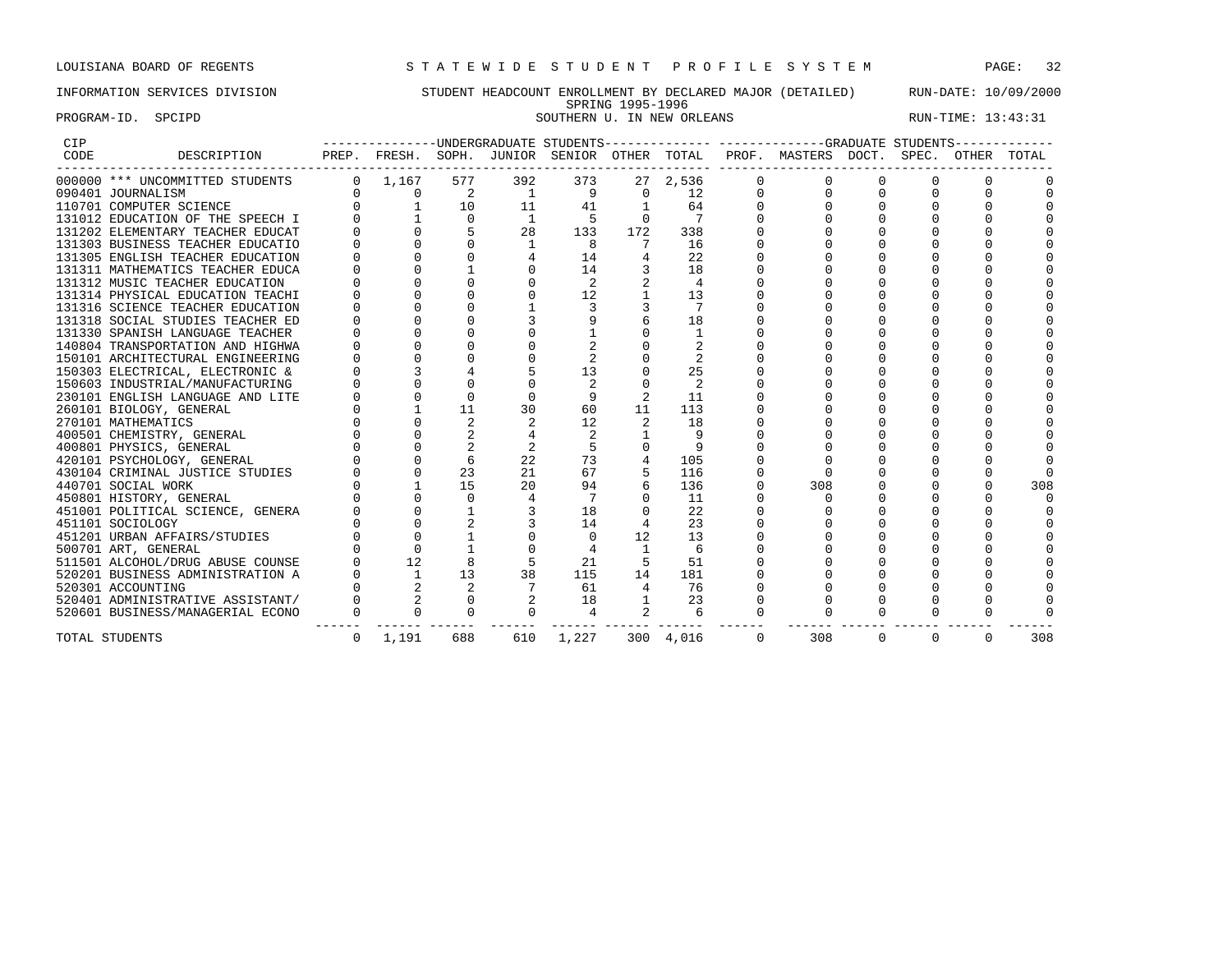LOUISIANA BOARD OF REGENTS — S T A T E W I D E S T U D E N T P R O F I L E S Y S T E M

INFORMATION SERVICES DIVISION — STUDENT HEADCOUNT ENROLLMENT BY DECLARED MAJOR (DETAILED) — RUN-DATE: 10/09/2000

SPRING 1995-1996

PROGRAM-ID. SPCIPD — SOUTHERN U. IN NEW ORLEANS — RUN-TIME: 13:43:31

| CIP CODE | DESCRIPTION | UNDERGRADUATE STUDENTS PREP. | FRESH. | SOPH. | JUNIOR | SENIOR | OTHER | TOTAL | GRADUATE STUDENTS PROF. | MASTERS | DOCT. | SPEC. | OTHER | TOTAL |
|---|---|---|---|---|---|---|---|---|---|---|---|---|---|---|
| 000000 | *** UNCOMMITTED STUDENTS | 0 | 1,167 | 577 | 392 | 373 | 27 | 2,536 | 0 | 0 | 0 | 0 | 0 | 0 |
| 090401 | JOURNALISM | 0 | 0 | 2 | 1 | 9 | 0 | 12 | 0 | 0 | 0 | 0 | 0 | 0 |
| 110701 | COMPUTER SCIENCE | 0 | 1 | 10 | 11 | 41 | 1 | 64 | 0 | 0 | 0 | 0 | 0 | 0 |
| 131012 | EDUCATION OF THE SPEECH I | 0 | 1 | 0 | 1 | 5 | 0 | 7 | 0 | 0 | 0 | 0 | 0 | 0 |
| 131202 | ELEMENTARY TEACHER EDUCAT | 0 | 0 | 5 | 28 | 133 | 172 | 338 | 0 | 0 | 0 | 0 | 0 | 0 |
| 131303 | BUSINESS TEACHER EDUCATIO | 0 | 0 | 0 | 1 | 8 | 7 | 16 | 0 | 0 | 0 | 0 | 0 | 0 |
| 131305 | ENGLISH TEACHER EDUCATION | 0 | 0 | 0 | 4 | 14 | 4 | 22 | 0 | 0 | 0 | 0 | 0 | 0 |
| 131311 | MATHEMATICS TEACHER EDUCA | 0 | 0 | 1 | 0 | 14 | 3 | 18 | 0 | 0 | 0 | 0 | 0 | 0 |
| 131312 | MUSIC TEACHER EDUCATION | 0 | 0 | 0 | 0 | 2 | 2 | 4 | 0 | 0 | 0 | 0 | 0 | 0 |
| 131314 | PHYSICAL EDUCATION TEACHI | 0 | 0 | 0 | 0 | 12 | 1 | 13 | 0 | 0 | 0 | 0 | 0 | 0 |
| 131316 | SCIENCE TEACHER EDUCATION | 0 | 0 | 0 | 1 | 3 | 3 | 7 | 0 | 0 | 0 | 0 | 0 | 0 |
| 131318 | SOCIAL STUDIES TEACHER ED | 0 | 0 | 0 | 3 | 9 | 6 | 18 | 0 | 0 | 0 | 0 | 0 | 0 |
| 131330 | SPANISH LANGUAGE TEACHER | 0 | 0 | 0 | 0 | 1 | 0 | 1 | 0 | 0 | 0 | 0 | 0 | 0 |
| 140804 | TRANSPORTATION AND HIGHWA | 0 | 0 | 0 | 0 | 2 | 0 | 2 | 0 | 0 | 0 | 0 | 0 | 0 |
| 150101 | ARCHITECTURAL ENGINEERING | 0 | 0 | 0 | 0 | 2 | 0 | 2 | 0 | 0 | 0 | 0 | 0 | 0 |
| 150303 | ELECTRICAL, ELECTRONIC & | 0 | 3 | 4 | 5 | 13 | 0 | 25 | 0 | 0 | 0 | 0 | 0 | 0 |
| 150603 | INDUSTRIAL/MANUFACTURING | 0 | 0 | 0 | 0 | 2 | 0 | 2 | 0 | 0 | 0 | 0 | 0 | 0 |
| 230101 | ENGLISH LANGUAGE AND LITE | 0 | 0 | 0 | 0 | 9 | 2 | 11 | 0 | 0 | 0 | 0 | 0 | 0 |
| 260101 | BIOLOGY, GENERAL | 0 | 1 | 11 | 30 | 60 | 11 | 113 | 0 | 0 | 0 | 0 | 0 | 0 |
| 270101 | MATHEMATICS | 0 | 0 | 2 | 2 | 12 | 2 | 18 | 0 | 0 | 0 | 0 | 0 | 0 |
| 400501 | CHEMISTRY, GENERAL | 0 | 0 | 2 | 4 | 2 | 1 | 9 | 0 | 0 | 0 | 0 | 0 | 0 |
| 400801 | PHYSICS, GENERAL | 0 | 0 | 2 | 2 | 5 | 0 | 9 | 0 | 0 | 0 | 0 | 0 | 0 |
| 420101 | PSYCHOLOGY, GENERAL | 0 | 0 | 6 | 22 | 73 | 4 | 105 | 0 | 0 | 0 | 0 | 0 | 0 |
| 430104 | CRIMINAL JUSTICE STUDIES | 0 | 0 | 23 | 21 | 67 | 5 | 116 | 0 | 0 | 0 | 0 | 0 | 0 |
| 440701 | SOCIAL WORK | 0 | 1 | 15 | 20 | 94 | 6 | 136 | 0 | 308 | 0 | 0 | 0 | 308 |
| 450801 | HISTORY, GENERAL | 0 | 0 | 0 | 4 | 7 | 0 | 11 | 0 | 0 | 0 | 0 | 0 | 0 |
| 451001 | POLITICAL SCIENCE, GENERA | 0 | 0 | 1 | 3 | 18 | 0 | 22 | 0 | 0 | 0 | 0 | 0 | 0 |
| 451101 | SOCIOLOGY | 0 | 0 | 2 | 3 | 14 | 4 | 23 | 0 | 0 | 0 | 0 | 0 | 0 |
| 451201 | URBAN AFFAIRS/STUDIES | 0 | 0 | 1 | 0 | 0 | 12 | 13 | 0 | 0 | 0 | 0 | 0 | 0 |
| 500701 | ART, GENERAL | 0 | 0 | 1 | 0 | 4 | 1 | 6 | 0 | 0 | 0 | 0 | 0 | 0 |
| 511501 | ALCOHOL/DRUG ABUSE COUNSE | 0 | 12 | 8 | 5 | 21 | 5 | 51 | 0 | 0 | 0 | 0 | 0 | 0 |
| 520201 | BUSINESS ADMINISTRATION A | 0 | 1 | 13 | 38 | 115 | 14 | 181 | 0 | 0 | 0 | 0 | 0 | 0 |
| 520301 | ACCOUNTING | 0 | 2 | 2 | 7 | 61 | 4 | 76 | 0 | 0 | 0 | 0 | 0 | 0 |
| 520401 | ADMINISTRATIVE ASSISTANT/ | 0 | 2 | 0 | 2 | 18 | 1 | 23 | 0 | 0 | 0 | 0 | 0 | 0 |
| 520601 | BUSINESS/MANAGERIAL ECONO | 0 | 0 | 0 | 0 | 4 | 2 | 6 | 0 | 0 | 0 | 0 | 0 | 0 |
| TOTAL STUDENTS | | 0 | 1,191 | 688 | 610 | 1,227 | 300 | 4,016 | 0 | 308 | 0 | 0 | 0 | 308 |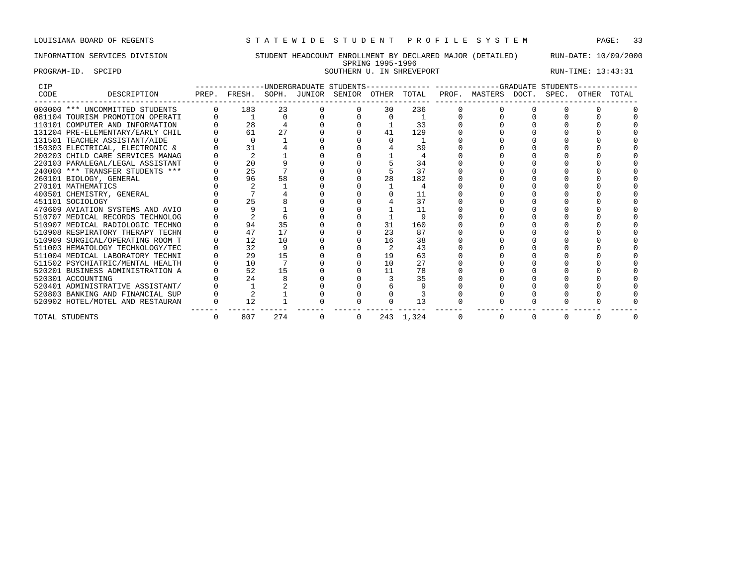LOUISIANA BOARD OF REGENTS — S T A T E W I D E S T U D E N T P R O F I L E S Y S T E M

INFORMATION SERVICES DIVISION — STUDENT HEADCOUNT ENROLLMENT BY DECLARED MAJOR (DETAILED) — RUN-DATE: 10/09/2000

SPRING 1995-1996

PROGRAM-ID. SPCIPD — SOUTHERN U. IN SHREVEPORT — RUN-TIME: 13:43:31

| CIP CODE | DESCRIPTION | UNDERGRADUATE STUDENTS PREP. | FRESH. | SOPH. | JUNIOR | SENIOR | OTHER | TOTAL | GRADUATE STUDENTS PROF. | MASTERS | DOCT. | SPEC. | OTHER | TOTAL |
|---|---|---|---|---|---|---|---|---|---|---|---|---|---|---|
| 000000 | *** UNCOMMITTED STUDENTS | 0 | 183 | 23 | 0 | 0 | 30 | 236 | 0 | 0 | 0 | 0 | 0 | 0 |
| 081104 | TOURISM PROMOTION OPERATI | 0 | 1 | 0 | 0 | 0 | 0 | 1 | 0 | 0 | 0 | 0 | 0 | 0 |
| 110101 | COMPUTER AND INFORMATION | 0 | 28 | 4 | 0 | 0 | 1 | 33 | 0 | 0 | 0 | 0 | 0 | 0 |
| 131204 | PRE-ELEMENTARY/EARLY CHIL | 0 | 61 | 27 | 0 | 0 | 41 | 129 | 0 | 0 | 0 | 0 | 0 | 0 |
| 131501 | TEACHER ASSISTANT/AIDE | 0 | 0 | 1 | 0 | 0 | 0 | 1 | 0 | 0 | 0 | 0 | 0 | 0 |
| 150303 | ELECTRICAL, ELECTRONIC & | 0 | 31 | 4 | 0 | 0 | 4 | 39 | 0 | 0 | 0 | 0 | 0 | 0 |
| 200203 | CHILD CARE SERVICES MANAG | 0 | 2 | 1 | 0 | 0 | 1 | 4 | 0 | 0 | 0 | 0 | 0 | 0 |
| 220103 | PARALEGAL/LEGAL ASSISTANT | 0 | 20 | 9 | 0 | 0 | 5 | 34 | 0 | 0 | 0 | 0 | 0 | 0 |
| 240000 | *** TRANSFER STUDENTS *** | 0 | 25 | 7 | 0 | 0 | 5 | 37 | 0 | 0 | 0 | 0 | 0 | 0 |
| 260101 | BIOLOGY, GENERAL | 0 | 96 | 58 | 0 | 0 | 28 | 182 | 0 | 0 | 0 | 0 | 0 | 0 |
| 270101 | MATHEMATICS | 0 | 2 | 1 | 0 | 0 | 1 | 4 | 0 | 0 | 0 | 0 | 0 | 0 |
| 400501 | CHEMISTRY, GENERAL | 0 | 7 | 4 | 0 | 0 | 0 | 11 | 0 | 0 | 0 | 0 | 0 | 0 |
| 451101 | SOCIOLOGY | 0 | 25 | 8 | 0 | 0 | 4 | 37 | 0 | 0 | 0 | 0 | 0 | 0 |
| 470609 | AVIATION SYSTEMS AND AVIO | 0 | 9 | 1 | 0 | 0 | 1 | 11 | 0 | 0 | 0 | 0 | 0 | 0 |
| 510707 | MEDICAL RECORDS TECHNOLOG | 0 | 2 | 6 | 0 | 0 | 1 | 9 | 0 | 0 | 0 | 0 | 0 | 0 |
| 510907 | MEDICAL RADIOLOGIC TECHNO | 0 | 94 | 35 | 0 | 0 | 31 | 160 | 0 | 0 | 0 | 0 | 0 | 0 |
| 510908 | RESPIRATORY THERAPY TECHN | 0 | 47 | 17 | 0 | 0 | 23 | 87 | 0 | 0 | 0 | 0 | 0 | 0 |
| 510909 | SURGICAL/OPERATING ROOM T | 0 | 12 | 10 | 0 | 0 | 16 | 38 | 0 | 0 | 0 | 0 | 0 | 0 |
| 511003 | HEMATOLOGY TECHNOLOGY/TEC | 0 | 32 | 9 | 0 | 0 | 2 | 43 | 0 | 0 | 0 | 0 | 0 | 0 |
| 511004 | MEDICAL LABORATORY TECHNI | 0 | 29 | 15 | 0 | 0 | 19 | 63 | 0 | 0 | 0 | 0 | 0 | 0 |
| 511502 | PSYCHIATRIC/MENTAL HEALTH | 0 | 10 | 7 | 0 | 0 | 10 | 27 | 0 | 0 | 0 | 0 | 0 | 0 |
| 520201 | BUSINESS ADMINISTRATION A | 0 | 52 | 15 | 0 | 0 | 11 | 78 | 0 | 0 | 0 | 0 | 0 | 0 |
| 520301 | ACCOUNTING | 0 | 24 | 8 | 0 | 0 | 3 | 35 | 0 | 0 | 0 | 0 | 0 | 0 |
| 520401 | ADMINISTRATIVE ASSISTANT/ | 0 | 1 | 2 | 0 | 0 | 6 | 9 | 0 | 0 | 0 | 0 | 0 | 0 |
| 520803 | BANKING AND FINANCIAL SUP | 0 | 2 | 1 | 0 | 0 | 0 | 3 | 0 | 0 | 0 | 0 | 0 | 0 |
| 520902 | HOTEL/MOTEL AND RESTAURAN | 0 | 12 | 1 | 0 | 0 | 0 | 13 | 0 | 0 | 0 | 0 | 0 | 0 |
| TOTAL STUDENTS | | 0 | 807 | 274 | 0 | 0 | 243 | 1,324 | 0 | 0 | 0 | 0 | 0 | 0 |